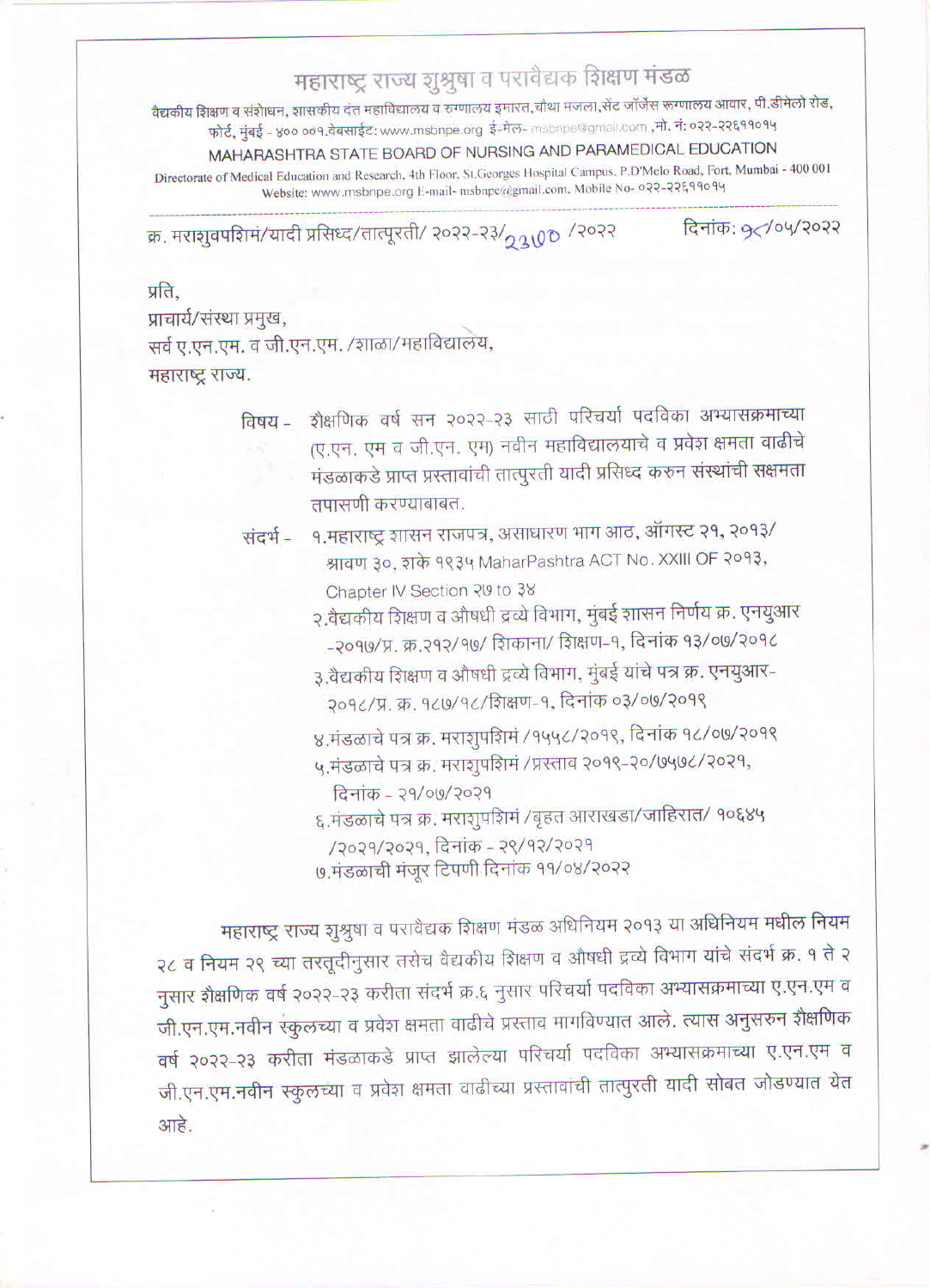# महाराष्ट्र राज्य शुश्रुषा व परावैद्यक शिक्षण मंडळ

वैद्यकीय शिक्षण व संशोधन, शासकीय दंत महाविद्यालय व रुग्णालय इमारत, चौथा मजला, सेंट जॉर्जेस रूग्णालय आवार, पी.डीमेलो रोड, फोर्ट, मुंबई - ४०० ००१.वेबसाईट: www.msbnpe.org ई-मेल- msbnpe@gmail.com ,मो. नं: ०२२-२२६११०१५

**MAHARASHTRA STATE BOARD OF NURSING AND PARAMEDICAL EDUCATION**

Directorate of Medical Education and Research, 4th Floor, St.Georges Hospital Campus, P.D'Melo Road, Fort, Mumbai - 400 001
Website: www.msbnpe.org E-mail- msbnpe@gmail.com, Mobile No- ०२२-२२६११०१५

क्र. मराशुवपशिमं/यादी प्रसिध्द/तात्पूरती/ २०२२-२३/२३७० /२०२२ दिनांक: ९८/०५/२०२२

प्रति,
प्राचार्य/संस्था प्रमुख,
सर्व ए.एन.एम. व जी.एन.एम. /शाळा/महाविद्यालय,
महाराष्ट्र राज्य.

विषय - शैक्षणिक वर्ष सन २०२२-२३ साठी परिचर्या पदविका अभ्यासक्रमाच्या (ए.एन. एम व जी.एन. एम) नवीन महाविद्यालयाचे व प्रवेश क्षमता वाढीचे मंडळाकडे प्राप्त प्रस्तावांची तात्पुरती यादी प्रसिध्द करुन संस्थांची सक्षमता तपासणी करण्याबाबत.

संदर्भ -
१.महाराष्ट्र शासन राजपत्र, असाधारण भाग आठ, ऑगस्ट २१, २०१३/ श्रावण ३०, शके १९३५ MaharPashtra ACT No. XXIII OF २०१३, Chapter IV Section २७ to ३४
२.वैद्यकीय शिक्षण व औषधी द्रव्ये विभाग, मुंबई शासन निर्णय क्र. एनयुआर -२०१७/प्र. क्र.२१२/१७/ शिकाना/ शिक्षण-१, दिनांक १३/०७/२०१८
३.वैद्यकीय शिक्षण व औषधी द्रव्ये विभाग, मुंबई यांचे पत्र क्र. एनयुआर-२०१८/प्र. क. १८७/१८/शिक्षण-१, दिनांक ०३/०७/२०१९
४.मंडळाचे पत्र क्र. मराशुपशिमं /१५५८/२०१९, दिनांक १८/०७/२०१९
५.मंडळाचे पत्र क्र. मराशुपशिमं /प्रस्ताव २०१९-२०/७५७८/२०२१, दिनांक - २१/०७/२०२१
६.मंडळाचे पत्र क्र. मराशुपशिमं /बृहत आराखडा/जाहिरात/ १०६४५ /२०२१/२०२१, दिनांक - २९/१२/२०२१
७.मंडळाची मंजूर टिपणी दिनांक ११/०४/२०२२

महाराष्ट्र राज्य शुश्रुषा व परावैद्यक शिक्षण मंडळ अधिनियम २०१३ या अधिनियम मधील नियम २८ व नियम २९ च्या तरतूदीनुसार तसेच वैद्यकीय शिक्षण व औषधी द्रव्ये विभाग यांचे संदर्भ क्र. १ ते २ नुसार शैक्षणिक वर्ष २०२२-२३ करीता संदर्भ क्र.६ नुसार परिचर्या पदविका अभ्यासक्रमाच्या ए.एन.एम व जी.एन.एम.नवीन स्कुलच्या व प्रवेश क्षमता वाढीचे प्रस्ताव मागविण्यात आले. त्यास अनुसरुन शैक्षणिक वर्ष २०२२-२३ करीता मंडळाकडे प्राप्त झालेल्या परिचर्या पदविका अभ्यासक्रमाच्या ए.एन.एम व जी.एन.एम.नवीन स्कुलच्या व प्रवेश क्षमता वाढीच्या प्रस्तावांची तात्पुरती यादी सोबत जोडण्यात येत आहे.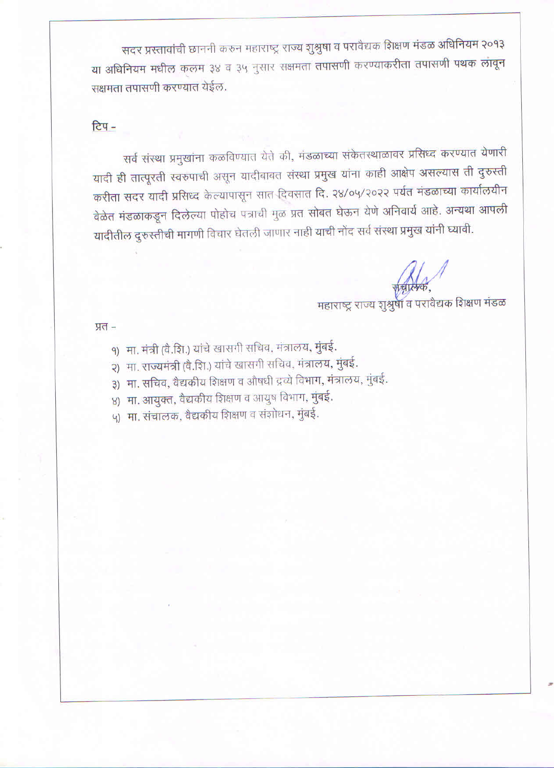सदर प्रस्तावांची छाननी करुन महाराष्ट्र राज्य शुश्रुषा व परावैद्यक शिक्षण मंडळ अधिनियम २०१३ या अधिनियम मधील कलम ३४ व ३५ नुसार सक्षमता तपासणी करण्याकरीता तपासणी पथक लावून सक्षमता तपासणी करण्यात येईल.

टिप -

सर्व संस्था प्रमुखांना कळविण्यात येते की, मंडळाच्या संकेतस्थळावर प्रसिध्द करण्यात येणारी यादी ही तात्पूरती स्वरुपाची असून यादीबाबत संस्था प्रमुख यांना काही आक्षेप असल्यास ती दुरुस्ती करीता सदर यादी प्रसिध्द केल्यापासून सात दिवसात दि. २४/०५/२०२२ पर्यंत मंडळाच्या कार्यालयीन वेळेत मंडळाकडून दिलेल्या पोहोच पत्राची मुळ प्रत सोबत घेऊन येणे अनिवार्य आहे. अन्यथा आपली यादीतील दुरुस्तीची मागणी विचार घेतली जाणार नाही याची नोंद सर्व संस्था प्रमुख यांनी घ्यावी.

संचालक,
महाराष्ट्र राज्य शुश्रुषा व परावैद्यक शिक्षण मंडळ

प्रत -

१) मा. मंत्री (वै.शि.) यांचे खासगी सचिव, मंत्रालय, मुंबई.
२) मा. राज्यमंत्री (वै.शि.) यांचे खासगी सचिव, मंत्रालय, मुंबई.
३) मा. सचिव, वैद्यकीय शिक्षण व औषधी द्रव्ये विभाग, मंत्रालय, मुंबई.
४) मा. आयुक्त, वैद्यकीय शिक्षण व आयुष विभाग, मुंबई.
५) मा. संचालक, वैद्यकीय शिक्षण व संशोधन, मुंबई.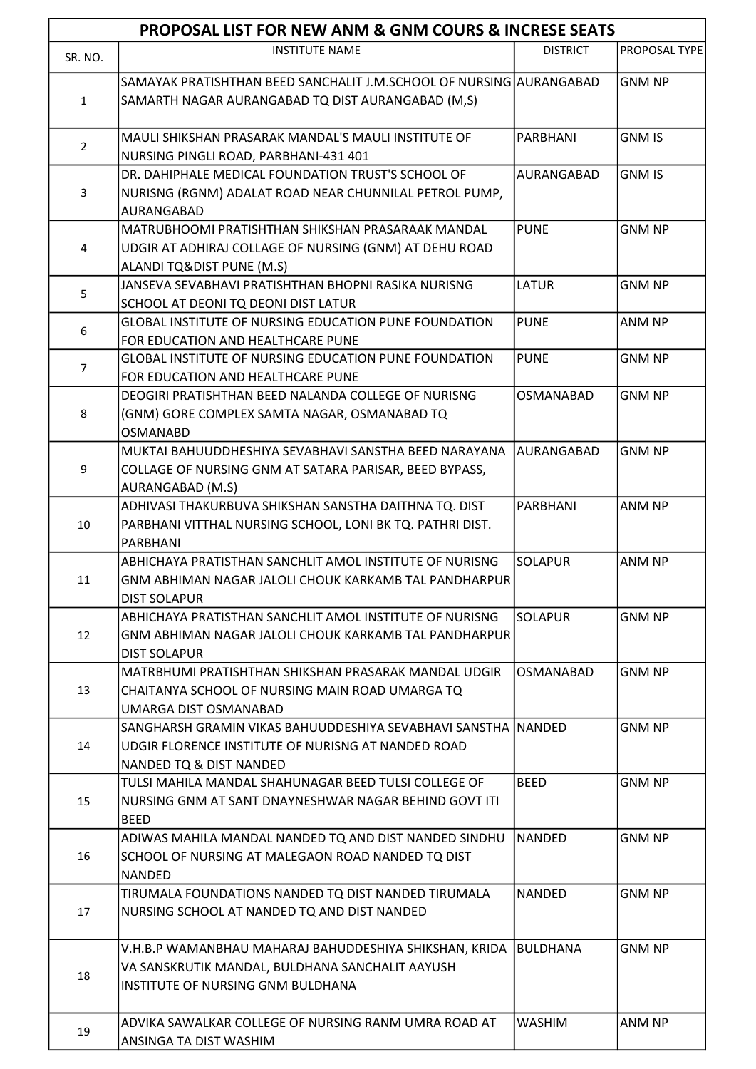| PROPOSAL LIST FOR NEW ANM & GNM COURS & INCRESE SEATS | | | |
|---|---|---|---|
| SR. NO. | INSTITUTE NAME | DISTRICT | PROPOSAL TYPE |
| 1 | SAMAYAK PRATISHTHAN BEED SANCHALIT J.M.SCHOOL OF NURSING SAMARTH NAGAR AURANGABAD TQ DIST AURANGABAD (M,S) | AURANGABAD | GNM NP |
| 2 | MAULI SHIKSHAN PRASARAK MANDAL'S MAULI INSTITUTE OF NURSING PINGLI ROAD, PARBHANI-431 401 | PARBHANI | GNM IS |
| 3 | DR. DAHIPHALE MEDICAL FOUNDATION TRUST'S SCHOOL OF NURISNG (RGNM) ADALAT ROAD NEAR CHUNNILAL PETROL PUMP, AURANGABAD | AURANGABAD | GNM IS |
| 4 | MATRUBHOOMI PRATISHTHAN SHIKSHAN PRASARAAK MANDAL UDGIR AT ADHIRAJ COLLAGE OF NURSING (GNM) AT DEHU ROAD ALANDI TQ&DIST PUNE (M.S) | PUNE | GNM NP |
| 5 | JANSEVA SEVABHAVI PRATISHTHAN BHOPNI RASIKA NURISNG SCHOOL AT DEONI TQ DEONI DIST LATUR | LATUR | GNM NP |
| 6 | GLOBAL INSTITUTE OF NURSING EDUCATION PUNE FOUNDATION FOR EDUCATION AND HEALTHCARE PUNE | PUNE | ANM NP |
| 7 | GLOBAL INSTITUTE OF NURSING EDUCATION PUNE FOUNDATION FOR EDUCATION AND HEALTHCARE PUNE | PUNE | GNM NP |
| 8 | DEOGIRI PRATISHTHAN BEED NALANDA COLLEGE OF NURISNG (GNM) GORE COMPLEX SAMTA NAGAR, OSMANABAD TQ OSMANABD | OSMANABAD | GNM NP |
| 9 | MUKTAI BAHUUDDHESHIYA SEVABHAVI SANSTHA BEED NARAYANA COLLAGE OF NURSING GNM AT SATARA PARISAR, BEED BYPASS, AURANGABAD (M.S) | AURANGABAD | GNM NP |
| 10 | ADHIVASI THAKURBUVA SHIKSHAN SANSTHA DAITHNA TQ. DIST PARBHANI VITTHAL NURSING SCHOOL, LONI BK TQ. PATHRI DIST. PARBHANI | PARBHANI | ANM NP |
| 11 | ABHICHAYA PRATISTHAN SANCHLIT AMOL INSTITUTE OF NURISNG GNM ABHIMAN NAGAR JALOLI CHOUK KARKAMB TAL PANDHARPUR DIST SOLAPUR | SOLAPUR | ANM NP |
| 12 | ABHICHAYA PRATISTHAN SANCHLIT AMOL INSTITUTE OF NURISNG GNM ABHIMAN NAGAR JALOLI CHOUK KARKAMB TAL PANDHARPUR DIST SOLAPUR | SOLAPUR | GNM NP |
| 13 | MATRBHUMI PRATISHTHAN SHIKSHAN PRASARAK MANDAL UDGIR CHAITANYA SCHOOL OF NURSING MAIN ROAD UMARGA TQ UMARGA DIST OSMANABAD | OSMANABAD | GNM NP |
| 14 | SANGHARSH GRAMIN VIKAS BAHUUDDESHIYA SEVABHAVI SANSTHA UDGIR FLORENCE INSTITUTE OF NURISNG AT NANDED ROAD NANDED TQ & DIST NANDED | NANDED | GNM NP |
| 15 | TULSI MAHILA MANDAL SHAHUNAGAR BEED TULSI COLLEGE OF NURSING GNM AT SANT DNAYNESHWAR NAGAR BEHIND GOVT ITI BEED | BEED | GNM NP |
| 16 | ADIWAS MAHILA MANDAL NANDED TQ AND DIST NANDED SINDHU SCHOOL OF NURSING AT MALEGAON ROAD NANDED TQ DIST NANDED | NANDED | GNM NP |
| 17 | TIRUMALA FOUNDATIONS NANDED TQ DIST NANDED TIRUMALA NURSING SCHOOL AT NANDED TQ AND DIST NANDED | NANDED | GNM NP |
| 18 | V.H.B.P WAMANBHAU MAHARAJ BAHUDDESHIYA SHIKSHAN, KRIDA VA SANSKRUTIK MANDAL, BULDHANA SANCHALIT AAYUSH INSTITUTE OF NURSING GNM BULDHANA | BULDHANA | GNM NP |
| 19 | ADVIKA SAWALKAR COLLEGE OF NURSING RANM UMRA ROAD AT ANSINGA TA DIST WASHIM | WASHIM | ANM NP |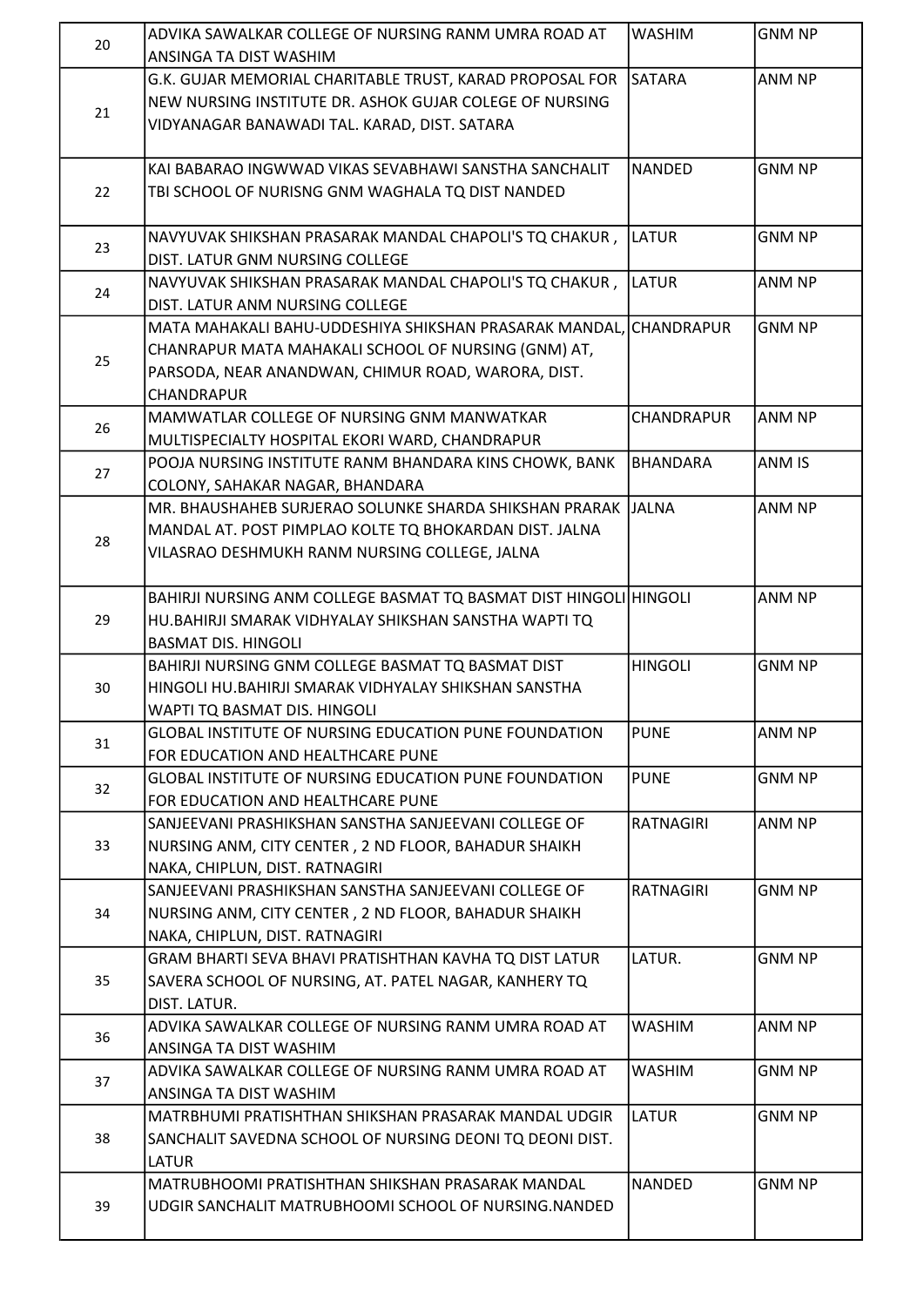| 20 | ADVIKA SAWALKAR COLLEGE OF NURSING RANM UMRA ROAD AT ANSINGA TA DIST WASHIM | WASHIM | GNM NP |
|---|---|---|---|
| 21 | G.K. GUJAR MEMORIAL CHARITABLE TRUST, KARAD PROPOSAL FOR NEW NURSING INSTITUTE DR. ASHOK GUJAR COLEGE OF NURSING VIDYANAGAR BANAWADI TAL. KARAD, DIST. SATARA | SATARA | ANM NP |
| 22 | KAI BABARAO INGWWAD VIKAS SEVABHAWI SANSTHA SANCHALIT TBI SCHOOL OF NURISNG GNM WAGHALA TQ DIST NANDED | NANDED | GNM NP |
| 23 | NAVYUVAK SHIKSHAN PRASARAK MANDAL CHAPOLI'S TQ CHAKUR , DIST. LATUR GNM NURSING COLLEGE | LATUR | GNM NP |
| 24 | NAVYUVAK SHIKSHAN PRASARAK MANDAL CHAPOLI'S TQ CHAKUR , DIST. LATUR ANM NURSING COLLEGE | LATUR | ANM NP |
| 25 | MATA MAHAKALI BAHU-UDDESHIYA SHIKSHAN PRASARAK MANDAL, CHANRAPUR MATA MAHAKALI SCHOOL OF NURSING (GNM) AT, PARSODA, NEAR ANANDWAN, CHIMUR ROAD, WARORA, DIST. CHANDRAPUR | CHANDRAPUR | GNM NP |
| 26 | MAMWATLAR COLLEGE OF NURSING GNM MANWATKAR MULTISPECIALTY HOSPITAL EKORI WARD, CHANDRAPUR | CHANDRAPUR | ANM NP |
| 27 | POOJA NURSING INSTITUTE RANM BHANDARA KINS CHOWK, BANK COLONY, SAHAKAR NAGAR, BHANDARA | BHANDARA | ANM IS |
| 28 | MR. BHAUSHAHEB SURJERAO SOLUNKE SHARDA SHIKSHAN PRARAK MANDAL AT. POST PIMPLAO KOLTE TQ BHOKARDAN DIST. JALNA VILASRAO DESHMUKH RANM NURSING COLLEGE, JALNA | JALNA | ANM NP |
| 29 | BAHIRJI NURSING ANM COLLEGE BASMAT TQ BASMAT DIST HINGOLI HU.BAHIRJI SMARAK VIDHYALAY SHIKSHAN SANSTHA WAPTI TQ BASMAT DIS. HINGOLI | HINGOLI | ANM NP |
| 30 | BAHIRJI NURSING GNM COLLEGE BASMAT TQ BASMAT DIST HINGOLI HU.BAHIRJI SMARAK VIDHYALAY SHIKSHAN SANSTHA WAPTI TQ BASMAT DIS. HINGOLI | HINGOLI | GNM NP |
| 31 | GLOBAL INSTITUTE OF NURSING EDUCATION PUNE FOUNDATION FOR EDUCATION AND HEALTHCARE PUNE | PUNE | ANM NP |
| 32 | GLOBAL INSTITUTE OF NURSING EDUCATION PUNE FOUNDATION FOR EDUCATION AND HEALTHCARE PUNE | PUNE | GNM NP |
| 33 | SANJEEVANI PRASHIKSHAN SANSTHA SANJEEVANI COLLEGE OF NURSING ANM, CITY CENTER , 2 ND FLOOR, BAHADUR SHAIKH NAKA, CHIPLUN, DIST. RATNAGIRI | RATNAGIRI | ANM NP |
| 34 | SANJEEVANI PRASHIKSHAN SANSTHA SANJEEVANI COLLEGE OF NURSING ANM, CITY CENTER , 2 ND FLOOR, BAHADUR SHAIKH NAKA, CHIPLUN, DIST. RATNAGIRI | RATNAGIRI | GNM NP |
| 35 | GRAM BHARTI SEVA BHAVI PRATISHTHAN KAVHA TQ DIST LATUR SAVERA SCHOOL OF NURSING, AT. PATEL NAGAR, KANHERY TQ DIST. LATUR. | LATUR. | GNM NP |
| 36 | ADVIKA SAWALKAR COLLEGE OF NURSING RANM UMRA ROAD AT ANSINGA TA DIST WASHIM | WASHIM | ANM NP |
| 37 | ADVIKA SAWALKAR COLLEGE OF NURSING RANM UMRA ROAD AT ANSINGA TA DIST WASHIM | WASHIM | GNM NP |
| 38 | MATRBHUMI PRATISHTHAN SHIKSHAN PRASARAK MANDAL UDGIR SANCHALIT SAVEDNA SCHOOL OF NURSING DEONI TQ DEONI DIST. LATUR | LATUR | GNM NP |
| 39 | MATRUBHOOMI PRATISHTHAN SHIKSHAN PRASARAK MANDAL UDGIR SANCHALIT MATRUBHOOMI SCHOOL OF NURSING.NANDED | NANDED | GNM NP |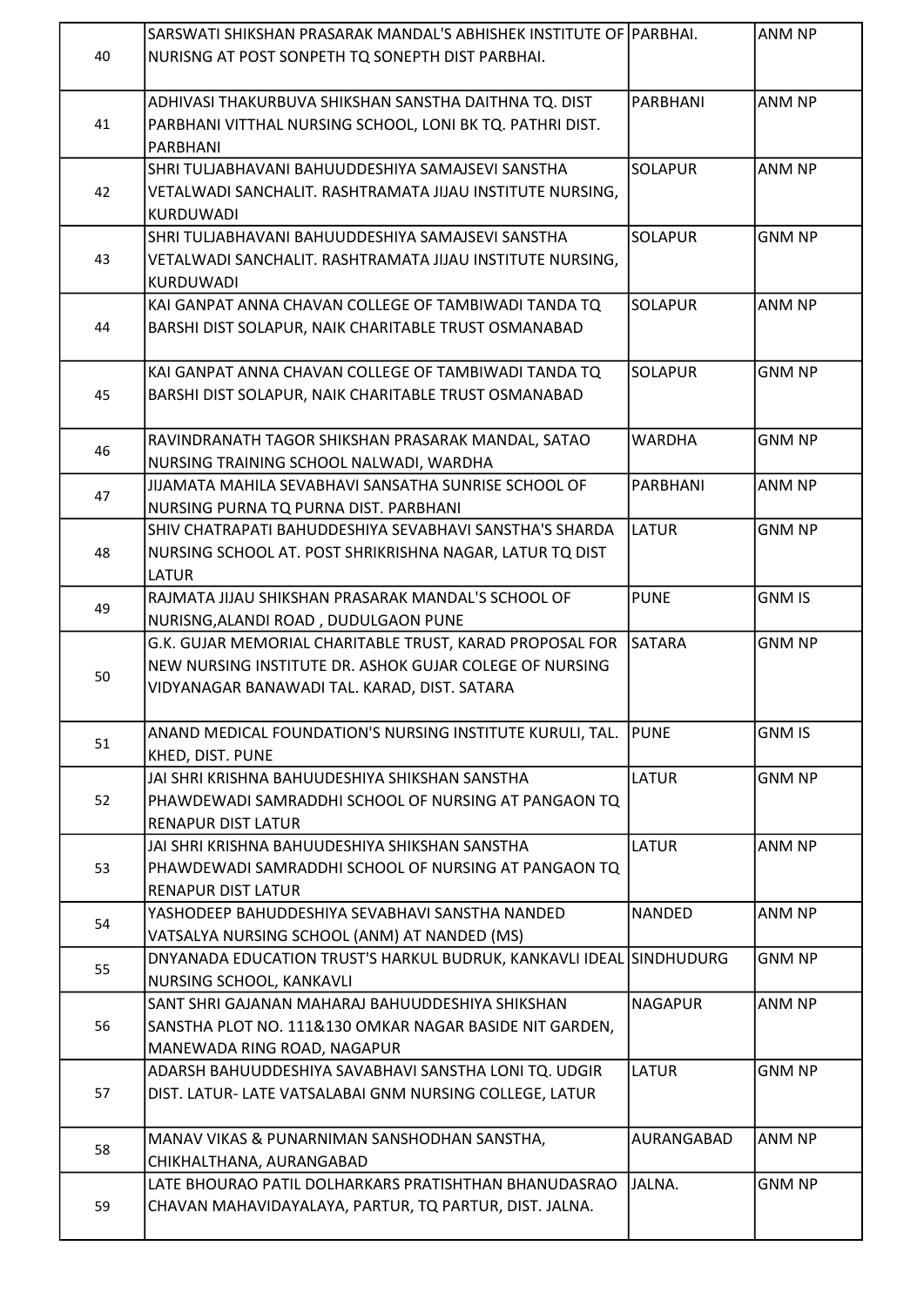| | | | |
|---|---|---|---|
| 40 | SARSWATI SHIKSHAN PRASARAK MANDAL'S ABHISHEK INSTITUTE OF NURISNG AT POST SONPETH TQ SONEPTH DIST PARBHAI. | PARBHAI. | ANM NP |
| 41 | ADHIVASI THAKURBUVA SHIKSHAN SANSTHA DAITHNA TQ. DIST PARBHANI VITTHAL NURSING SCHOOL, LONI BK TQ. PATHRI DIST. PARBHANI | PARBHANI | ANM NP |
| 42 | SHRI TULJABHAVANI BAHUUDDESHIYA SAMAJSEVI SANSTHA VETALWADI SANCHALIT. RASHTRAMATA JIJAU INSTITUTE NURSING, KURDUWADI | SOLAPUR | ANM NP |
| 43 | SHRI TULJABHAVANI BAHUUDDESHIYA SAMAJSEVI SANSTHA VETALWADI SANCHALIT. RASHTRAMATA JIJAU INSTITUTE NURSING, KURDUWADI | SOLAPUR | GNM NP |
| 44 | KAI GANPAT ANNA CHAVAN COLLEGE OF TAMBIWADI TANDA TQ BARSHI DIST SOLAPUR, NAIK CHARITABLE TRUST OSMANABAD | SOLAPUR | ANM NP |
| 45 | KAI GANPAT ANNA CHAVAN COLLEGE OF TAMBIWADI TANDA TQ BARSHI DIST SOLAPUR, NAIK CHARITABLE TRUST OSMANABAD | SOLAPUR | GNM NP |
| 46 | RAVINDRANATH TAGOR SHIKSHAN PRASARAK MANDAL, SATAO NURSING TRAINING SCHOOL NALWADI, WARDHA | WARDHA | GNM NP |
| 47 | JIJAMATA MAHILA SEVABHAVI SANSATHA SUNRISE SCHOOL OF NURSING PURNA TQ PURNA DIST. PARBHANI | PARBHANI | ANM NP |
| 48 | SHIV CHATRAPATI BAHUDDESHIYA SEVABHAVI SANSTHA'S SHARDA NURSING SCHOOL AT. POST SHRIKRISHNA NAGAR, LATUR TQ DIST LATUR | LATUR | GNM NP |
| 49 | RAJMATA JIJAU SHIKSHAN PRASARAK MANDAL'S SCHOOL OF NURISNG,ALANDI ROAD , DUDULGAON PUNE | PUNE | GNM IS |
| 50 | G.K. GUJAR MEMORIAL CHARITABLE TRUST, KARAD PROPOSAL FOR NEW NURSING INSTITUTE DR. ASHOK GUJAR COLEGE OF NURSING VIDYANAGAR BANAWADI TAL. KARAD, DIST. SATARA | SATARA | GNM NP |
| 51 | ANAND MEDICAL FOUNDATION'S NURSING INSTITUTE KURULI, TAL. KHED, DIST. PUNE | PUNE | GNM IS |
| 52 | JAI SHRI KRISHNA BAHUUDESHIYA SHIKSHAN SANSTHA PHAWDEWADI SAMRADDHI SCHOOL OF NURSING AT PANGAON TQ RENAPUR DIST LATUR | LATUR | GNM NP |
| 53 | JAI SHRI KRISHNA BAHUUDESHIYA SHIKSHAN SANSTHA PHAWDEWADI SAMRADDHI SCHOOL OF NURSING AT PANGAON TQ RENAPUR DIST LATUR | LATUR | ANM NP |
| 54 | YASHODEEP BAHUDDESHIYA SEVABHAVI SANSTHA NANDED VATSALYA NURSING SCHOOL (ANM) AT NANDED (MS) | NANDED | ANM NP |
| 55 | DNYANADA EDUCATION TRUST'S HARKUL BUDRUK, KANKAVLI IDEAL NURSING SCHOOL, KANKAVLI | SINDHUDURG | GNM NP |
| 56 | SANT SHRI GAJANAN MAHARAJ BAHUUDDESHIYA SHIKSHAN SANSTHA PLOT NO. 111&130 OMKAR NAGAR BASIDE NIT GARDEN, MANEWADA RING ROAD, NAGAPUR | NAGAPUR | ANM NP |
| 57 | ADARSH BAHUUDDESHIYA SAVABHAVI SANSTHA LONI TQ. UDGIR DIST. LATUR- LATE VATSALABAI GNM NURSING COLLEGE, LATUR | LATUR | GNM NP |
| 58 | MANAV VIKAS & PUNARNIMAN SANSHODHAN SANSTHA, CHIKHALTHANA, AURANGABAD | AURANGABAD | ANM NP |
| 59 | LATE BHOURAO PATIL DOLHARKARS PRATISHTHAN BHANUDASRAO CHAVAN MAHAVIDAYALAYA, PARTUR, TQ PARTUR, DIST. JALNA. | JALNA. | GNM NP |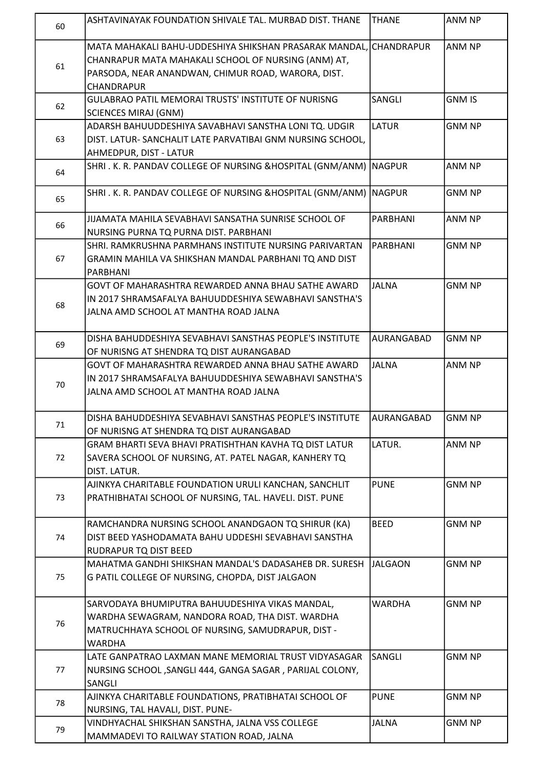| 60 | ASHTAVINAYAK FOUNDATION SHIVALE TAL. MURBAD DIST. THANE | THANE | ANM NP |
|---|---|---|---|
| 61 | MATA MAHAKALI BAHU-UDDESHIYA SHIKSHAN PRASARAK MANDAL, CHANRAPUR MATA MAHAKALI SCHOOL OF NURSING (ANM) AT, PARSODA, NEAR ANANDWAN, CHIMUR ROAD, WARORA, DIST. CHANDRAPUR | CHANDRAPUR | ANM NP |
| 62 | GULABRAO PATIL MEMORAI TRUSTS' INSTITUTE OF NURISNG SCIENCES MIRAJ (GNM) | SANGLI | GNM IS |
| 63 | ADARSH BAHUUDDESHIYA SAVABHAVI SANSTHA LONI TQ. UDGIR DIST. LATUR- SANCHALIT LATE PARVATIBAI GNM NURSING SCHOOL, AHMEDPUR, DIST - LATUR | LATUR | GNM NP |
| 64 | SHRI . K. R. PANDAV COLLEGE OF NURSING &HOSPITAL (GNM/ANM) | NAGPUR | ANM NP |
| 65 | SHRI . K. R. PANDAV COLLEGE OF NURSING &HOSPITAL (GNM/ANM) | NAGPUR | GNM NP |
| 66 | JIJAMATA MAHILA SEVABHAVI SANSATHA SUNRISE SCHOOL OF NURSING PURNA TQ PURNA DIST. PARBHANI | PARBHANI | ANM NP |
| 67 | SHRI. RAMKRUSHNA PARMHANS INSTITUTE NURSING PARIVARTAN GRAMIN MAHILA VA SHIKSHAN MANDAL PARBHANI TQ AND DIST PARBHANI | PARBHANI | GNM NP |
| 68 | GOVT OF MAHARASHTRA REWARDED ANNA BHAU SATHE AWARD IN 2017 SHRAMSAFALYA BAHUUDDESHIYA SEWABHAVI SANSTHA'S JALNA AMD SCHOOL AT MANTHA ROAD JALNA | JALNA | GNM NP |
| 69 | DISHA BAHUDDESHIYA SEVABHAVI SANSTHAS PEOPLE'S INSTITUTE OF NURISNG AT SHENDRA TQ DIST AURANGABAD | AURANGABAD | GNM NP |
| 70 | GOVT OF MAHARASHTRA REWARDED ANNA BHAU SATHE AWARD IN 2017 SHRAMSAFALYA BAHUUDDESHIYA SEWABHAVI SANSTHA'S JALNA AMD SCHOOL AT MANTHA ROAD JALNA | JALNA | ANM NP |
| 71 | DISHA BAHUDDESHIYA SEVABHAVI SANSTHAS PEOPLE'S INSTITUTE OF NURISNG AT SHENDRA TQ DIST AURANGABAD | AURANGABAD | GNM NP |
| 72 | GRAM BHARTI SEVA BHAVI PRATISHTHAN KAVHA TQ DIST LATUR SAVERA SCHOOL OF NURSING, AT. PATEL NAGAR, KANHERY TQ DIST. LATUR. | LATUR. | ANM NP |
| 73 | AJINKYA CHARITABLE FOUNDATION URULI KANCHAN, SANCHLIT PRATHIBHATAI SCHOOL OF NURSING, TAL. HAVELI. DIST. PUNE | PUNE | GNM NP |
| 74 | RAMCHANDRA NURSING SCHOOL ANANDGAON TQ SHIRUR (KA) DIST BEED YASHODAMATA BAHU UDDESHI SEVABHAVI SANSTHA RUDRAPUR TQ DIST BEED | BEED | GNM NP |
| 75 | MAHATMA GANDHI SHIKSHAN MANDAL'S DADASAHEB DR. SURESH G PATIL COLLEGE OF NURSING, CHOPDA, DIST JALGAON | JALGAON | GNM NP |
| 76 | SARVODAYA BHUMIPUTRA BAHUUDESHIYA VIKAS MANDAL, WARDHA SEWAGRAM, NANDORA ROAD, THA DIST. WARDHA MATRUCHHAYA SCHOOL OF NURSING, SAMUDRAPUR, DIST - WARDHA | WARDHA | GNM NP |
| 77 | LATE GANPATRAO LAXMAN MANE MEMORIAL TRUST VIDYASAGAR NURSING SCHOOL ,SANGLI 444, GANGA SAGAR , PARIJAL COLONY, SANGLI | SANGLI | GNM NP |
| 78 | AJINKYA CHARITABLE FOUNDATIONS, PRATIBHATAI SCHOOL OF NURSING, TAL HAVALI, DIST. PUNE- | PUNE | GNM NP |
| 79 | VINDHYACHAL SHIKSHAN SANSTHA, JALNA VSS COLLEGE MAMMADEVI TO RAILWAY STATION ROAD, JALNA | JALNA | GNM NP |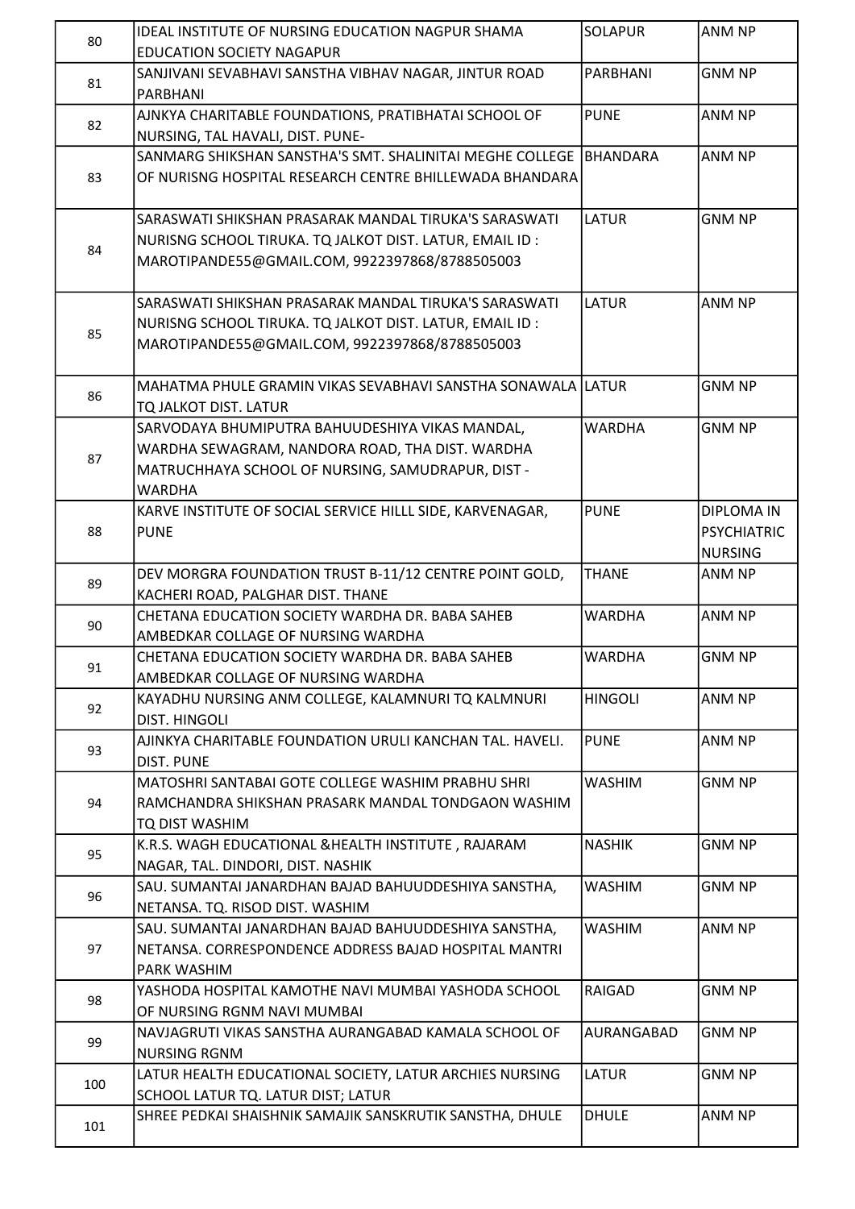| 80 | IDEAL INSTITUTE OF NURSING EDUCATION NAGPUR SHAMA EDUCATION SOCIETY NAGAPUR | SOLAPUR | ANM NP |
|---|---|---|---|
| 81 | SANJIVANI SEVABHAVI SANSTHA VIBHAV NAGAR, JINTUR ROAD PARBHANI | PARBHANI | GNM NP |
| 82 | AJNKYA CHARITABLE FOUNDATIONS, PRATIBHATAI SCHOOL OF NURSING, TAL HAVALI, DIST. PUNE- | PUNE | ANM NP |
| 83 | SANMARG SHIKSHAN SANSTHA'S SMT. SHALINITAI MEGHE COLLEGE OF NURISNG HOSPITAL RESEARCH CENTRE BHILLEWADA BHANDARA | BHANDARA | ANM NP |
| 84 | SARASWATI SHIKSHAN PRASARAK MANDAL TIRUKA'S SARASWATI NURISNG SCHOOL TIRUKA. TQ JALKOT DIST. LATUR, EMAIL ID : MAROTIPANDE55@GMAIL.COM, 9922397868/8788505003 | LATUR | GNM NP |
| 85 | SARASWATI SHIKSHAN PRASARAK MANDAL TIRUKA'S SARASWATI NURISNG SCHOOL TIRUKA. TQ JALKOT DIST. LATUR, EMAIL ID : MAROTIPANDE55@GMAIL.COM, 9922397868/8788505003 | LATUR | ANM NP |
| 86 | MAHATMA PHULE GRAMIN VIKAS SEVABHAVI SANSTHA SONAWALA TQ JALKOT DIST. LATUR | LATUR | GNM NP |
| 87 | SARVODAYA BHUMIPUTRA BAHUUDESHIYA VIKAS MANDAL, WARDHA SEWAGRAM, NANDORA ROAD, THA DIST. WARDHA MATRUCHHAYA SCHOOL OF NURSING, SAMUDRAPUR, DIST - WARDHA | WARDHA | GNM NP |
| 88 | KARVE INSTITUTE OF SOCIAL SERVICE HILLL SIDE, KARVENAGAR, PUNE | PUNE | DIPLOMA IN PSYCHIATRIC NURSING |
| 89 | DEV MORGRA FOUNDATION TRUST B-11/12 CENTRE POINT GOLD, KACHERI ROAD, PALGHAR DIST. THANE | THANE | ANM NP |
| 90 | CHETANA EDUCATION SOCIETY WARDHA DR. BABA SAHEB AMBEDKAR COLLAGE OF NURSING WARDHA | WARDHA | ANM NP |
| 91 | CHETANA EDUCATION SOCIETY WARDHA DR. BABA SAHEB AMBEDKAR COLLAGE OF NURSING WARDHA | WARDHA | GNM NP |
| 92 | KAYADHU NURSING ANM COLLEGE, KALAMNURI TQ KALMNURI DIST. HINGOLI | HINGOLI | ANM NP |
| 93 | AJINKYA CHARITABLE FOUNDATION URULI KANCHAN TAL. HAVELI. DIST. PUNE | PUNE | ANM NP |
| 94 | MATOSHRI SANTABAI GOTE COLLEGE WASHIM PRABHU SHRI RAMCHANDRA SHIKSHAN PRASARK MANDAL TONDGAON WASHIM TQ DIST WASHIM | WASHIM | GNM NP |
| 95 | K.R.S. WAGH EDUCATIONAL &HEALTH INSTITUTE , RAJARAM NAGAR, TAL. DINDORI, DIST. NASHIK | NASHIK | GNM NP |
| 96 | SAU. SUMANTAI JANARDHAN BAJAD BAHUUDDESHIYA SANSTHA, NETANSA. TQ. RISOD DIST. WASHIM | WASHIM | GNM NP |
| 97 | SAU. SUMANTAI JANARDHAN BAJAD BAHUUDDESHIYA SANSTHA, NETANSA. CORRESPONDENCE ADDRESS BAJAD HOSPITAL MANTRI PARK WASHIM | WASHIM | ANM NP |
| 98 | YASHODA HOSPITAL KAMOTHE NAVI MUMBAI YASHODA SCHOOL OF NURSING RGNM NAVI MUMBAI | RAIGAD | GNM NP |
| 99 | NAVJAGRUTI VIKAS SANSTHA AURANGABAD KAMALA SCHOOL OF NURSING RGNM | AURANGABAD | GNM NP |
| 100 | LATUR HEALTH EDUCATIONAL SOCIETY, LATUR ARCHIES NURSING SCHOOL LATUR TQ. LATUR DIST; LATUR | LATUR | GNM NP |
| 101 | SHREE PEDKAI SHAISHNIK SAMAJIK SANSKRUTIK SANSTHA, DHULE | DHULE | ANM NP |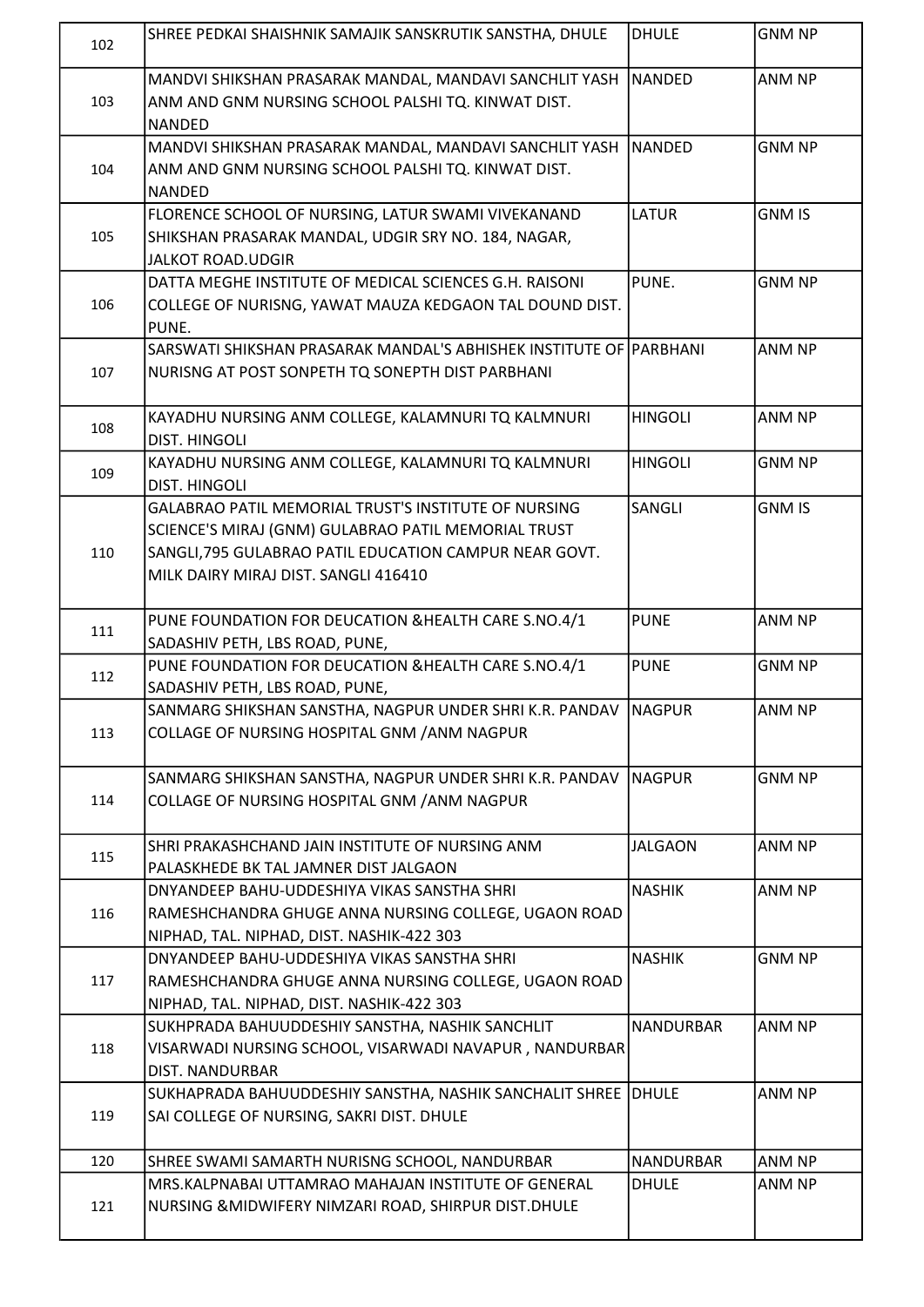| 102 | SHREE PEDKAI SHAISHNIK SAMAJIK SANSKRUTIK SANSTHA, DHULE | DHULE | GNM NP |
|---|---|---|---|
| 103 | MANDVI SHIKSHAN PRASARAK MANDAL, MANDAVI SANCHLIT YASH ANM AND GNM NURSING SCHOOL PALSHI TQ. KINWAT DIST. NANDED | NANDED | ANM NP |
| 104 | MANDVI SHIKSHAN PRASARAK MANDAL, MANDAVI SANCHLIT YASH ANM AND GNM NURSING SCHOOL PALSHI TQ. KINWAT DIST. NANDED | NANDED | GNM NP |
| 105 | FLORENCE SCHOOL OF NURSING, LATUR SWAMI VIVEKANAND SHIKSHAN PRASARAK MANDAL, UDGIR SRY NO. 184, NAGAR, JALKOT ROAD.UDGIR | LATUR | GNM IS |
| 106 | DATTA MEGHE INSTITUTE OF MEDICAL SCIENCES G.H. RAISONI COLLEGE OF NURISNG, YAWAT MAUZA KEDGAON TAL DOUND DIST. PUNE. | PUNE. | GNM NP |
| 107 | SARSWATI SHIKSHAN PRASARAK MANDAL'S ABHISHEK INSTITUTE OF NURISNG AT POST SONPETH TQ SONEPTH DIST PARBHANI | PARBHANI | ANM NP |
| 108 | KAYADHU NURSING ANM COLLEGE, KALAMNURI TQ KALMNURI DIST. HINGOLI | HINGOLI | ANM NP |
| 109 | KAYADHU NURSING ANM COLLEGE, KALAMNURI TQ KALMNURI DIST. HINGOLI | HINGOLI | GNM NP |
| 110 | GALABRAO PATIL MEMORIAL TRUST'S INSTITUTE OF NURSING SCIENCE'S MIRAJ (GNM) GULABRAO PATIL MEMORIAL TRUST SANGLI,795 GULABRAO PATIL EDUCATION CAMPUR NEAR GOVT. MILK DAIRY MIRAJ DIST. SANGLI 416410 | SANGLI | GNM IS |
| 111 | PUNE FOUNDATION FOR DEUCATION &HEALTH CARE S.NO.4/1 SADASHIV PETH, LBS ROAD, PUNE, | PUNE | ANM NP |
| 112 | PUNE FOUNDATION FOR DEUCATION &HEALTH CARE S.NO.4/1 SADASHIV PETH, LBS ROAD, PUNE, | PUNE | GNM NP |
| 113 | SANMARG SHIKSHAN SANSTHA, NAGPUR UNDER SHRI K.R. PANDAV COLLAGE OF NURSING HOSPITAL GNM /ANM NAGPUR | NAGPUR | ANM NP |
| 114 | SANMARG SHIKSHAN SANSTHA, NAGPUR UNDER SHRI K.R. PANDAV COLLAGE OF NURSING HOSPITAL GNM /ANM NAGPUR | NAGPUR | GNM NP |
| 115 | SHRI PRAKASHCHAND JAIN INSTITUTE OF NURSING ANM PALASKHEDE BK TAL JAMNER DIST JALGAON | JALGAON | ANM NP |
| 116 | DNYANDEEP BAHU-UDDESHIYA VIKAS SANSTHA SHRI RAMESHCHANDRA GHUGE ANNA NURSING COLLEGE, UGAON ROAD NIPHAD, TAL. NIPHAD, DIST. NASHIK-422 303 | NASHIK | ANM NP |
| 117 | DNYANDEEP BAHU-UDDESHIYA VIKAS SANSTHA SHRI RAMESHCHANDRA GHUGE ANNA NURSING COLLEGE, UGAON ROAD NIPHAD, TAL. NIPHAD, DIST. NASHIK-422 303 | NASHIK | GNM NP |
| 118 | SUKHPRADA BAHUUDDESHIY SANSTHA, NASHIK SANCHLIT VISARWADI NURSING SCHOOL, VISARWADI NAVAPUR , NANDURBAR DIST. NANDURBAR | NANDURBAR | ANM NP |
| 119 | SUKHAPRADA BAHUUDDESHIY SANSTHA, NASHIK SANCHALIT SHREE SAI COLLEGE OF NURSING, SAKRI DIST. DHULE | DHULE | ANM NP |
| 120 | SHREE SWAMI SAMARTH NURISNG SCHOOL, NANDURBAR | NANDURBAR | ANM NP |
| 121 | MRS.KALPNABAI UTTAMRAO MAHAJAN INSTITUTE OF GENERAL NURSING &MIDWIFERY NIMZARI ROAD, SHIRPUR DIST.DHULE | DHULE | ANM NP |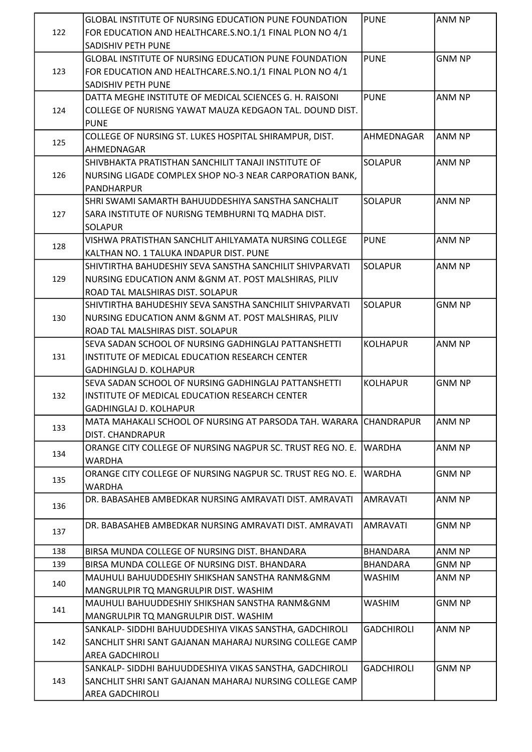| 122 | GLOBAL INSTITUTE OF NURSING EDUCATION PUNE FOUNDATION FOR EDUCATION AND HEALTHCARE.S.NO.1/1 FINAL PLON NO 4/1 SADISHIV PETH PUNE | PUNE | ANM NP |
|---|---|---|---|
| 123 | GLOBAL INSTITUTE OF NURSING EDUCATION PUNE FOUNDATION FOR EDUCATION AND HEALTHCARE.S.NO.1/1 FINAL PLON NO 4/1 SADISHIV PETH PUNE | PUNE | GNM NP |
| 124 | DATTA MEGHE INSTITUTE OF MEDICAL SCIENCES G. H. RAISONI COLLEGE OF NURISNG YAWAT MAUZA KEDGAON TAL. DOUND DIST. PUNE | PUNE | ANM NP |
| 125 | COLLEGE OF NURSING ST. LUKES HOSPITAL SHIRAMPUR, DIST. AHMEDNAGAR | AHMEDNAGAR | ANM NP |
| 126 | SHIVBHAKTA PRATISTHAN SANCHILIT TANAJI INSTITUTE OF NURSING LIGADE COMPLEX SHOP NO-3 NEAR CARPORATION BANK, PANDHARPUR | SOLAPUR | ANM NP |
| 127 | SHRI SWAMI SAMARTH BAHUUDDESHIYA SANSTHA SANCHALIT SARA INSTITUTE OF NURISNG TEMBHURNI TQ MADHA DIST. SOLAPUR | SOLAPUR | ANM NP |
| 128 | VISHWA PRATISTHAN SANCHLIT AHILYAMATA NURSING COLLEGE KALTHAN NO. 1 TALUKA INDAPUR DIST. PUNE | PUNE | ANM NP |
| 129 | SHIVTIRTHA BAHUDESHIY SEVA SANSTHA SANCHILIT SHIVPARVATI NURSING EDUCATION ANM &GNM AT. POST MALSHIRAS, PILIV ROAD TAL MALSHIRAS DIST. SOLAPUR | SOLAPUR | ANM NP |
| 130 | SHIVTIRTHA BAHUDESHIY SEVA SANSTHA SANCHILIT SHIVPARVATI NURSING EDUCATION ANM &GNM AT. POST MALSHIRAS, PILIV ROAD TAL MALSHIRAS DIST. SOLAPUR | SOLAPUR | GNM NP |
| 131 | SEVA SADAN SCHOOL OF NURSING GADHINGLAJ PATTANSHETTI INSTITUTE OF MEDICAL EDUCATION RESEARCH CENTER GADHINGLAJ D. KOLHAPUR | KOLHAPUR | ANM NP |
| 132 | SEVA SADAN SCHOOL OF NURSING GADHINGLAJ PATTANSHETTI INSTITUTE OF MEDICAL EDUCATION RESEARCH CENTER GADHINGLAJ D. KOLHAPUR | KOLHAPUR | GNM NP |
| 133 | MATA MAHAKALI SCHOOL OF NURSING AT PARSODA TAH. WARARA DIST. CHANDRAPUR | CHANDRAPUR | ANM NP |
| 134 | ORANGE CITY COLLEGE OF NURSING NAGPUR SC. TRUST REG NO. E. WARDHA | WARDHA | ANM NP |
| 135 | ORANGE CITY COLLEGE OF NURSING NAGPUR SC. TRUST REG NO. E. WARDHA | WARDHA | GNM NP |
| 136 | DR. BABASAHEB AMBEDKAR NURSING AMRAVATI DIST. AMRAVATI | AMRAVATI | ANM NP |
| 137 | DR. BABASAHEB AMBEDKAR NURSING AMRAVATI DIST. AMRAVATI | AMRAVATI | GNM NP |
| 138 | BIRSA MUNDA COLLEGE OF NURSING DIST. BHANDARA | BHANDARA | ANM NP |
| 139 | BIRSA MUNDA COLLEGE OF NURSING DIST. BHANDARA | BHANDARA | GNM NP |
| 140 | MAUHULI BAHUUDDESHIY SHIKSHAN SANSTHA RANM&GNM MANGRULPIR TQ MANGRULPIR DIST. WASHIM | WASHIM | ANM NP |
| 141 | MAUHULI BAHUUDDESHIY SHIKSHAN SANSTHA RANM&GNM MANGRULPIR TQ MANGRULPIR DIST. WASHIM | WASHIM | GNM NP |
| 142 | SANKALP- SIDDHI BAHUUDDESHIYA VIKAS SANSTHA, GADCHIROLI SANCHLIT SHRI SANT GAJANAN MAHARAJ NURSING COLLEGE CAMP AREA GADCHIROLI | GADCHIROLI | ANM NP |
| 143 | SANKALP- SIDDHI BAHUUDDESHIYA VIKAS SANSTHA, GADCHIROLI SANCHLIT SHRI SANT GAJANAN MAHARAJ NURSING COLLEGE CAMP AREA GADCHIROLI | GADCHIROLI | GNM NP |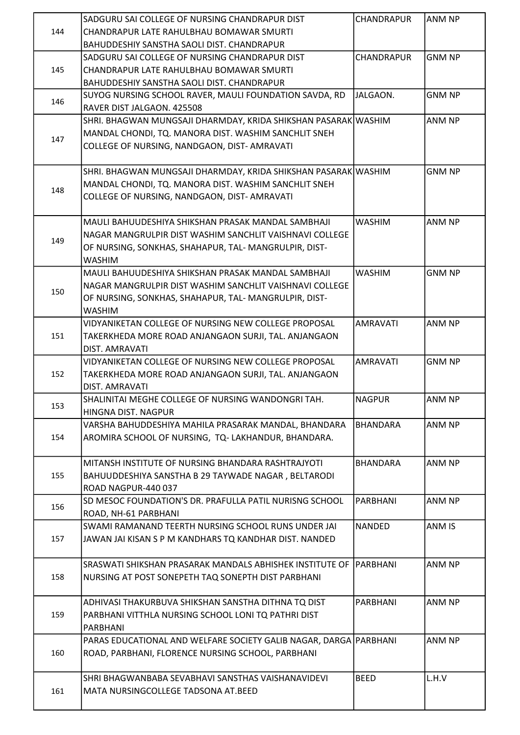| | | | |
|---|---|---|---|
| 144 | SADGURU SAI COLLEGE OF NURSING CHANDRAPUR DIST CHANDRAPUR LATE RAHULBHAU BOMAWAR SMURTI BAHUDDESHIY SANSTHA SAOLI DIST. CHANDRAPUR | CHANDRAPUR | ANM NP |
| 145 | SADGURU SAI COLLEGE OF NURSING CHANDRAPUR DIST CHANDRAPUR LATE RAHULBHAU BOMAWAR SMURTI BAHUDDESHIY SANSTHA SAOLI DIST. CHANDRAPUR | CHANDRAPUR | GNM NP |
| 146 | SUYOG NURSING SCHOOL RAVER, MAULI FOUNDATION SAVDA, RD RAVER DIST JALGAON. 425508 | JALGAON. | GNM NP |
| 147 | SHRI. BHAGWAN MUNGSAJI DHARMDAY, KRIDA SHIKSHAN PASARAK MANDAL CHONDI, TQ. MANORA DIST. WASHIM SANCHLIT SNEH COLLEGE OF NURSING, NANDGAON, DIST- AMRAVATI | WASHIM | ANM NP |
| 148 | SHRI. BHAGWAN MUNGSAJI DHARMDAY, KRIDA SHIKSHAN PASARAK MANDAL CHONDI, TQ. MANORA DIST. WASHIM SANCHLIT SNEH COLLEGE OF NURSING, NANDGAON, DIST- AMRAVATI | WASHIM | GNM NP |
| 149 | MAULI BAHUUDESHIYA SHIKSHAN PRASAK MANDAL SAMBHAJI NAGAR MANGRULPIR DIST WASHIM SANCHLIT VAISHNAVI COLLEGE OF NURSING, SONKHAS, SHAHAPUR, TAL- MANGRULPIR, DIST- WASHIM | WASHIM | ANM NP |
| 150 | MAULI BAHUUDESHIYA SHIKSHAN PRASAK MANDAL SAMBHAJI NAGAR MANGRULPIR DIST WASHIM SANCHLIT VAISHNAVI COLLEGE OF NURSING, SONKHAS, SHAHAPUR, TAL- MANGRULPIR, DIST- WASHIM | WASHIM | GNM NP |
| 151 | VIDYANIKETAN COLLEGE OF NURSING NEW COLLEGE PROPOSAL TAKERKHEDA MORE ROAD ANJANGAON SURJI, TAL. ANJANGAON DIST. AMRAVATI | AMRAVATI | ANM NP |
| 152 | VIDYANIKETAN COLLEGE OF NURSING NEW COLLEGE PROPOSAL TAKERKHEDA MORE ROAD ANJANGAON SURJI, TAL. ANJANGAON DIST. AMRAVATI | AMRAVATI | GNM NP |
| 153 | SHALINITAI MEGHE COLLEGE OF NURSING WANDONGRI TAH. HINGNA DIST. NAGPUR | NAGPUR | ANM NP |
| 154 | VARSHA BAHUDDESHIYA MAHILA PRASARAK MANDAL, BHANDARA AROMIRA SCHOOL OF NURSING, TQ- LAKHANDUR, BHANDARA. | BHANDARA | ANM NP |
| 155 | MITANSH INSTITUTE OF NURSING BHANDARA RASHTRAJYOTI BAHUUDDESHIYA SANSTHA B 29 TAYWADE NAGAR , BELTARODI ROAD NAGPUR-440 037 | BHANDARA | ANM NP |
| 156 | SD MESOC FOUNDATION'S DR. PRAFULLA PATIL NURISNG SCHOOL ROAD, NH-61 PARBHANI | PARBHANI | ANM NP |
| 157 | SWAMI RAMANAND TEERTH NURSING SCHOOL RUNS UNDER JAI JAWAN JAI KISAN S P M KANDHARS TQ KANDHAR DIST. NANDED | NANDED | ANM IS |
| 158 | SRASWATI SHIKSHAN PRASARAK MANDALS ABHISHEK INSTITUTE OF NURSING AT POST SONEPETH TAQ SONEPTH DIST PARBHANI | PARBHANI | ANM NP |
| 159 | ADHIVASI THAKURBUVA SHIKSHAN SANSTHA DITHNA TQ DIST PARBHANI VITTHLA NURSING SCHOOL LONI TQ PATHRI DIST PARBHANI | PARBHANI | ANM NP |
| 160 | PARAS EDUCATIONAL AND WELFARE SOCIETY GALIB NAGAR, DARGA ROAD, PARBHANI, FLORENCE NURSING SCHOOL, PARBHANI | PARBHANI | ANM NP |
| 161 | SHRI BHAGWANBABA SEVABHAVI SANSTHAS VAISHANAVIDEVI MATA NURSINGCOLLEGE TADSONA AT.BEED | BEED | L.H.V |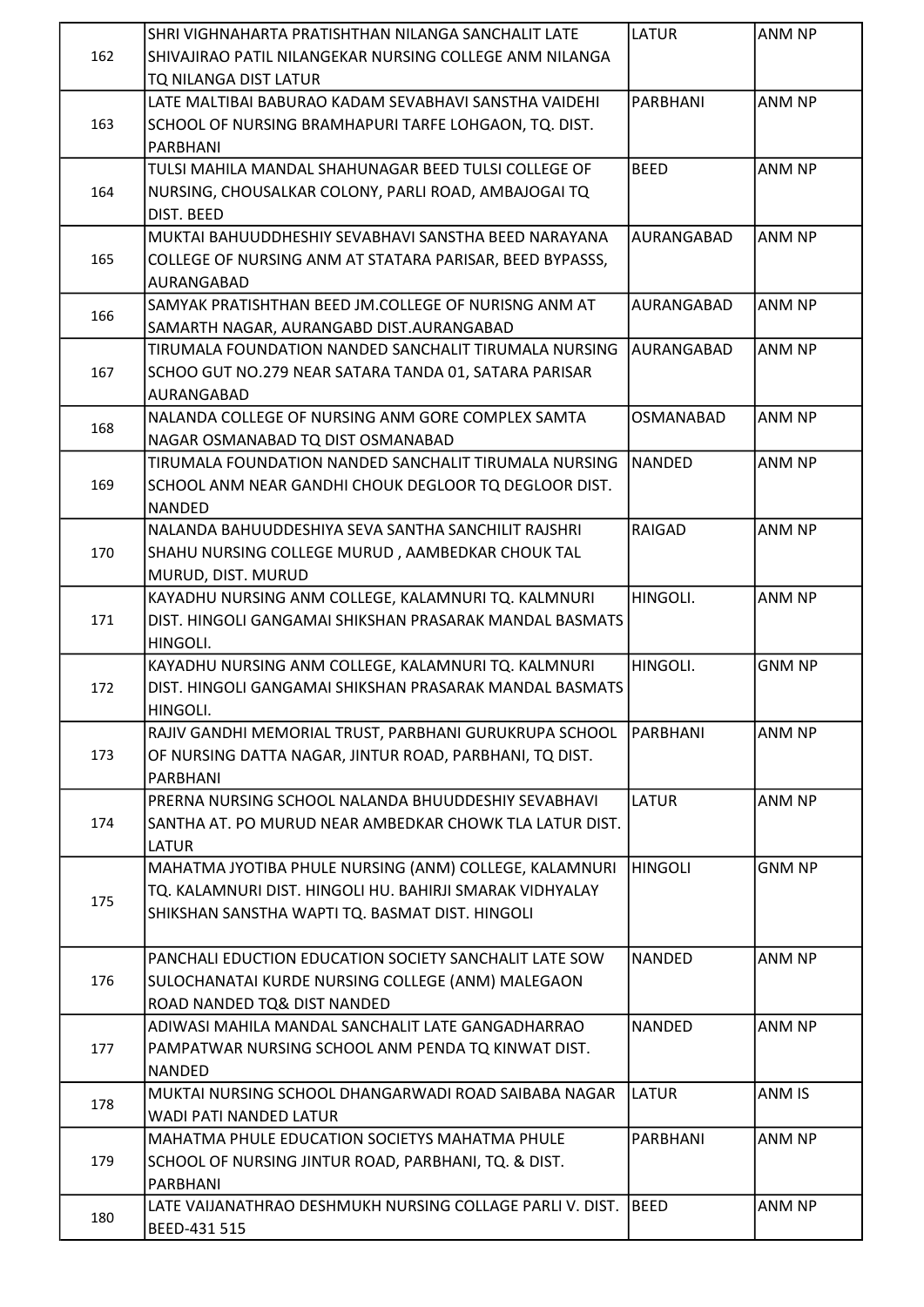| 162 | SHRI VIGHNAHARTA PRATISHTHAN NILANGA SANCHALIT LATE SHIVAJIRAO PATIL NILANGEKAR NURSING COLLEGE ANM NILANGA TQ NILANGA DIST LATUR | LATUR | ANM NP |
|---|---|---|---|
| 163 | LATE MALTIBAI BABURAO KADAM SEVABHAVI SANSTHA VAIDEHI SCHOOL OF NURSING BRAMHAPURI TARFE LOHGAON, TQ. DIST. PARBHANI | PARBHANI | ANM NP |
| 164 | TULSI MAHILA MANDAL SHAHUNAGAR BEED TULSI COLLEGE OF NURSING, CHOUSALKAR COLONY, PARLI ROAD, AMBAJOGAI TQ DIST. BEED | BEED | ANM NP |
| 165 | MUKTAI BAHUUDDHESHIY SEVABHAVI SANSTHA BEED NARAYANA COLLEGE OF NURSING ANM AT STATARA PARISAR, BEED BYPASSS, AURANGABAD | AURANGABAD | ANM NP |
| 166 | SAMYAK PRATISHTHAN BEED JM.COLLEGE OF NURISNG ANM AT SAMARTH NAGAR, AURANGABD DIST.AURANGABAD | AURANGABAD | ANM NP |
| 167 | TIRUMALA FOUNDATION NANDED SANCHALIT TIRUMALA NURSING SCHOO GUT NO.279 NEAR SATARA TANDA 01, SATARA PARISAR AURANGABAD | AURANGABAD | ANM NP |
| 168 | NALANDA COLLEGE OF NURSING ANM GORE COMPLEX SAMTA NAGAR OSMANABAD TQ DIST OSMANABAD | OSMANABAD | ANM NP |
| 169 | TIRUMALA FOUNDATION NANDED SANCHALIT TIRUMALA NURSING SCHOOL ANM NEAR GANDHI CHOUK DEGLOOR TQ DEGLOOR DIST. NANDED | NANDED | ANM NP |
| 170 | NALANDA BAHUUDDESHIYA SEVA SANTHA SANCHILIT RAJSHRI SHAHU NURSING COLLEGE MURUD , AAMBEDKAR CHOUK TAL MURUD, DIST. MURUD | RAIGAD | ANM NP |
| 171 | KAYADHU NURSING ANM COLLEGE, KALAMNURI TQ. KALMNURI DIST. HINGOLI GANGAMAI SHIKSHAN PRASARAK MANDAL BASMATS HINGOLI. | HINGOLI. | ANM NP |
| 172 | KAYADHU NURSING ANM COLLEGE, KALAMNURI TQ. KALMNURI DIST. HINGOLI GANGAMAI SHIKSHAN PRASARAK MANDAL BASMATS HINGOLI. | HINGOLI. | GNM NP |
| 173 | RAJIV GANDHI MEMORIAL TRUST, PARBHANI GURUKRUPA SCHOOL OF NURSING DATTA NAGAR, JINTUR ROAD, PARBHANI, TQ DIST. PARBHANI | PARBHANI | ANM NP |
| 174 | PRERNA NURSING SCHOOL NALANDA BHUUDDESHIY SEVABHAVI SANTHA AT. PO MURUD NEAR AMBEDKAR CHOWK TLA LATUR DIST. LATUR | LATUR | ANM NP |
| 175 | MAHATMA JYOTIBA PHULE NURSING (ANM) COLLEGE, KALAMNURI TQ. KALAMNURI DIST. HINGOLI HU. BAHIRJI SMARAK VIDHYALAY SHIKSHAN SANSTHA WAPTI TQ. BASMAT DIST. HINGOLI | HINGOLI | GNM NP |
| 176 | PANCHALI EDUCTION EDUCATION SOCIETY SANCHALIT LATE SOW SULOCHANATAI KURDE NURSING COLLEGE (ANM) MALEGAON ROAD NANDED TQ& DIST NANDED | NANDED | ANM NP |
| 177 | ADIWASI MAHILA MANDAL SANCHALIT LATE GANGADHARRAO PAMPATWAR NURSING SCHOOL ANM PENDA TQ KINWAT DIST. NANDED | NANDED | ANM NP |
| 178 | MUKTAI NURSING SCHOOL DHANGARWADI ROAD SAIBABA NAGAR WADI PATI NANDED LATUR | LATUR | ANM IS |
| 179 | MAHATMA PHULE EDUCATION SOCIETYS MAHATMA PHULE SCHOOL OF NURSING JINTUR ROAD, PARBHANI, TQ. & DIST. PARBHANI | PARBHANI | ANM NP |
| 180 | LATE VAIJANATHRAO DESHMUKH NURSING COLLAGE PARLI V. DIST. BEED-431 515 | BEED | ANM NP |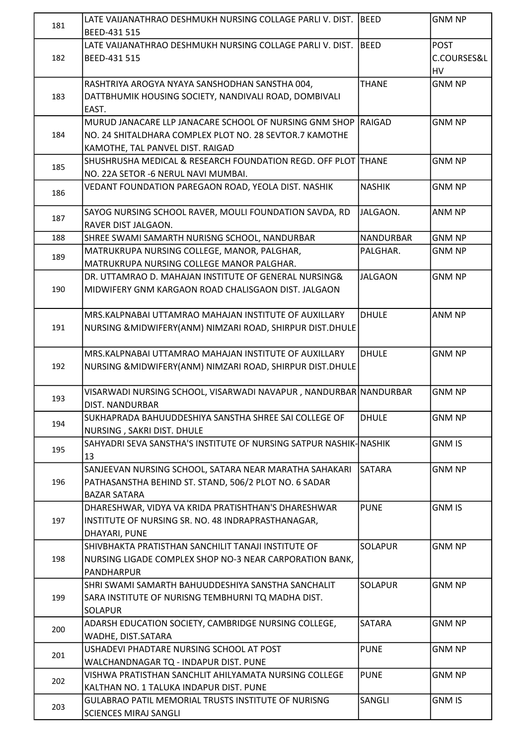| | | | |
|---|---|---|---|
| 181 | LATE VAIJANATHRAO DESHMUKH NURSING COLLAGE PARLI V. DIST. BEED-431 515 | BEED | GNM NP |
| 182 | LATE VAIJANATHRAO DESHMUKH NURSING COLLAGE PARLI V. DIST. BEED-431 515 | BEED | POST C.COURSES&LHV |
| 183 | RASHTRIYA AROGYA NYAYA SANSHODHAN SANSTHA 004, DATTBHUMIK HOUSING SOCIETY, NANDIVALI ROAD, DOMBIVALI EAST. | THANE | GNM NP |
| 184 | MURUD JANACARE LLP JANACARE SCHOOL OF NURSING GNM SHOP NO. 24 SHITALDHARA COMPLEX PLOT NO. 28 SEVTOR.7 KAMOTHE KAMOTHE, TAL PANVEL DIST. RAIGAD | RAIGAD | GNM NP |
| 185 | SHUSHRUSHA MEDICAL & RESEARCH FOUNDATION REGD. OFF PLOT NO. 22A SETOR -6 NERUL NAVI MUMBAI. | THANE | GNM NP |
| 186 | VEDANT FOUNDATION PAREGAON ROAD, YEOLA DIST. NASHIK | NASHIK | GNM NP |
| 187 | SAYOG NURSING SCHOOL RAVER, MOULI FOUNDATION SAVDA, RD RAVER DIST JALGAON. | JALGAON. | ANM NP |
| 188 | SHREE SWAMI SAMARTH NURISNG SCHOOL, NANDURBAR | NANDURBAR | GNM NP |
| 189 | MATRUKRUPA NURSING COLLEGE, MANOR, PALGHAR, MATRUKRUPA NURSING COLLEGE MANOR PALGHAR. | PALGHAR. | GNM NP |
| 190 | DR. UTTAMRAO D. MAHAJAN INSTITUTE OF GENERAL NURSING& MIDWIFERY GNM KARGAON ROAD CHALISGAON DIST. JALGAON | JALGAON | GNM NP |
| 191 | MRS.KALPNABAI UTTAMRAO MAHAJAN INSTITUTE OF AUXILLARY NURSING &MIDWIFERY(ANM) NIMZARI ROAD, SHIRPUR DIST.DHULE | DHULE | ANM NP |
| 192 | MRS.KALPNABAI UTTAMRAO MAHAJAN INSTITUTE OF AUXILLARY NURSING &MIDWIFERY(ANM) NIMZARI ROAD, SHIRPUR DIST.DHULE | DHULE | GNM NP |
| 193 | VISARWADI NURSING SCHOOL, VISARWADI NAVAPUR , NANDURBAR DIST. NANDURBAR | NANDURBAR | GNM NP |
| 194 | SUKHAPRADA BAHUUDDESHIYA SANSTHA SHREE SAI COLLEGE OF NURSING , SAKRI DIST. DHULE | DHULE | GNM NP |
| 195 | SAHYADRI SEVA SANSTHA'S INSTITUTE OF NURSING SATPUR NASHIK-13 | NASHIK | GNM IS |
| 196 | SANJEEVAN NURSING SCHOOL, SATARA NEAR MARATHA SAHAKARI PATHASANSTHA BEHIND ST. STAND, 506/2 PLOT NO. 6 SADAR BAZAR SATARA | SATARA | GNM NP |
| 197 | DHARESHWAR, VIDYA VA KRIDA PRATISHTHAN'S DHARESHWAR INSTITUTE OF NURSING SR. NO. 48 INDRAPRASTHANAGAR, DHAYARI, PUNE | PUNE | GNM IS |
| 198 | SHIVBHAKTA PRATISTHAN SANCHILIT TANAJI INSTITUTE OF NURSING LIGADE COMPLEX SHOP NO-3 NEAR CARPORATION BANK, PANDHARPUR | SOLAPUR | GNM NP |
| 199 | SHRI SWAMI SAMARTH BAHUUDDESHIYA SANSTHA SANCHALIT SARA INSTITUTE OF NURISNG TEMBHURNI TQ MADHA DIST. SOLAPUR | SOLAPUR | GNM NP |
| 200 | ADARSH EDUCATION SOCIETY, CAMBRIDGE NURSING COLLEGE, WADHE, DIST.SATARA | SATARA | GNM NP |
| 201 | USHADEVI PHADTARE NURSING SCHOOL AT POST WALCHANDNAGAR TQ - INDAPUR DIST. PUNE | PUNE | GNM NP |
| 202 | VISHWA PRATISTHAN SANCHLIT AHILYAMATA NURSING COLLEGE KALTHAN NO. 1 TALUKA INDAPUR DIST. PUNE | PUNE | GNM NP |
| 203 | GULABRAO PATIL MEMORIAL TRUSTS INSTITUTE OF NURISNG SCIENCES MIRAJ SANGLI | SANGLI | GNM IS |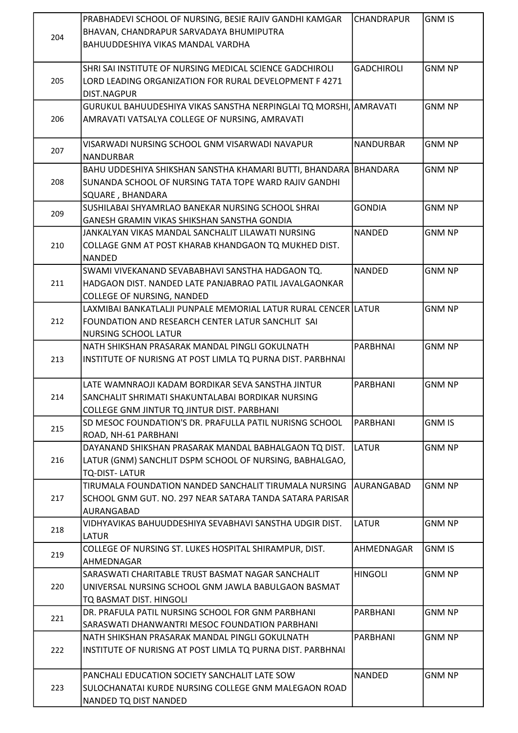| | | | |
|---|---|---|---|
| 204 | PRABHADEVI SCHOOL OF NURSING, BESIE RAJIV GANDHI KAMGAR BHAVAN, CHANDRAPUR SARVADAYA BHUMIPUTRA BAHUUDDESHIYA VIKAS MANDAL VARDHA | CHANDRAPUR | GNM IS |
| 205 | SHRI SAI INSTITUTE OF NURSING MEDICAL SCIENCE GADCHIROLI LORD LEADING ORGANIZATION FOR RURAL DEVELOPMENT F 4271 DIST.NAGPUR | GADCHIROLI | GNM NP |
| 206 | GURUKUL BAHUUDESHIYA VIKAS SANSTHA NERPINGLAI TQ MORSHI, AMRAVATI VATSALYA COLLEGE OF NURSING, AMRAVATI | AMRAVATI | GNM NP |
| 207 | VISARWADI NURSING SCHOOL GNM VISARWADI NAVAPUR NANDURBAR | NANDURBAR | GNM NP |
| 208 | BAHU UDDESHIYA SHIKSHAN SANSTHA KHAMARI BUTTI, BHANDARA SUNANDA SCHOOL OF NURSING TATA TOPE WARD RAJIV GANDHI SQUARE , BHANDARA | BHANDARA | GNM NP |
| 209 | SUSHILABAI SHYAMRLAO BANEKAR NURSING SCHOOL SHRAI GANESH GRAMIN VIKAS SHIKSHAN SANSTHA GONDIA | GONDIA | GNM NP |
| 210 | JANKALYAN VIKAS MANDAL SANCHALIT LILAWATI NURSING COLLAGE GNM AT POST KHARAB KHANDGAON TQ MUKHED DIST. NANDED | NANDED | GNM NP |
| 211 | SWAMI VIVEKANAND SEVABABHAVI SANSTHA HADGAON TQ. HADGAON DIST. NANDED LATE PANJABRAO PATIL JAVALGAONKAR COLLEGE OF NURSING, NANDED | NANDED | GNM NP |
| 212 | LAXMIBAI BANKATLALJI PUNPALE MEMORIAL LATUR RURAL CENCER FOUNDATION AND RESEARCH CENTER LATUR SANCHLIT SAI NURSING SCHOOL LATUR | LATUR | GNM NP |
| 213 | NATH SHIKSHAN PRASARAK MANDAL PINGLI GOKULNATH INSTITUTE OF NURISNG AT POST LIMLA TQ PURNA DIST. PARBHNAI | PARBHNAI | GNM NP |
| 214 | LATE WAMNRAOJI KADAM BORDIKAR SEVA SANSTHA JINTUR SANCHALIT SHRIMATI SHAKUNTALABAI BORDIKAR NURSING COLLEGE GNM JINTUR TQ JINTUR DIST. PARBHANI | PARBHANI | GNM NP |
| 215 | SD MESOC FOUNDATION'S DR. PRAFULLA PATIL NURISNG SCHOOL ROAD, NH-61 PARBHANI | PARBHANI | GNM IS |
| 216 | DAYANAND SHIKSHAN PRASARAK MANDAL BABHALGAON TQ DIST. LATUR (GNM) SANCHLIT DSPM SCHOOL OF NURSING, BABHALGAO, TQ-DIST- LATUR | LATUR | GNM NP |
| 217 | TIRUMALA FOUNDATION NANDED SANCHALIT TIRUMALA NURSING SCHOOL GNM GUT. NO. 297 NEAR SATARA TANDA SATARA PARISAR AURANGABAD | AURANGABAD | GNM NP |
| 218 | VIDHYAVIKAS BAHUUDDESHIYA SEVABHAVI SANSTHA UDGIR DIST. LATUR | LATUR | GNM NP |
| 219 | COLLEGE OF NURSING ST. LUKES HOSPITAL SHIRAMPUR, DIST. AHMEDNAGAR | AHMEDNAGAR | GNM IS |
| 220 | SARASWATI CHARITABLE TRUST BASMAT NAGAR SANCHALIT UNIVERSAL NURSING SCHOOL GNM JAWLA BABULGAON BASMAT TQ BASMAT DIST. HINGOLI | HINGOLI | GNM NP |
| 221 | DR. PRAFULA PATIL NURSING SCHOOL FOR GNM PARBHANI SARASWATI DHANWANTRI MESOC FOUNDATION PARBHANI | PARBHANI | GNM NP |
| 222 | NATH SHIKSHAN PRASARAK MANDAL PINGLI GOKULNATH INSTITUTE OF NURISNG AT POST LIMLA TQ PURNA DIST. PARBHNAI | PARBHANI | GNM NP |
| 223 | PANCHALI EDUCATION SOCIETY SANCHALIT LATE SOW SULOCHANATAI KURDE NURSING COLLEGE GNM MALEGAON ROAD NANDED TQ DIST NANDED | NANDED | GNM NP |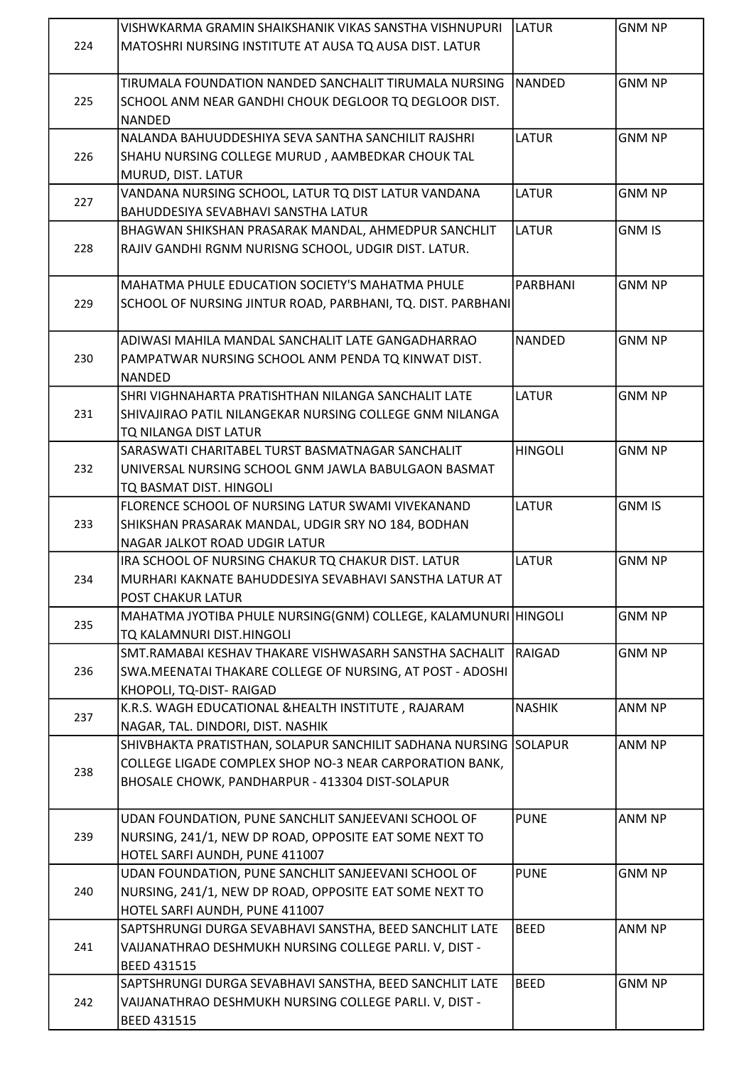| 224 | VISHWKARMA GRAMIN SHAIKSHANIK VIKAS SANSTHA VISHNUPURI MATOSHRI NURSING INSTITUTE AT AUSA TQ AUSA DIST. LATUR | LATUR | GNM NP |
|---|---|---|---|
| 225 | TIRUMALA FOUNDATION NANDED SANCHALIT TIRUMALA NURSING SCHOOL ANM NEAR GANDHI CHOUK DEGLOOR TQ DEGLOOR DIST. NANDED | NANDED | GNM NP |
| 226 | NALANDA BAHUUDDESHIYA SEVA SANTHA SANCHILIT RAJSHRI SHAHU NURSING COLLEGE MURUD , AAMBEDKAR CHOUK TAL MURUD, DIST. LATUR | LATUR | GNM NP |
| 227 | VANDANA NURSING SCHOOL, LATUR TQ DIST LATUR VANDANA BAHUDDESIYA SEVABHAVI SANSTHA LATUR | LATUR | GNM NP |
| 228 | BHAGWAN SHIKSHAN PRASARAK MANDAL, AHMEDPUR SANCHLIT RAJIV GANDHI RGNM NURISNG SCHOOL, UDGIR DIST. LATUR. | LATUR | GNM IS |
| 229 | MAHATMA PHULE EDUCATION SOCIETY'S MAHATMA PHULE SCHOOL OF NURSING JINTUR ROAD, PARBHANI, TQ. DIST. PARBHANI | PARBHANI | GNM NP |
| 230 | ADIWASI MAHILA MANDAL SANCHALIT LATE GANGADHARRAO PAMPATWAR NURSING SCHOOL ANM PENDA TQ KINWAT DIST. NANDED | NANDED | GNM NP |
| 231 | SHRI VIGHNAHARTA PRATISHTHAN NILANGA SANCHALIT LATE SHIVAJIRAO PATIL NILANGEKAR NURSING COLLEGE GNM NILANGA TQ NILANGA DIST LATUR | LATUR | GNM NP |
| 232 | SARASWATI CHARITABEL TURST BASMATNAGAR SANCHALIT UNIVERSAL NURSING SCHOOL GNM JAWLA BABULGAON BASMAT TQ BASMAT DIST. HINGOLI | HINGOLI | GNM NP |
| 233 | FLORENCE SCHOOL OF NURSING LATUR SWAMI VIVEKANAND SHIKSHAN PRASARAK MANDAL, UDGIR SRY NO 184, BODHAN NAGAR JALKOT ROAD UDGIR LATUR | LATUR | GNM IS |
| 234 | IRA SCHOOL OF NURSING CHAKUR TQ CHAKUR DIST. LATUR MURHARI KAKNATE BAHUDDESIYA SEVABHAVI SANSTHA LATUR AT POST CHAKUR LATUR | LATUR | GNM NP |
| 235 | MAHATMA JYOTIBA PHULE NURSING(GNM) COLLEGE, KALAMUNURI TQ KALAMNURI DIST.HINGOLI | HINGOLI | GNM NP |
| 236 | SMT.RAMABAI KESHAV THAKARE VISHWASARH SANSTHA SACHALIT SWA.MEENATAI THAKARE COLLEGE OF NURSING, AT POST - ADOSHI KHOPOLI, TQ-DIST- RAIGAD | RAIGAD | GNM NP |
| 237 | K.R.S. WAGH EDUCATIONAL &HEALTH INSTITUTE , RAJARAM NAGAR, TAL. DINDORI, DIST. NASHIK | NASHIK | ANM NP |
| 238 | SHIVBHAKTA PRATISTHAN, SOLAPUR SANCHILIT SADHANA NURSING COLLEGE LIGADE COMPLEX SHOP NO-3 NEAR CARPORATION BANK, BHOSALE CHOWK, PANDHARPUR - 413304 DIST-SOLAPUR | SOLAPUR | ANM NP |
| 239 | UDAN FOUNDATION, PUNE SANCHLIT SANJEEVANI SCHOOL OF NURSING, 241/1, NEW DP ROAD, OPPOSITE EAT SOME NEXT TO HOTEL SARFI AUNDH, PUNE 411007 | PUNE | ANM NP |
| 240 | UDAN FOUNDATION, PUNE SANCHLIT SANJEEVANI SCHOOL OF NURSING, 241/1, NEW DP ROAD, OPPOSITE EAT SOME NEXT TO HOTEL SARFI AUNDH, PUNE 411007 | PUNE | GNM NP |
| 241 | SAPTSHRUNGI DURGA SEVABHAVI SANSTHA, BEED SANCHLIT LATE VAIJANATHRAO DESHMUKH NURSING COLLEGE PARLI. V, DIST - BEED 431515 | BEED | ANM NP |
| 242 | SAPTSHRUNGI DURGA SEVABHAVI SANSTHA, BEED SANCHLIT LATE VAIJANATHRAO DESHMUKH NURSING COLLEGE PARLI. V, DIST - BEED 431515 | BEED | GNM NP |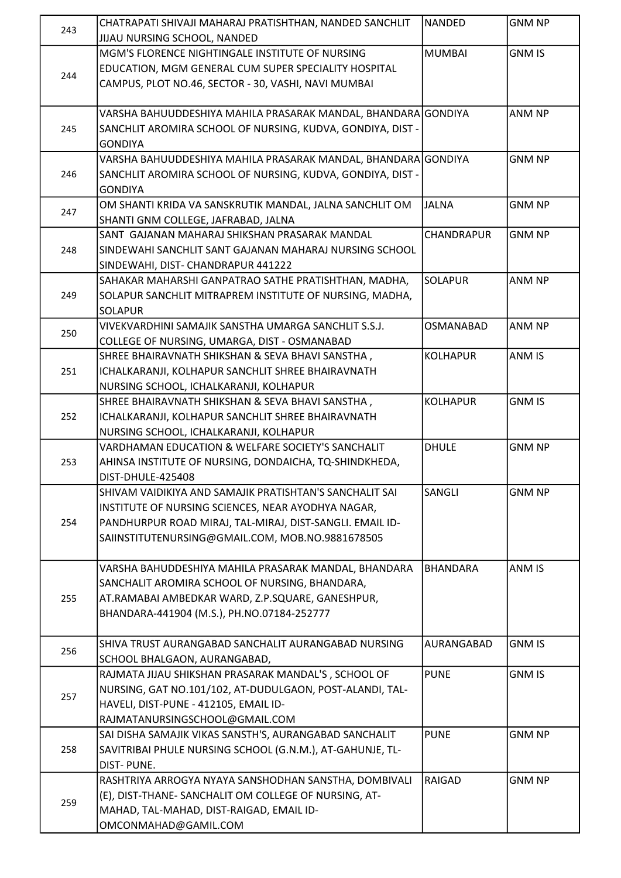| | | | |
|---|---|---|---|
| 243 | CHATRAPATI SHIVAJI MAHARAJ PRATISHTHAN, NANDED SANCHLIT JIJAU NURSING SCHOOL, NANDED | NANDED | GNM NP |
| 244 | MGM'S FLORENCE NIGHTINGALE INSTITUTE OF NURSING EDUCATION, MGM GENERAL CUM SUPER SPECIALITY HOSPITAL CAMPUS, PLOT NO.46, SECTOR - 30, VASHI, NAVI MUMBAI | MUMBAI | GNM IS |
| 245 | VARSHA BAHUUDDESHIYA MAHILA PRASARAK MANDAL, BHANDARA SANCHLIT AROMIRA SCHOOL OF NURSING, KUDVA, GONDIYA, DIST - GONDIYA | GONDIYA | ANM NP |
| 246 | VARSHA BAHUUDDESHIYA MAHILA PRASARAK MANDAL, BHANDARA SANCHLIT AROMIRA SCHOOL OF NURSING, KUDVA, GONDIYA, DIST - GONDIYA | GONDIYA | GNM NP |
| 247 | OM SHANTI KRIDA VA SANSKRUTIK MANDAL, JALNA SANCHLIT OM SHANTI GNM COLLEGE, JAFRABAD, JALNA | JALNA | GNM NP |
| 248 | SANT GAJANAN MAHARAJ SHIKSHAN PRASARAK MANDAL SINDEWAHI SANCHLIT SANT GAJANAN MAHARAJ NURSING SCHOOL SINDEWAHI, DIST- CHANDRAPUR 441222 | CHANDRAPUR | GNM NP |
| 249 | SAHAKAR MAHARSHI GANPATRAO SATHE PRATISHTHAN, MADHA, SOLAPUR SANCHLIT MITRAPREM INSTITUTE OF NURSING, MADHA, SOLAPUR | SOLAPUR | ANM NP |
| 250 | VIVEKVARDHINI SAMAJIK SANSTHA UMARGA SANCHLIT S.S.J. COLLEGE OF NURSING, UMARGA, DIST - OSMANABAD | OSMANABAD | ANM NP |
| 251 | SHREE BHAIRAVNATH SHIKSHAN & SEVA BHAVI SANSTHA , ICHALKARANJI, KOLHAPUR SANCHLIT SHREE BHAIRAVNATH NURSING SCHOOL, ICHALKARANJI, KOLHAPUR | KOLHAPUR | ANM IS |
| 252 | SHREE BHAIRAVNATH SHIKSHAN & SEVA BHAVI SANSTHA , ICHALKARANJI, KOLHAPUR SANCHLIT SHREE BHAIRAVNATH NURSING SCHOOL, ICHALKARANJI, KOLHAPUR | KOLHAPUR | GNM IS |
| 253 | VARDHAMAN EDUCATION & WELFARE SOCIETY'S SANCHALIT AHINSA INSTITUTE OF NURSING, DONDAICHA, TQ-SHINDKHEDA, DIST-DHULE-425408 | DHULE | GNM NP |
| 254 | SHIVAM VAIDIKIYA AND SAMAJIK PRATISHTAN'S SANCHALIT SAI INSTITUTE OF NURSING SCIENCES, NEAR AYODHYA NAGAR, PANDHURPUR ROAD MIRAJ, TAL-MIRAJ, DIST-SANGLI. EMAIL ID-SAIINSTITUTENURSING@GMAIL.COM, MOB.NO.9881678505 | SANGLI | GNM NP |
| 255 | VARSHA BAHUDDESHIYA MAHILA PRASARAK MANDAL, BHANDARA SANCHALIT AROMIRA SCHOOL OF NURSING, BHANDARA, AT.RAMABAI AMBEDKAR WARD, Z.P.SQUARE, GANESHPUR, BHANDARA-441904 (M.S.), PH.NO.07184-252777 | BHANDARA | ANM IS |
| 256 | SHIVA TRUST AURANGABAD SANCHALIT AURANGABAD NURSING SCHOOL BHALGAON, AURANGABAD, | AURANGABAD | GNM IS |
| 257 | RAJMATA JIJAU SHIKSHAN PRASARAK MANDAL'S , SCHOOL OF NURSING, GAT NO.101/102, AT-DUDULGAON, POST-ALANDI, TAL-HAVELI, DIST-PUNE - 412105, EMAIL ID-RAJMATANURSINGSCHOOL@GMAIL.COM | PUNE | GNM IS |
| 258 | SAI DISHA SAMAJIK VIKAS SANSTH'S, AURANGABAD SANCHALIT SAVITRIBAI PHULE NURSING SCHOOL (G.N.M.), AT-GAHUNJE, TL-DIST- PUNE. | PUNE | GNM NP |
| 259 | RASHTRIYA ARROGYA NYAYA SANSHODHAN SANSTHA, DOMBIVALI (E), DIST-THANE- SANCHALIT OM COLLEGE OF NURSING, AT-MAHAD, TAL-MAHAD, DIST-RAIGAD, EMAIL ID-OMCONMAHAD@GAMIL.COM | RAIGAD | GNM NP |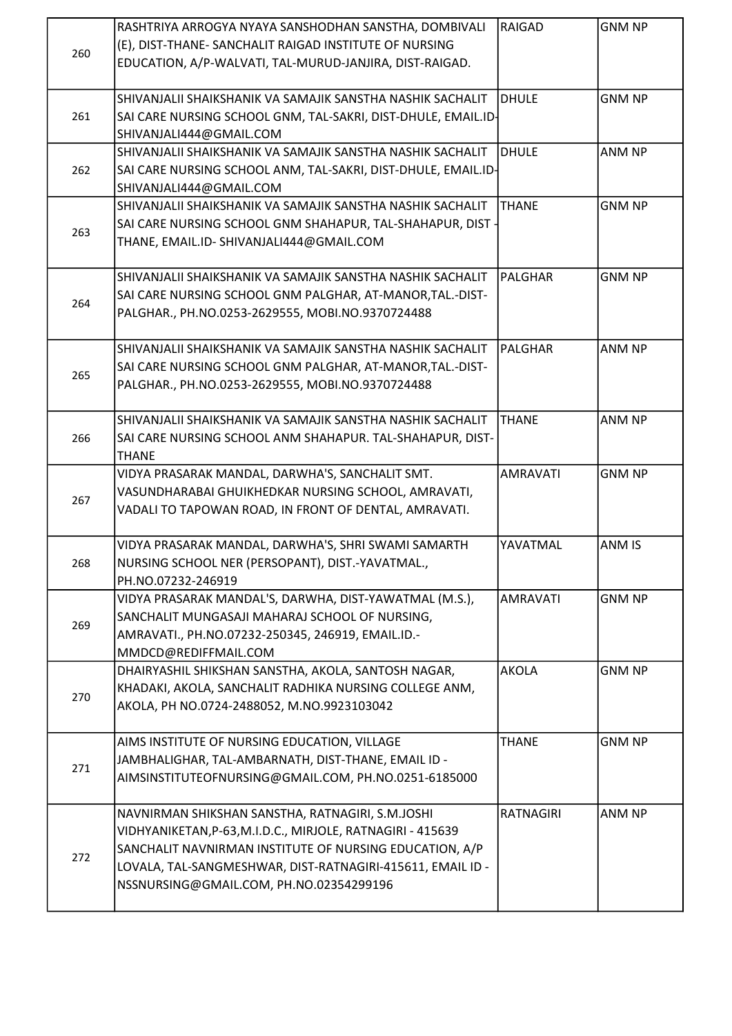| | | | |
|---|---|---|---|
| 260 | RASHTRIYA ARROGYA NYAYA SANSHODHAN SANSTHA, DOMBIVALI (E), DIST-THANE- SANCHALIT RAIGAD INSTITUTE OF NURSING EDUCATION, A/P-WALVATI, TAL-MURUD-JANJIRA, DIST-RAIGAD. | RAIGAD | GNM NP |
| 261 | SHIVANJALII SHAIKSHANIK VA SAMAJIK SANSTHA NASHIK SACHALIT SAI CARE NURSING SCHOOL GNM, TAL-SAKRI, DIST-DHULE, EMAIL.ID-SHIVANJALI444@GMAIL.COM | DHULE | GNM NP |
| 262 | SHIVANJALII SHAIKSHANIK VA SAMAJIK SANSTHA NASHIK SACHALIT SAI CARE NURSING SCHOOL ANM, TAL-SAKRI, DIST-DHULE, EMAIL.ID-SHIVANJALI444@GMAIL.COM | DHULE | ANM NP |
| 263 | SHIVANJALII SHAIKSHANIK VA SAMAJIK SANSTHA NASHIK SACHALIT SAI CARE NURSING SCHOOL GNM SHAHAPUR, TAL-SHAHAPUR, DIST - THANE, EMAIL.ID- SHIVANJALI444@GMAIL.COM | THANE | GNM NP |
| 264 | SHIVANJALII SHAIKSHANIK VA SAMAJIK SANSTHA NASHIK SACHALIT SAI CARE NURSING SCHOOL GNM PALGHAR, AT-MANOR,TAL.-DIST-PALGHAR., PH.NO.0253-2629555, MOBI.NO.9370724488 | PALGHAR | GNM NP |
| 265 | SHIVANJALII SHAIKSHANIK VA SAMAJIK SANSTHA NASHIK SACHALIT SAI CARE NURSING SCHOOL GNM PALGHAR, AT-MANOR,TAL.-DIST-PALGHAR., PH.NO.0253-2629555, MOBI.NO.9370724488 | PALGHAR | ANM NP |
| 266 | SHIVANJALII SHAIKSHANIK VA SAMAJIK SANSTHA NASHIK SACHALIT SAI CARE NURSING SCHOOL ANM SHAHAPUR. TAL-SHAHAPUR, DIST-THANE | THANE | ANM NP |
| 267 | VIDYA PRASARAK MANDAL, DARWHA'S, SANCHALIT SMT. VASUNDHARABAI GHUIKHEDKAR NURSING SCHOOL, AMRAVATI, VADALI TO TAPOWAN ROAD, IN FRONT OF DENTAL, AMRAVATI. | AMRAVATI | GNM NP |
| 268 | VIDYA PRASARAK MANDAL, DARWHA'S, SHRI SWAMI SAMARTH NURSING SCHOOL NER (PERSOPANT), DIST.-YAVATMAL., PH.NO.07232-246919 | YAVATMAL | ANM IS |
| 269 | VIDYA PRASARAK MANDAL'S, DARWHA, DIST-YAWATMAL (M.S.), SANCHALIT MUNGASAJI MAHARAJ SCHOOL OF NURSING, AMRAVATI., PH.NO.07232-250345, 246919, EMAIL.ID.-MMDCD@REDIFFMAIL.COM | AMRAVATI | GNM NP |
| 270 | DHAIRYASHIL SHIKSHAN SANSTHA, AKOLA, SANTOSH NAGAR, KHADAKI, AKOLA, SANCHALIT RADHIKA NURSING COLLEGE ANM, AKOLA, PH NO.0724-2488052, M.NO.9923103042 | AKOLA | GNM NP |
| 271 | AIMS INSTITUTE OF NURSING EDUCATION, VILLAGE JAMBHALIGHAR, TAL-AMBARNATH, DIST-THANE, EMAIL ID - AIMSINSTITUTEOFNURSING@GMAIL.COM, PH.NO.0251-6185000 | THANE | GNM NP |
| 272 | NAVNIRMAN SHIKSHAN SANSTHA, RATNAGIRI, S.M.JOSHI VIDHYANIKETAN,P-63,M.I.D.C., MIRJOLE, RATNAGIRI - 415639 SANCHALIT NAVNIRMAN INSTITUTE OF NURSING EDUCATION, A/P LOVALA, TAL-SANGMESHWAR, DIST-RATNAGIRI-415611, EMAIL ID - NSSNURSING@GMAIL.COM, PH.NO.02354299196 | RATNAGIRI | ANM NP |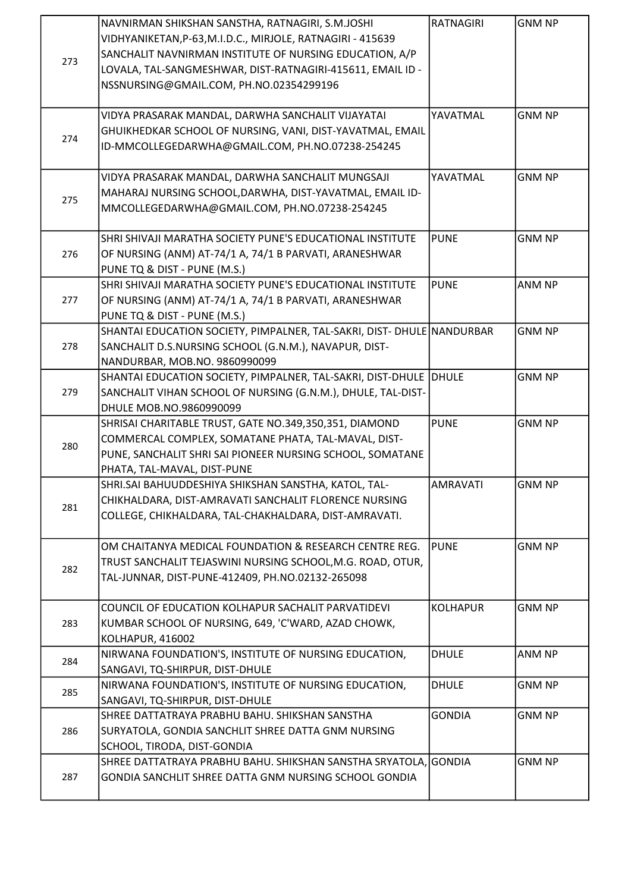| | | | |
|---|---|---|---|
| 273 | NAVNIRMAN SHIKSHAN SANSTHA, RATNAGIRI, S.M.JOSHI VIDHYANIKETAN,P-63,M.I.D.C., MIRJOLE, RATNAGIRI - 415639 SANCHALIT NAVNIRMAN INSTITUTE OF NURSING EDUCATION, A/P LOVALA, TAL-SANGMESHWAR, DIST-RATNAGIRI-415611, EMAIL ID - NSSNURSING@GMAIL.COM, PH.NO.02354299196 | RATNAGIRI | GNM NP |
| 274 | VIDYA PRASARAK MANDAL, DARWHA SANCHALIT VIJAYATAI GHUIKHEDKAR SCHOOL OF NURSING, VANI, DIST-YAVATMAL, EMAIL ID-MMCOLLEGEDARWHA@GMAIL.COM, PH.NO.07238-254245 | YAVATMAL | GNM NP |
| 275 | VIDYA PRASARAK MANDAL, DARWHA SANCHALIT MUNGSAJI MAHARAJ NURSING SCHOOL,DARWHA, DIST-YAVATMAL, EMAIL ID-MMCOLLEGEDARWHA@GMAIL.COM, PH.NO.07238-254245 | YAVATMAL | GNM NP |
| 276 | SHRI SHIVAJI MARATHA SOCIETY PUNE'S EDUCATIONAL INSTITUTE OF NURSING (ANM) AT-74/1 A, 74/1 B PARVATI, ARANESHWAR PUNE TQ & DIST - PUNE (M.S.) | PUNE | GNM NP |
| 277 | SHRI SHIVAJI MARATHA SOCIETY PUNE'S EDUCATIONAL INSTITUTE OF NURSING (ANM) AT-74/1 A, 74/1 B PARVATI, ARANESHWAR PUNE TQ & DIST - PUNE (M.S.) | PUNE | ANM NP |
| 278 | SHANTAI EDUCATION SOCIETY, PIMPALNER, TAL-SAKRI, DIST- DHULE SANCHALIT D.S.NURSING SCHOOL (G.N.M.), NAVAPUR, DIST-NANDURBAR, MOB.NO. 9860990099 | NANDURBAR | GNM NP |
| 279 | SHANTAI EDUCATION SOCIETY, PIMPALNER, TAL-SAKRI, DIST-DHULE SANCHALIT VIHAN SCHOOL OF NURSING (G.N.M.), DHULE, TAL-DIST-DHULE MOB.NO.9860990099 | DHULE | GNM NP |
| 280 | SHRISAI CHARITABLE TRUST, GATE NO.349,350,351, DIAMOND COMMERCAL COMPLEX, SOMATANE PHATA, TAL-MAVAL, DIST-PUNE, SANCHALIT SHRI SAI PIONEER NURSING SCHOOL, SOMATANE PHATA, TAL-MAVAL, DIST-PUNE | PUNE | GNM NP |
| 281 | SHRI.SAI BAHUUDDESHIYA SHIKSHAN SANSTHA, KATOL, TAL-CHIKHALDARA, DIST-AMRAVATI SANCHALIT FLORENCE NURSING COLLEGE, CHIKHALDARA, TAL-CHAKHALDARA, DIST-AMRAVATI. | AMRAVATI | GNM NP |
| 282 | OM CHAITANYA MEDICAL FOUNDATION & RESEARCH CENTRE REG. TRUST SANCHALIT TEJASWINI NURSING SCHOOL,M.G. ROAD, OTUR, TAL-JUNNAR, DIST-PUNE-412409, PH.NO.02132-265098 | PUNE | GNM NP |
| 283 | COUNCIL OF EDUCATION KOLHAPUR SACHALIT PARVATIDEVI KUMBAR SCHOOL OF NURSING, 649, 'C'WARD, AZAD CHOWK, KOLHAPUR, 416002 | KOLHAPUR | GNM NP |
| 284 | NIRWANA FOUNDATION'S, INSTITUTE OF NURSING EDUCATION, SANGAVI, TQ-SHIRPUR, DIST-DHULE | DHULE | ANM NP |
| 285 | NIRWANA FOUNDATION'S, INSTITUTE OF NURSING EDUCATION, SANGAVI, TQ-SHIRPUR, DIST-DHULE | DHULE | GNM NP |
| 286 | SHREE DATTATRAYA PRABHU BAHU. SHIKSHAN SANSTHA SURYATOLA, GONDIA SANCHLIT SHREE DATTA GNM NURSING SCHOOL, TIRODA, DIST-GONDIA | GONDIA | GNM NP |
| 287 | SHREE DATTATRAYA PRABHU BAHU. SHIKSHAN SANSTHA SRYATOLA, GONDIA SANCHLIT SHREE DATTA GNM NURSING SCHOOL GONDIA | GONDIA | GNM NP |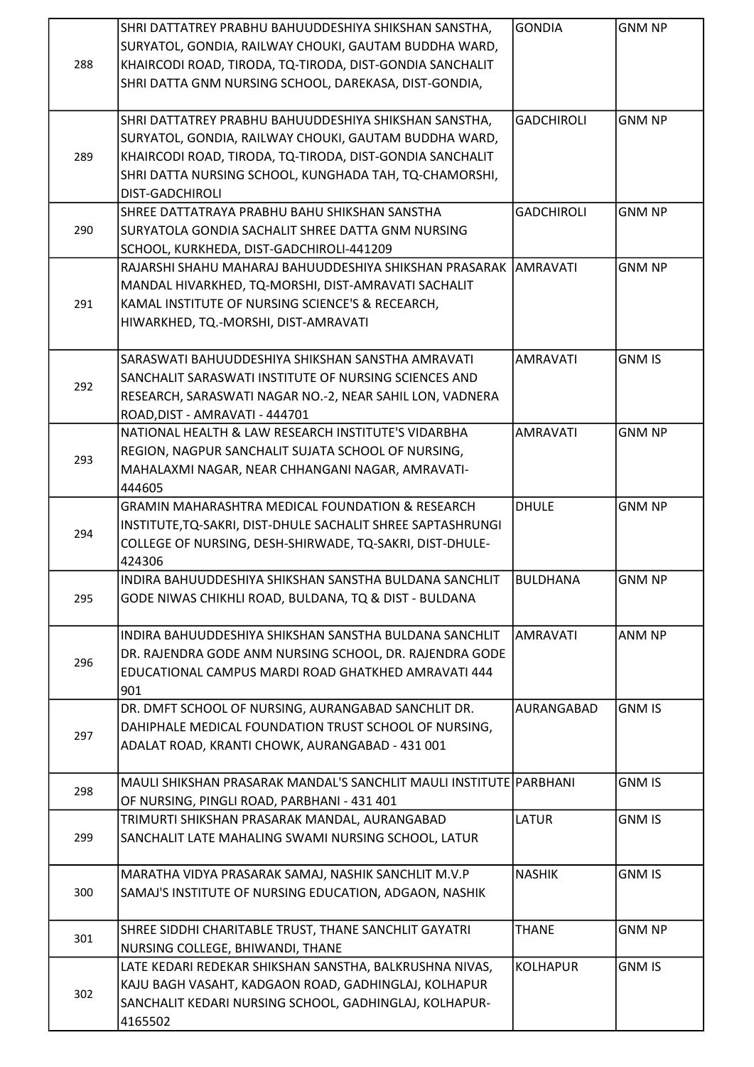| | | | |
|---|---|---|---|
| 288 | SHRI DATTATREY PRABHU BAHUUDDESHIYA SHIKSHAN SANSTHA, SURYATOL, GONDIA, RAILWAY CHOUKI, GAUTAM BUDDHA WARD, KHAIRCODI ROAD, TIRODA, TQ-TIRODA, DIST-GONDIA SANCHALIT SHRI DATTA GNM NURSING SCHOOL, DAREKASA, DIST-GONDIA, | GONDIA | GNM NP |
| 289 | SHRI DATTATREY PRABHU BAHUUDDESHIYA SHIKSHAN SANSTHA, SURYATOL, GONDIA, RAILWAY CHOUKI, GAUTAM BUDDHA WARD, KHAIRCODI ROAD, TIRODA, TQ-TIRODA, DIST-GONDIA SANCHALIT SHRI DATTA NURSING SCHOOL, KUNGHADA TAH, TQ-CHAMORSHI, DIST-GADCHIROLI | GADCHIROLI | GNM NP |
| 290 | SHREE DATTATRAYA PRABHU BAHU SHIKSHAN SANSTHA SURYATOLA GONDIA SACHALIT SHREE DATTA GNM NURSING SCHOOL, KURKHEDA, DIST-GADCHIROLI-441209 | GADCHIROLI | GNM NP |
| 291 | RAJARSHI SHAHU MAHARAJ BAHUUDDESHIYA SHIKSHAN PRASARAK MANDAL HIVARKHED, TQ-MORSHI, DIST-AMRAVATI SACHALIT KAMAL INSTITUTE OF NURSING SCIENCE'S & RECEARCH, HIWARKHED, TQ.-MORSHI, DIST-AMRAVATI | AMRAVATI | GNM NP |
| 292 | SARASWATI BAHUUDDESHIYA SHIKSHAN SANSTHA AMRAVATI SANCHALIT SARASWATI INSTITUTE OF NURSING SCIENCES AND RESEARCH, SARASWATI NAGAR NO.-2, NEAR SAHIL LON, VADNERA ROAD,DIST - AMRAVATI - 444701 | AMRAVATI | GNM IS |
| 293 | NATIONAL HEALTH & LAW RESEARCH INSTITUTE'S VIDARBHA REGION, NAGPUR SANCHALIT SUJATA SCHOOL OF NURSING, MAHALAXMI NAGAR, NEAR CHHANGANI NAGAR, AMRAVATI-444605 | AMRAVATI | GNM NP |
| 294 | GRAMIN MAHARASHTRA MEDICAL FOUNDATION & RESEARCH INSTITUTE,TQ-SAKRI, DIST-DHULE SACHALIT SHREE SAPTASHRUNGI COLLEGE OF NURSING, DESH-SHIRWADE, TQ-SAKRI, DIST-DHULE-424306 | DHULE | GNM NP |
| 295 | INDIRA BAHUUDDESHIYA SHIKSHAN SANSTHA BULDANA SANCHLIT GODE NIWAS CHIKHLI ROAD, BULDANA, TQ & DIST - BULDANA | BULDHANA | GNM NP |
| 296 | INDIRA BAHUUDDESHIYA SHIKSHAN SANSTHA BULDANA SANCHLIT DR. RAJENDRA GODE ANM NURSING SCHOOL, DR. RAJENDRA GODE EDUCATIONAL CAMPUS MARDI ROAD GHATKHED AMRAVATI 444 901 | AMRAVATI | ANM NP |
| 297 | DR. DMFT SCHOOL OF NURSING, AURANGABAD SANCHLIT DR. DAHIPHALE MEDICAL FOUNDATION TRUST SCHOOL OF NURSING, ADALAT ROAD, KRANTI CHOWK, AURANGABAD - 431 001 | AURANGABAD | GNM IS |
| 298 | MAULI SHIKSHAN PRASARAK MANDAL'S SANCHLIT MAULI INSTITUTE OF NURSING, PINGLI ROAD, PARBHANI - 431 401 | PARBHANI | GNM IS |
| 299 | TRIMURTI SHIKSHAN PRASARAK MANDAL, AURANGABAD SANCHALIT LATE MAHALING SWAMI NURSING SCHOOL, LATUR | LATUR | GNM IS |
| 300 | MARATHA VIDYA PRASARAK SAMAJ, NASHIK SANCHLIT M.V.P SAMAJ'S INSTITUTE OF NURSING EDUCATION, ADGAON, NASHIK | NASHIK | GNM IS |
| 301 | SHREE SIDDHI CHARITABLE TRUST, THANE SANCHLIT GAYATRI NURSING COLLEGE, BHIWANDI, THANE | THANE | GNM NP |
| 302 | LATE KEDARI REDEKAR SHIKSHAN SANSTHA, BALKRUSHNA NIVAS, KAJU BAGH VASAHT, KADGAON ROAD, GADHINGLAJ, KOLHAPUR SANCHALIT KEDARI NURSING SCHOOL, GADHINGLAJ, KOLHAPUR-4165502 | KOLHAPUR | GNM IS |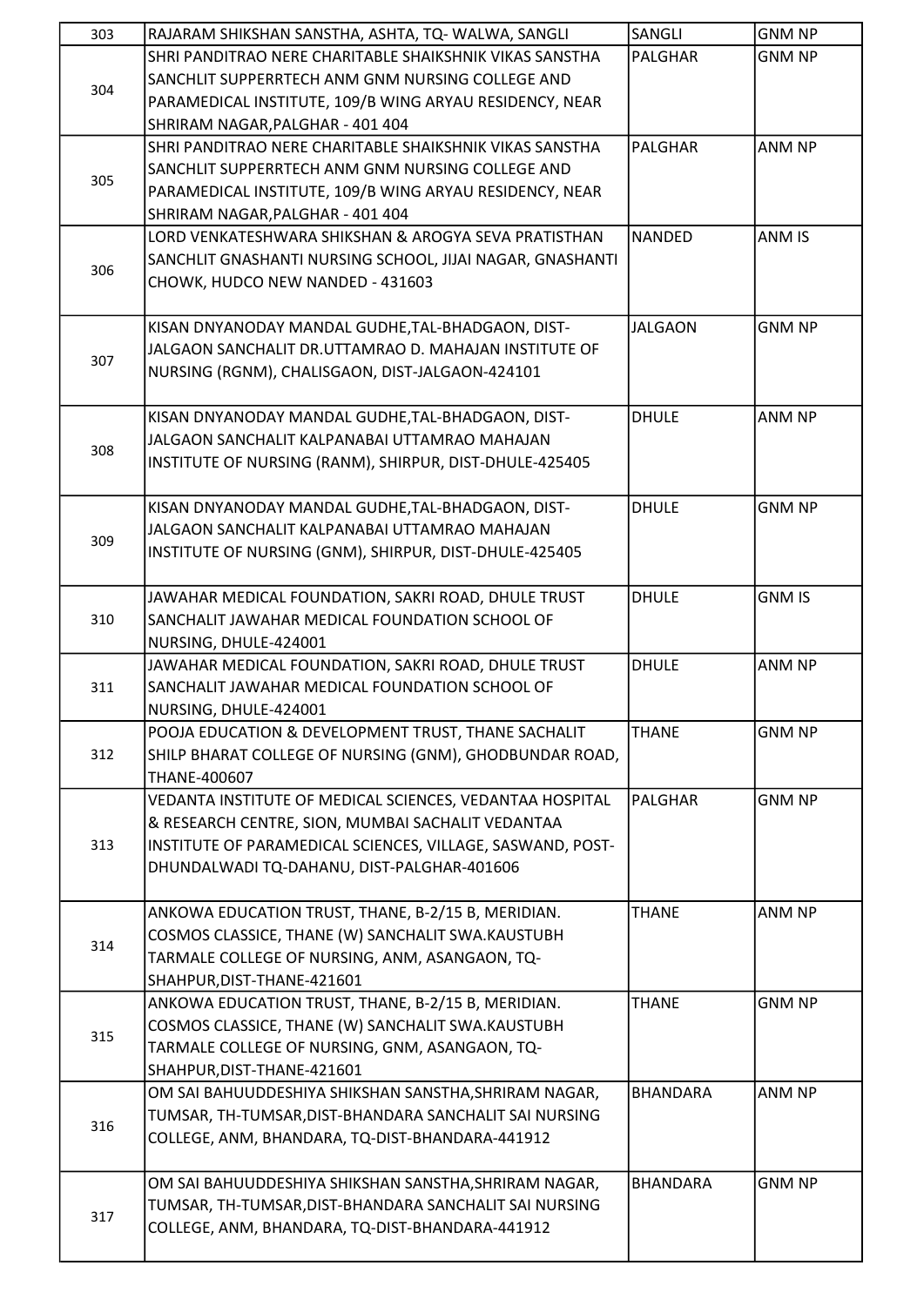| 303 | RAJARAM SHIKSHAN SANSTHA, ASHTA, TQ- WALWA, SANGLI | SANGLI | GNM NP |
|---|---|---|---|
| 304 | SHRI PANDITRAO NERE CHARITABLE SHAIKSHNIK VIKAS SANSTHA SANCHLIT SUPPERRTECH ANM GNM NURSING COLLEGE AND PARAMEDICAL INSTITUTE, 109/B WING ARYAU RESIDENCY, NEAR SHRIRAM NAGAR,PALGHAR - 401 404 | PALGHAR | GNM NP |
| 305 | SHRI PANDITRAO NERE CHARITABLE SHAIKSHNIK VIKAS SANSTHA SANCHLIT SUPPERRTECH ANM GNM NURSING COLLEGE AND PARAMEDICAL INSTITUTE, 109/B WING ARYAU RESIDENCY, NEAR SHRIRAM NAGAR,PALGHAR - 401 404 | PALGHAR | ANM NP |
| 306 | LORD VENKATESHWARA SHIKSHAN & AROGYA SEVA PRATISTHAN SANCHLIT GNASHANTI NURSING SCHOOL, JIJAI NAGAR, GNASHANTI CHOWK, HUDCO NEW NANDED - 431603 | NANDED | ANM IS |
| 307 | KISAN DNYANODAY MANDAL GUDHE,TAL-BHADGAON, DIST-JALGAON SANCHALIT DR.UTTAMRAO D. MAHAJAN INSTITUTE OF NURSING (RGNM), CHALISGAON, DIST-JALGAON-424101 | JALGAON | GNM NP |
| 308 | KISAN DNYANODAY MANDAL GUDHE,TAL-BHADGAON, DIST-JALGAON SANCHALIT KALPANABAI UTTAMRAO MAHAJAN INSTITUTE OF NURSING (RANM), SHIRPUR, DIST-DHULE-425405 | DHULE | ANM NP |
| 309 | KISAN DNYANODAY MANDAL GUDHE,TAL-BHADGAON, DIST-JALGAON SANCHALIT KALPANABAI UTTAMRAO MAHAJAN INSTITUTE OF NURSING (GNM), SHIRPUR, DIST-DHULE-425405 | DHULE | GNM NP |
| 310 | JAWAHAR MEDICAL FOUNDATION, SAKRI ROAD, DHULE TRUST SANCHALIT JAWAHAR MEDICAL FOUNDATION SCHOOL OF NURSING, DHULE-424001 | DHULE | GNM IS |
| 311 | JAWAHAR MEDICAL FOUNDATION, SAKRI ROAD, DHULE TRUST SANCHALIT JAWAHAR MEDICAL FOUNDATION SCHOOL OF NURSING, DHULE-424001 | DHULE | ANM NP |
| 312 | POOJA EDUCATION & DEVELOPMENT TRUST, THANE SACHALIT SHILP BHARAT COLLEGE OF NURSING (GNM), GHODBUNDAR ROAD, THANE-400607 | THANE | GNM NP |
| 313 | VEDANTA INSTITUTE OF MEDICAL SCIENCES, VEDANTAA HOSPITAL & RESEARCH CENTRE, SION, MUMBAI SACHALIT VEDANTAA INSTITUTE OF PARAMEDICAL SCIENCES, VILLAGE, SASWAND, POST-DHUNDALWADI TQ-DAHANU, DIST-PALGHAR-401606 | PALGHAR | GNM NP |
| 314 | ANKOWA EDUCATION TRUST, THANE, B-2/15 B, MERIDIAN. COSMOS CLASSICE, THANE (W) SANCHALIT SWA.KAUSTUBH TARMALE COLLEGE OF NURSING, ANM, ASANGAON, TQ-SHAHPUR,DIST-THANE-421601 | THANE | ANM NP |
| 315 | ANKOWA EDUCATION TRUST, THANE, B-2/15 B, MERIDIAN. COSMOS CLASSICE, THANE (W) SANCHALIT SWA.KAUSTUBH TARMALE COLLEGE OF NURSING, GNM, ASANGAON, TQ-SHAHPUR,DIST-THANE-421601 | THANE | GNM NP |
| 316 | OM SAI BAHUUDDESHIYA SHIKSHAN SANSTHA,SHRIRAM NAGAR, TUMSAR, TH-TUMSAR,DIST-BHANDARA SANCHALIT SAI NURSING COLLEGE, ANM, BHANDARA, TQ-DIST-BHANDARA-441912 | BHANDARA | ANM NP |
| 317 | OM SAI BAHUUDDESHIYA SHIKSHAN SANSTHA,SHRIRAM NAGAR, TUMSAR, TH-TUMSAR,DIST-BHANDARA SANCHALIT SAI NURSING COLLEGE, ANM, BHANDARA, TQ-DIST-BHANDARA-441912 | BHANDARA | GNM NP |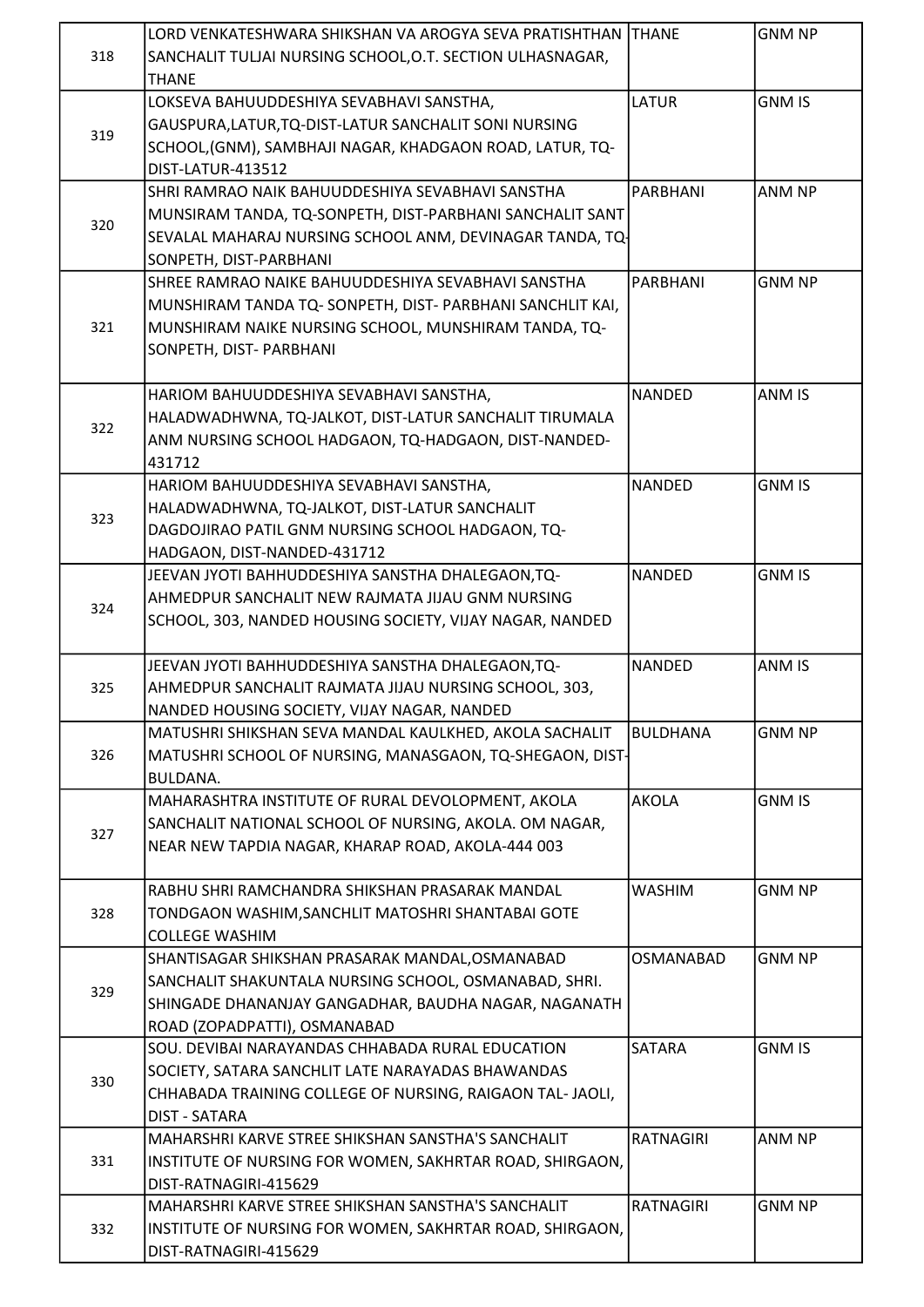| | | | |
|---|---|---|---|
| 318 | LORD VENKATESHWARA SHIKSHAN VA AROGYA SEVA PRATISHTHAN SANCHALIT TULJAI NURSING SCHOOL,O.T. SECTION ULHASNAGAR, THANE | THANE | GNM NP |
| 319 | LOKSEVA BAHUUDDESHIYA SEVABHAVI SANSTHA, GAUSPURA,LATUR,TQ-DIST-LATUR SANCHALIT SONI NURSING SCHOOL,(GNM), SAMBHAJI NAGAR, KHADGAON ROAD, LATUR, TQ-DIST-LATUR-413512 | LATUR | GNM IS |
| 320 | SHRI RAMRAO NAIK BAHUUDDESHIYA SEVABHAVI SANSTHA MUNSIRAM TANDA, TQ-SONPETH, DIST-PARBHANI SANCHALIT SANT SEVALAL MAHARAJ NURSING SCHOOL ANM, DEVINAGAR TANDA, TQ-SONPETH, DIST-PARBHANI | PARBHANI | ANM NP |
| 321 | SHREE RAMRAO NAIKE BAHUUDDESHIYA SEVABHAVI SANSTHA MUNSHIRAM TANDA TQ- SONPETH, DIST- PARBHANI SANCHLIT KAI, MUNSHIRAM NAIKE NURSING SCHOOL, MUNSHIRAM TANDA, TQ-SONPETH, DIST- PARBHANI | PARBHANI | GNM NP |
| 322 | HARIOM BAHUUDDESHIYA SEVABHAVI SANSTHA, HALADWADHWNA, TQ-JALKOT, DIST-LATUR SANCHALIT TIRUMALA ANM NURSING SCHOOL HADGAON, TQ-HADGAON, DIST-NANDED-431712 | NANDED | ANM IS |
| 323 | HARIOM BAHUUDDESHIYA SEVABHAVI SANSTHA, HALADWADHWNA, TQ-JALKOT, DIST-LATUR SANCHALIT DAGDOJIRAO PATIL GNM NURSING SCHOOL HADGAON, TQ-HADGAON, DIST-NANDED-431712 | NANDED | GNM IS |
| 324 | JEEVAN JYOTI BAHHUDDESHIYA SANSTHA DHALEGAON,TQ-AHMEDPUR SANCHALIT NEW RAJMATA JIJAU GNM NURSING SCHOOL, 303, NANDED HOUSING SOCIETY, VIJAY NAGAR, NANDED | NANDED | GNM IS |
| 325 | JEEVAN JYOTI BAHHUDDESHIYA SANSTHA DHALEGAON,TQ-AHMEDPUR SANCHALIT RAJMATA JIJAU NURSING SCHOOL, 303, NANDED HOUSING SOCIETY, VIJAY NAGAR, NANDED | NANDED | ANM IS |
| 326 | MATUSHRI SHIKSHAN SEVA MANDAL KAULKHED, AKOLA SACHALIT MATUSHRI SCHOOL OF NURSING, MANASGAON, TQ-SHEGAON, DIST-BULDANA. | BULDHANA | GNM NP |
| 327 | MAHARASHTRA INSTITUTE OF RURAL DEVOLOPMENT, AKOLA SANCHALIT NATIONAL SCHOOL OF NURSING, AKOLA. OM NAGAR, NEAR NEW TAPDIA NAGAR, KHARAP ROAD, AKOLA-444 003 | AKOLA | GNM IS |
| 328 | RABHU SHRI RAMCHANDRA SHIKSHAN PRASARAK MANDAL TONDGAON WASHIM,SANCHLIT MATOSHRI SHANTABAI GOTE COLLEGE WASHIM | WASHIM | GNM NP |
| 329 | SHANTISAGAR SHIKSHAN PRASARAK MANDAL,OSMANABAD SANCHALIT SHAKUNTALA NURSING SCHOOL, OSMANABAD, SHRI. SHINGADE DHANANJAY GANGADHAR, BAUDHA NAGAR, NAGANATH ROAD (ZOPADPATTI), OSMANABAD | OSMANABAD | GNM NP |
| 330 | SOU. DEVIBAI NARAYANDAS CHHABADA RURAL EDUCATION SOCIETY, SATARA SANCHLIT LATE NARAYADAS BHAWANDAS CHHABADA TRAINING COLLEGE OF NURSING, RAIGAON TAL- JAOLI, DIST - SATARA | SATARA | GNM IS |
| 331 | MAHARSHRI KARVE STREE SHIKSHAN SANSTHA'S SANCHALIT INSTITUTE OF NURSING FOR WOMEN, SAKHRTAR ROAD, SHIRGAON, DIST-RATNAGIRI-415629 | RATNAGIRI | ANM NP |
| 332 | MAHARSHRI KARVE STREE SHIKSHAN SANSTHA'S SANCHALIT INSTITUTE OF NURSING FOR WOMEN, SAKHRTAR ROAD, SHIRGAON, DIST-RATNAGIRI-415629 | RATNAGIRI | GNM NP |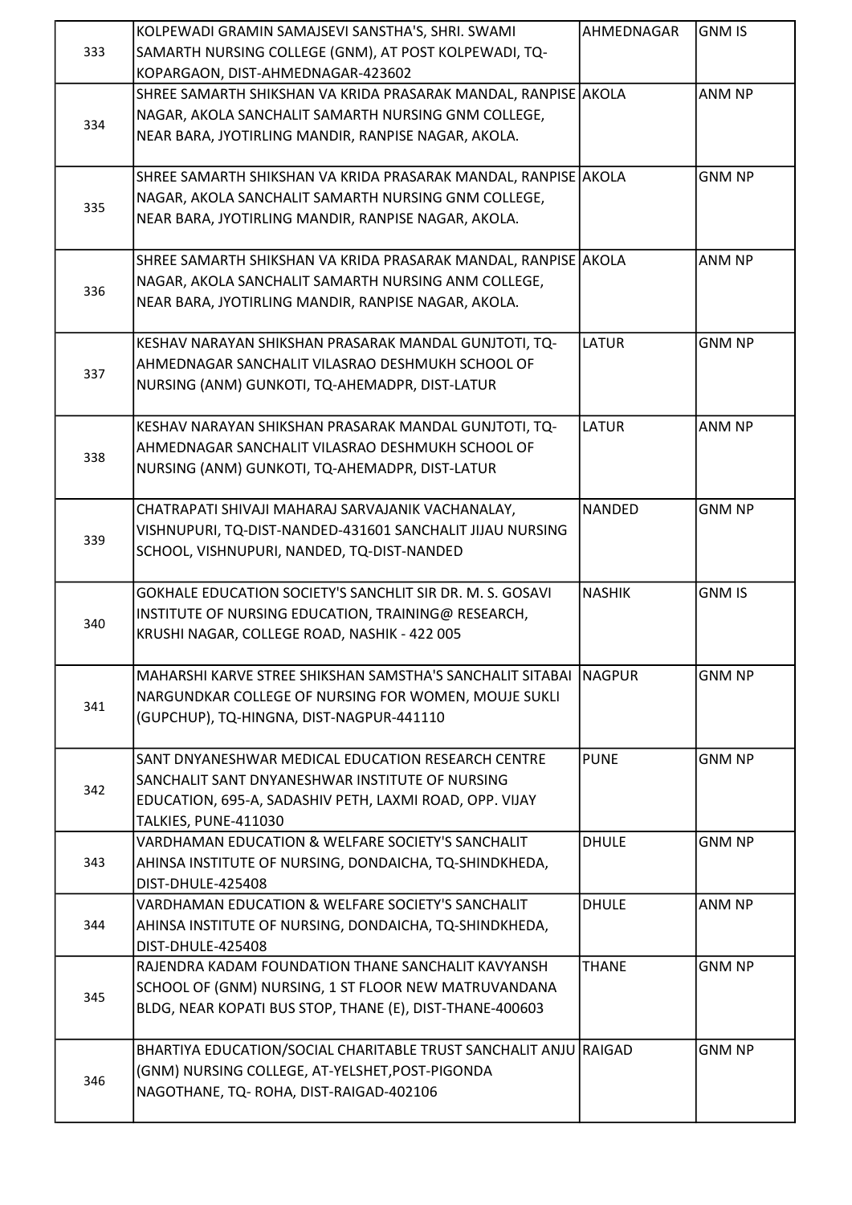| | | | |
|---|---|---|---|
| 333 | KOLPEWADI GRAMIN SAMAJSEVI SANSTHA'S, SHRI. SWAMI SAMARTH NURSING COLLEGE (GNM), AT POST KOLPEWADI, TQ-KOPARGAON, DIST-AHMEDNAGAR-423602 | AHMEDNAGAR | GNM IS |
| 334 | SHREE SAMARTH SHIKSHAN VA KRIDA PRASARAK MANDAL, RANPISE NAGAR, AKOLA SANCHALIT SAMARTH NURSING GNM COLLEGE, NEAR BARA, JYOTIRLING MANDIR, RANPISE NAGAR, AKOLA. | AKOLA | ANM NP |
| 335 | SHREE SAMARTH SHIKSHAN VA KRIDA PRASARAK MANDAL, RANPISE NAGAR, AKOLA SANCHALIT SAMARTH NURSING GNM COLLEGE, NEAR BARA, JYOTIRLING MANDIR, RANPISE NAGAR, AKOLA. | AKOLA | GNM NP |
| 336 | SHREE SAMARTH SHIKSHAN VA KRIDA PRASARAK MANDAL, RANPISE NAGAR, AKOLA SANCHALIT SAMARTH NURSING ANM COLLEGE, NEAR BARA, JYOTIRLING MANDIR, RANPISE NAGAR, AKOLA. | AKOLA | ANM NP |
| 337 | KESHAV NARAYAN SHIKSHAN PRASARAK MANDAL GUNJTOTI, TQ-AHMEDNAGAR SANCHALIT VILASRAO DESHMUKH SCHOOL OF NURSING (ANM) GUNKOTI, TQ-AHEMADPR, DIST-LATUR | LATUR | GNM NP |
| 338 | KESHAV NARAYAN SHIKSHAN PRASARAK MANDAL GUNJTOTI, TQ-AHMEDNAGAR SANCHALIT VILASRAO DESHMUKH SCHOOL OF NURSING (ANM) GUNKOTI, TQ-AHEMADPR, DIST-LATUR | LATUR | ANM NP |
| 339 | CHATRAPATI SHIVAJI MAHARAJ SARVAJANIK VACHANALAY, VISHNUPURI, TQ-DIST-NANDED-431601 SANCHALIT JIJAU NURSING SCHOOL, VISHNUPURI, NANDED, TQ-DIST-NANDED | NANDED | GNM NP |
| 340 | GOKHALE EDUCATION SOCIETY'S SANCHLIT SIR DR. M. S. GOSAVI INSTITUTE OF NURSING EDUCATION, TRAINING@ RESEARCH, KRUSHI NAGAR, COLLEGE ROAD, NASHIK - 422 005 | NASHIK | GNM IS |
| 341 | MAHARSHI KARVE STREE SHIKSHAN SAMSTHA'S SANCHALIT SITABAI NARGUNDKAR COLLEGE OF NURSING FOR WOMEN, MOUJE SUKLI (GUPCHUP), TQ-HINGNA, DIST-NAGPUR-441110 | NAGPUR | GNM NP |
| 342 | SANT DNYANESHWAR MEDICAL EDUCATION RESEARCH CENTRE SANCHALIT SANT DNYANESHWAR INSTITUTE OF NURSING EDUCATION, 695-A, SADASHIV PETH, LAXMI ROAD, OPP. VIJAY TALKIES, PUNE-411030 | PUNE | GNM NP |
| 343 | VARDHAMAN EDUCATION & WELFARE SOCIETY'S SANCHALIT AHINSA INSTITUTE OF NURSING, DONDAICHA, TQ-SHINDKHEDA, DIST-DHULE-425408 | DHULE | GNM NP |
| 344 | VARDHAMAN EDUCATION & WELFARE SOCIETY'S SANCHALIT AHINSA INSTITUTE OF NURSING, DONDAICHA, TQ-SHINDKHEDA, DIST-DHULE-425408 | DHULE | ANM NP |
| 345 | RAJENDRA KADAM FOUNDATION THANE SANCHALIT KAVYANSH SCHOOL OF (GNM) NURSING, 1 ST FLOOR NEW MATRUVANDANA BLDG, NEAR KOPATI BUS STOP, THANE (E), DIST-THANE-400603 | THANE | GNM NP |
| 346 | BHARTIYA EDUCATION/SOCIAL CHARITABLE TRUST SANCHALIT ANJU (GNM) NURSING COLLEGE, AT-YELSHET,POST-PIGONDA NAGOTHANE, TQ- ROHA, DIST-RAIGAD-402106 | RAIGAD | GNM NP |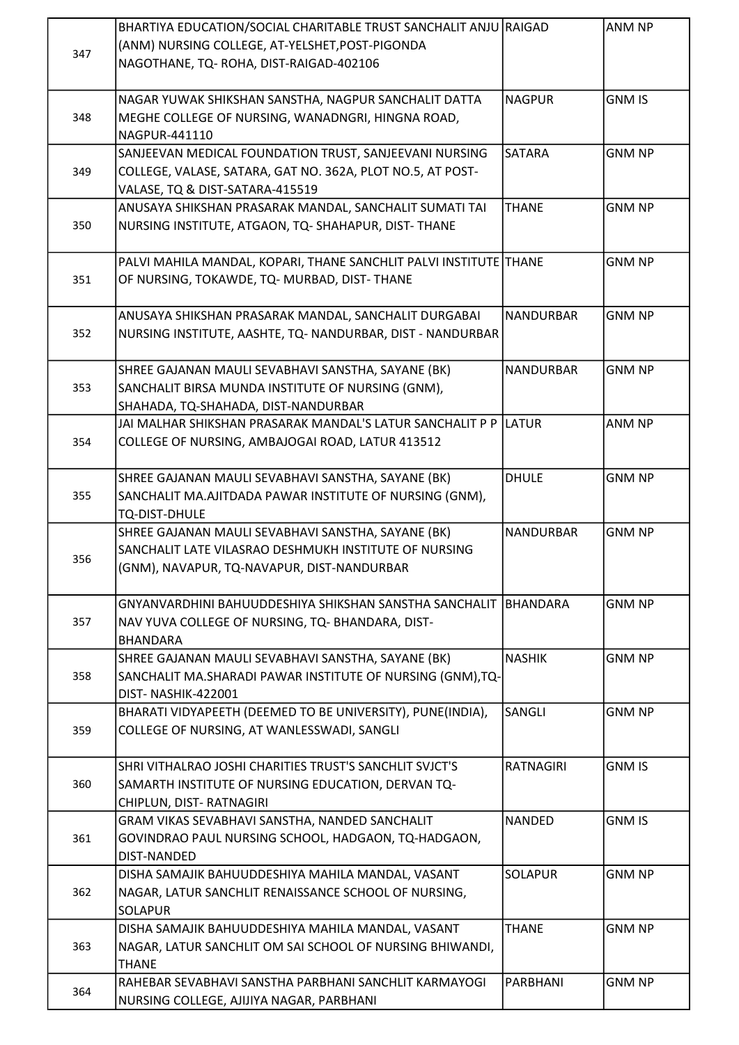| | | | |
|---|---|---|---|
| 347 | BHARTIYA EDUCATION/SOCIAL CHARITABLE TRUST SANCHALIT ANJU (ANM) NURSING COLLEGE, AT-YELSHET,POST-PIGONDA NAGOTHANE, TQ- ROHA, DIST-RAIGAD-402106 | RAIGAD | ANM NP |
| 348 | NAGAR YUWAK SHIKSHAN SANSTHA, NAGPUR SANCHALIT DATTA MEGHE COLLEGE OF NURSING, WANADNGRI, HINGNA ROAD, NAGPUR-441110 | NAGPUR | GNM IS |
| 349 | SANJEEVAN MEDICAL FOUNDATION TRUST, SANJEEVANI NURSING COLLEGE, VALASE, SATARA, GAT NO. 362A, PLOT NO.5, AT POST-VALASE, TQ & DIST-SATARA-415519 | SATARA | GNM NP |
| 350 | ANUSAYA SHIKSHAN PRASARAK MANDAL, SANCHALIT SUMATI TAI NURSING INSTITUTE, ATGAON, TQ- SHAHAPUR, DIST- THANE | THANE | GNM NP |
| 351 | PALVI MAHILA MANDAL, KOPARI, THANE SANCHLIT PALVI INSTITUTE OF NURSING, TOKAWDE, TQ- MURBAD, DIST- THANE | THANE | GNM NP |
| 352 | ANUSAYA SHIKSHAN PRASARAK MANDAL, SANCHALIT DURGABAI NURSING INSTITUTE, AASHTE, TQ- NANDURBAR, DIST - NANDURBAR | NANDURBAR | GNM NP |
| 353 | SHREE GAJANAN MAULI SEVABHAVI SANSTHA, SAYANE (BK) SANCHALIT BIRSA MUNDA INSTITUTE OF NURSING (GNM), SHAHADA, TQ-SHAHADA, DIST-NANDURBAR | NANDURBAR | GNM NP |
| 354 | JAI MALHAR SHIKSHAN PRASARAK MANDAL'S LATUR SANCHALIT P P COLLEGE OF NURSING, AMBAJOGAI ROAD, LATUR 413512 | LATUR | ANM NP |
| 355 | SHREE GAJANAN MAULI SEVABHAVI SANSTHA, SAYANE (BK) SANCHALIT MA.AJITDADA PAWAR INSTITUTE OF NURSING (GNM), TQ-DIST-DHULE | DHULE | GNM NP |
| 356 | SHREE GAJANAN MAULI SEVABHAVI SANSTHA, SAYANE (BK) SANCHALIT LATE VILASRAO DESHMUKH INSTITUTE OF NURSING (GNM), NAVAPUR, TQ-NAVAPUR, DIST-NANDURBAR | NANDURBAR | GNM NP |
| 357 | GNYANVARDHINI BAHUUDDESHIYA SHIKSHAN SANSTHA SANCHALIT NAV YUVA COLLEGE OF NURSING, TQ- BHANDARA, DIST-BHANDARA | BHANDARA | GNM NP |
| 358 | SHREE GAJANAN MAULI SEVABHAVI SANSTHA, SAYANE (BK) SANCHALIT MA.SHARADI PAWAR INSTITUTE OF NURSING (GNM),TQ-DIST- NASHIK-422001 | NASHIK | GNM NP |
| 359 | BHARATI VIDYAPEETH (DEEMED TO BE UNIVERSITY), PUNE(INDIA), COLLEGE OF NURSING, AT WANLESSWADI, SANGLI | SANGLI | GNM NP |
| 360 | SHRI VITHALRAO JOSHI CHARITIES TRUST'S SANCHLIT SVJCT'S SAMARTH INSTITUTE OF NURSING EDUCATION, DERVAN TQ-CHIPLUN, DIST- RATNAGIRI | RATNAGIRI | GNM IS |
| 361 | GRAM VIKAS SEVABHAVI SANSTHA, NANDED SANCHALIT GOVINDRAO PAUL NURSING SCHOOL, HADGAON, TQ-HADGAON, DIST-NANDED | NANDED | GNM IS |
| 362 | DISHA SAMAJIK BAHUUDDESHIYA MAHILA MANDAL, VASANT NAGAR, LATUR SANCHLIT RENAISSANCE SCHOOL OF NURSING, SOLAPUR | SOLAPUR | GNM NP |
| 363 | DISHA SAMAJIK BAHUUDDESHIYA MAHILA MANDAL, VASANT NAGAR, LATUR SANCHLIT OM SAI SCHOOL OF NURSING BHIWANDI, THANE | THANE | GNM NP |
| 364 | RAHEBAR SEVABHAVI SANSTHA PARBHANI SANCHLIT KARMAYOGI NURSING COLLEGE, AJIJIYA NAGAR, PARBHANI | PARBHANI | GNM NP |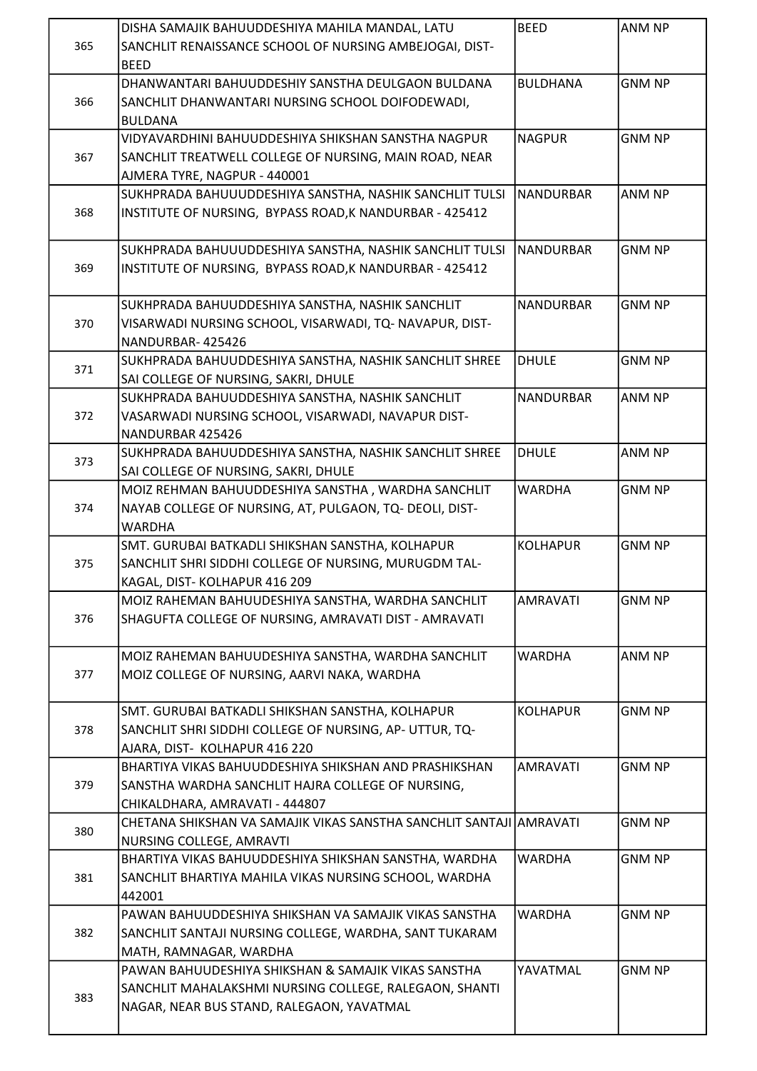| | | | |
|---|---|---|---|
| 365 | DISHA SAMAJIK BAHUUDDESHIYA MAHILA MANDAL, LATU SANCHLIT RENAISSANCE SCHOOL OF NURSING AMBEJOGAI, DIST-BEED | BEED | ANM NP |
| 366 | DHANWANTARI BAHUUDDESHIY SANSTHA DEULGAON BULDANA SANCHLIT DHANWANTARI NURSING SCHOOL DOIFODEWADI, BULDANA | BULDHANA | GNM NP |
| 367 | VIDYAVARDHINI BAHUUDDESHIYA SHIKSHAN SANSTHA NAGPUR SANCHLIT TREATWELL COLLEGE OF NURSING, MAIN ROAD, NEAR AJMERA TYRE, NAGPUR - 440001 | NAGPUR | GNM NP |
| 368 | SUKHPRADA BAHUUUDDESHIYA SANSTHA, NASHIK SANCHLIT TULSI INSTITUTE OF NURSING, BYPASS ROAD,K NANDURBAR - 425412 | NANDURBAR | ANM NP |
| 369 | SUKHPRADA BAHUUUDDESHIYA SANSTHA, NASHIK SANCHLIT TULSI INSTITUTE OF NURSING, BYPASS ROAD,K NANDURBAR - 425412 | NANDURBAR | GNM NP |
| 370 | SUKHPRADA BAHUUDDESHIYA SANSTHA, NASHIK SANCHLIT VISARWADI NURSING SCHOOL, VISARWADI, TQ- NAVAPUR, DIST-NANDURBAR- 425426 | NANDURBAR | GNM NP |
| 371 | SUKHPRADA BAHUUDDESHIYA SANSTHA, NASHIK SANCHLIT SHREE SAI COLLEGE OF NURSING, SAKRI, DHULE | DHULE | GNM NP |
| 372 | SUKHPRADA BAHUUDDESHIYA SANSTHA, NASHIK SANCHLIT VASARWADI NURSING SCHOOL, VISARWADI, NAVAPUR DIST-NANDURBAR 425426 | NANDURBAR | ANM NP |
| 373 | SUKHPRADA BAHUUDDESHIYA SANSTHA, NASHIK SANCHLIT SHREE SAI COLLEGE OF NURSING, SAKRI, DHULE | DHULE | ANM NP |
| 374 | MOIZ REHMAN BAHUUDDESHIYA SANSTHA , WARDHA SANCHLIT NAYAB COLLEGE OF NURSING, AT, PULGAON, TQ- DEOLI, DIST-WARDHA | WARDHA | GNM NP |
| 375 | SMT. GURUBAI BATKADLI SHIKSHAN SANSTHA, KOLHAPUR SANCHLIT SHRI SIDDHI COLLEGE OF NURSING, MURUGDM TAL-KAGAL, DIST- KOLHAPUR 416 209 | KOLHAPUR | GNM NP |
| 376 | MOIZ RAHEMAN BAHUUDESHIYA SANSTHA, WARDHA SANCHLIT SHAGUFTA COLLEGE OF NURSING, AMRAVATI DIST - AMRAVATI | AMRAVATI | GNM NP |
| 377 | MOIZ RAHEMAN BAHUUDESHIYA SANSTHA, WARDHA SANCHLIT MOIZ COLLEGE OF NURSING, AARVI NAKA, WARDHA | WARDHA | ANM NP |
| 378 | SMT. GURUBAI BATKADLI SHIKSHAN SANSTHA, KOLHAPUR SANCHLIT SHRI SIDDHI COLLEGE OF NURSING, AP- UTTUR, TQ-AJARA, DIST- KOLHAPUR 416 220 | KOLHAPUR | GNM NP |
| 379 | BHARTIYA VIKAS BAHUUDDESHIYA SHIKSHAN AND PRASHIKSHAN SANSTHA WARDHA SANCHLIT HAJRA COLLEGE OF NURSING, CHIKALDHARA, AMRAVATI - 444807 | AMRAVATI | GNM NP |
| 380 | CHETANA SHIKSHAN VA SAMAJIK VIKAS SANSTHA SANCHLIT SANTAJI NURSING COLLEGE, AMRAVTI | AMRAVATI | GNM NP |
| 381 | BHARTIYA VIKAS BAHUUDDESHIYA SHIKSHAN SANSTHA, WARDHA SANCHLIT BHARTIYA MAHILA VIKAS NURSING SCHOOL, WARDHA 442001 | WARDHA | GNM NP |
| 382 | PAWAN BAHUUDDESHIYA SHIKSHAN VA SAMAJIK VIKAS SANSTHA SANCHLIT SANTAJI NURSING COLLEGE, WARDHA, SANT TUKARAM MATH, RAMNAGAR, WARDHA | WARDHA | GNM NP |
| 383 | PAWAN BAHUUDESHIYA SHIKSHAN & SAMAJIK VIKAS SANSTHA SANCHLIT MAHALAKSHMI NURSING COLLEGE, RALEGAON, SHANTI NAGAR, NEAR BUS STAND, RALEGAON, YAVATMAL | YAVATMAL | GNM NP |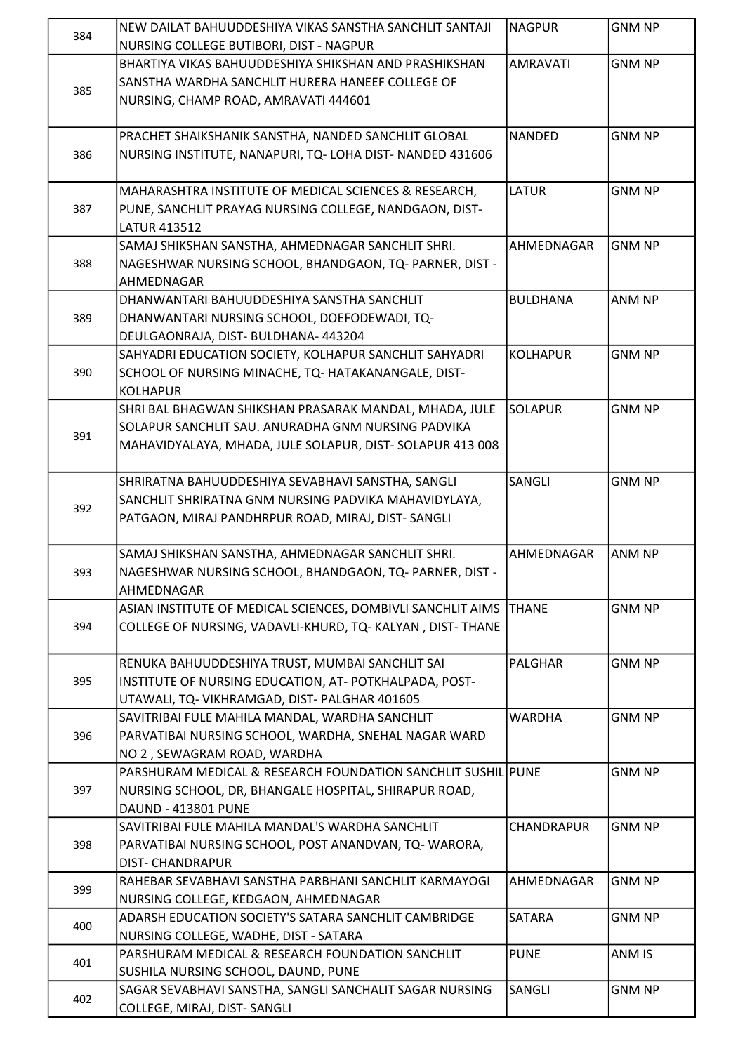| 384 | NEW DAILAT BAHUUDDESHIYA VIKAS SANSTHA SANCHLIT SANTAJI NURSING COLLEGE BUTIBORI, DIST - NAGPUR | NAGPUR | GNM NP |
|---|---|---|---|
| 385 | BHARTIYA VIKAS BAHUUDDESHIYA SHIKSHAN AND PRASHIKSHAN SANSTHA WARDHA SANCHLIT HURERA HANEEF COLLEGE OF NURSING, CHAMP ROAD, AMRAVATI 444601 | AMRAVATI | GNM NP |
| 386 | PRACHET SHAIKSHANIK SANSTHA, NANDED SANCHLIT GLOBAL NURSING INSTITUTE, NANAPURI, TQ- LOHA DIST- NANDED 431606 | NANDED | GNM NP |
| 387 | MAHARASHTRA INSTITUTE OF MEDICAL SCIENCES & RESEARCH, PUNE, SANCHLIT PRAYAG NURSING COLLEGE, NANDGAON, DIST- LATUR 413512 | LATUR | GNM NP |
| 388 | SAMAJ SHIKSHAN SANSTHA, AHMEDNAGAR SANCHLIT SHRI. NAGESHWAR NURSING SCHOOL, BHANDGAON, TQ- PARNER, DIST - AHMEDNAGAR | AHMEDNAGAR | GNM NP |
| 389 | DHANWANTARI BAHUUDDESHIYA SANSTHA SANCHLIT DHANWANTARI NURSING SCHOOL, DOEFODEWADI, TQ- DEULGAONRAJA, DIST- BULDHANA- 443204 | BULDHANA | ANM NP |
| 390 | SAHYADRI EDUCATION SOCIETY, KOLHAPUR SANCHLIT SAHYADRI SCHOOL OF NURSING MINACHE, TQ- HATAKANANGALE, DIST- KOLHAPUR | KOLHAPUR | GNM NP |
| 391 | SHRI BAL BHAGWAN SHIKSHAN PRASARAK MANDAL, MHADA, JULE SOLAPUR SANCHLIT SAU. ANURADHA GNM NURSING PADVIKA MAHAVIDYALAYA, MHADA, JULE SOLAPUR, DIST- SOLAPUR 413 008 | SOLAPUR | GNM NP |
| 392 | SHRIRATNA BAHUUDDESHIYA SEVABHAVI SANSTHA, SANGLI SANCHLIT SHRIRATNA GNM NURSING PADVIKA MAHAVIDYLAYA, PATGAON, MIRAJ PANDHRPUR ROAD, MIRAJ, DIST- SANGLI | SANGLI | GNM NP |
| 393 | SAMAJ SHIKSHAN SANSTHA, AHMEDNAGAR SANCHLIT SHRI. NAGESHWAR NURSING SCHOOL, BHANDGAON, TQ- PARNER, DIST - AHMEDNAGAR | AHMEDNAGAR | ANM NP |
| 394 | ASIAN INSTITUTE OF MEDICAL SCIENCES, DOMBIVLI SANCHLIT AIMS COLLEGE OF NURSING, VADAVLI-KHURD, TQ- KALYAN , DIST- THANE | THANE | GNM NP |
| 395 | RENUKA BAHUUDDESHIYA TRUST, MUMBAI SANCHLIT SAI INSTITUTE OF NURSING EDUCATION, AT- POTKHALPADA, POST- UTAWALI, TQ- VIKHRAMGAD, DIST- PALGHAR 401605 | PALGHAR | GNM NP |
| 396 | SAVITRIBAI FULE MAHILA MANDAL, WARDHA SANCHLIT PARVATIBAI NURSING SCHOOL, WARDHA, SNEHAL NAGAR WARD NO 2 , SEWAGRAM ROAD, WARDHA | WARDHA | GNM NP |
| 397 | PARSHURAM MEDICAL & RESEARCH FOUNDATION SANCHLIT SUSHIL NURSING SCHOOL, DR, BHANGALE HOSPITAL, SHIRAPUR ROAD, DAUND - 413801 PUNE | PUNE | GNM NP |
| 398 | SAVITRIBAI FULE MAHILA MANDAL'S WARDHA SANCHLIT PARVATIBAI NURSING SCHOOL, POST ANANDVAN, TQ- WARORA, DIST- CHANDRAPUR | CHANDRAPUR | GNM NP |
| 399 | RAHEBAR SEVABHAVI SANSTHA PARBHANI SANCHLIT KARMAYOGI NURSING COLLEGE, KEDGAON, AHMEDNAGAR | AHMEDNAGAR | GNM NP |
| 400 | ADARSH EDUCATION SOCIETY'S SATARA SANCHLIT CAMBRIDGE NURSING COLLEGE, WADHE, DIST - SATARA | SATARA | GNM NP |
| 401 | PARSHURAM MEDICAL & RESEARCH FOUNDATION SANCHLIT SUSHILA NURSING SCHOOL, DAUND, PUNE | PUNE | ANM IS |
| 402 | SAGAR SEVABHAVI SANSTHA, SANGLI SANCHALIT SAGAR NURSING COLLEGE, MIRAJ, DIST- SANGLI | SANGLI | GNM NP |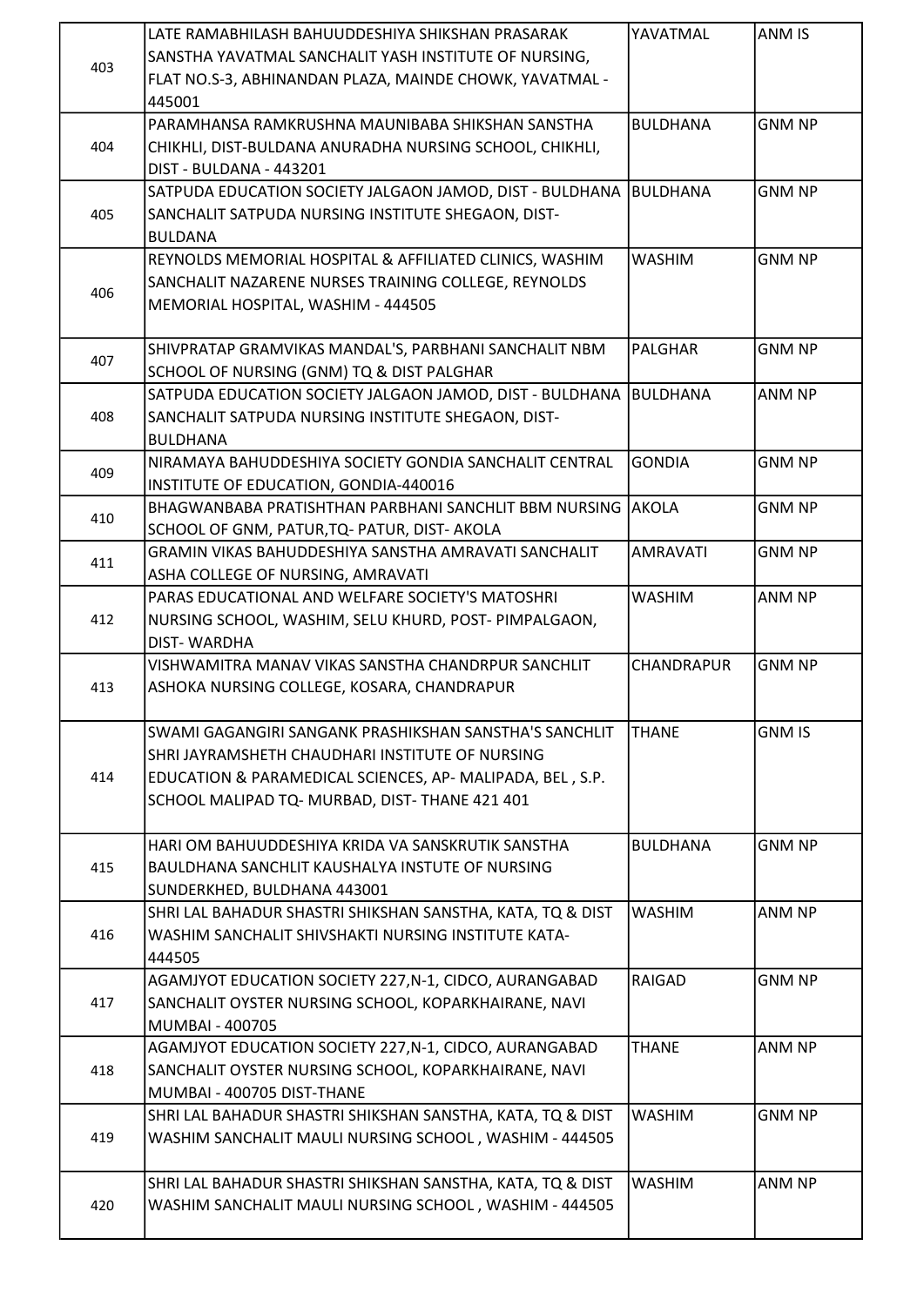| | | | |
|---|---|---|---|
| 403 | LATE RAMABHILASH BAHUUDDESHIYA SHIKSHAN PRASARAK SANSTHA YAVATMAL SANCHALIT YASH INSTITUTE OF NURSING, FLAT NO.S-3, ABHINANDAN PLAZA, MAINDE CHOWK, YAVATMAL - 445001 | YAVATMAL | ANM IS |
| 404 | PARAMHANSA RAMKRUSHNA MAUNIBABA SHIKSHAN SANSTHA CHIKHLI, DIST-BULDANA ANURADHA NURSING SCHOOL, CHIKHLI, DIST - BULDANA - 443201 | BULDHANA | GNM NP |
| 405 | SATPUDA EDUCATION SOCIETY JALGAON JAMOD, DIST - BULDHANA SANCHALIT SATPUDA NURSING INSTITUTE SHEGAON, DIST-BULDANA | BULDHANA | GNM NP |
| 406 | REYNOLDS MEMORIAL HOSPITAL & AFFILIATED CLINICS, WASHIM SANCHALIT NAZARENE NURSES TRAINING COLLEGE, REYNOLDS MEMORIAL HOSPITAL, WASHIM - 444505 | WASHIM | GNM NP |
| 407 | SHIVPRATAP GRAMVIKAS MANDAL'S, PARBHANI SANCHALIT NBM SCHOOL OF NURSING (GNM) TQ & DIST PALGHAR | PALGHAR | GNM NP |
| 408 | SATPUDA EDUCATION SOCIETY JALGAON JAMOD, DIST - BULDHANA SANCHALIT SATPUDA NURSING INSTITUTE SHEGAON, DIST-BULDHANA | BULDHANA | ANM NP |
| 409 | NIRAMAYA BAHUDDESHIYA SOCIETY GONDIA SANCHALIT CENTRAL INSTITUTE OF EDUCATION, GONDIA-440016 | GONDIA | GNM NP |
| 410 | BHAGWANBABA PRATISHTHAN PARBHANI SANCHLIT BBM NURSING SCHOOL OF GNM, PATUR,TQ- PATUR, DIST- AKOLA | AKOLA | GNM NP |
| 411 | GRAMIN VIKAS BAHUDDESHIYA SANSTHA AMRAVATI SANCHALIT ASHA COLLEGE OF NURSING, AMRAVATI | AMRAVATI | GNM NP |
| 412 | PARAS EDUCATIONAL AND WELFARE SOCIETY'S MATOSHRI NURSING SCHOOL, WASHIM, SELU KHURD, POST- PIMPALGAON, DIST- WARDHA | WASHIM | ANM NP |
| 413 | VISHWAMITRA MANAV VIKAS SANSTHA CHANDRPUR SANCHLIT ASHOKA NURSING COLLEGE, KOSARA, CHANDRAPUR | CHANDRAPUR | GNM NP |
| 414 | SWAMI GAGANGIRI SANGANK PRASHIKSHAN SANSTHA'S SANCHLIT SHRI JAYRAMSHETH CHAUDHARI INSTITUTE OF NURSING EDUCATION & PARAMEDICAL SCIENCES, AP- MALIPADA, BEL , S.P. SCHOOL MALIPAD TQ- MURBAD, DIST- THANE 421 401 | THANE | GNM IS |
| 415 | HARI OM BAHUUDDESHIYA KRIDA VA SANSKRUTIK SANSTHA BAULDHANA SANCHLIT KAUSHALYA INSTUTE OF NURSING SUNDERKHED, BULDHANA 443001 | BULDHANA | GNM NP |
| 416 | SHRI LAL BAHADUR SHASTRI SHIKSHAN SANSTHA, KATA, TQ & DIST WASHIM SANCHALIT SHIVSHAKTI NURSING INSTITUTE KATA-444505 | WASHIM | ANM NP |
| 417 | AGAMJYOT EDUCATION SOCIETY 227,N-1, CIDCO, AURANGABAD SANCHALIT OYSTER NURSING SCHOOL, KOPARKHAIRANE, NAVI MUMBAI - 400705 | RAIGAD | GNM NP |
| 418 | AGAMJYOT EDUCATION SOCIETY 227,N-1, CIDCO, AURANGABAD SANCHALIT OYSTER NURSING SCHOOL, KOPARKHAIRANE, NAVI MUMBAI - 400705 DIST-THANE | THANE | ANM NP |
| 419 | SHRI LAL BAHADUR SHASTRI SHIKSHAN SANSTHA, KATA, TQ & DIST WASHIM SANCHALIT MAULI NURSING SCHOOL , WASHIM - 444505 | WASHIM | GNM NP |
| 420 | SHRI LAL BAHADUR SHASTRI SHIKSHAN SANSTHA, KATA, TQ & DIST WASHIM SANCHALIT MAULI NURSING SCHOOL , WASHIM - 444505 | WASHIM | ANM NP |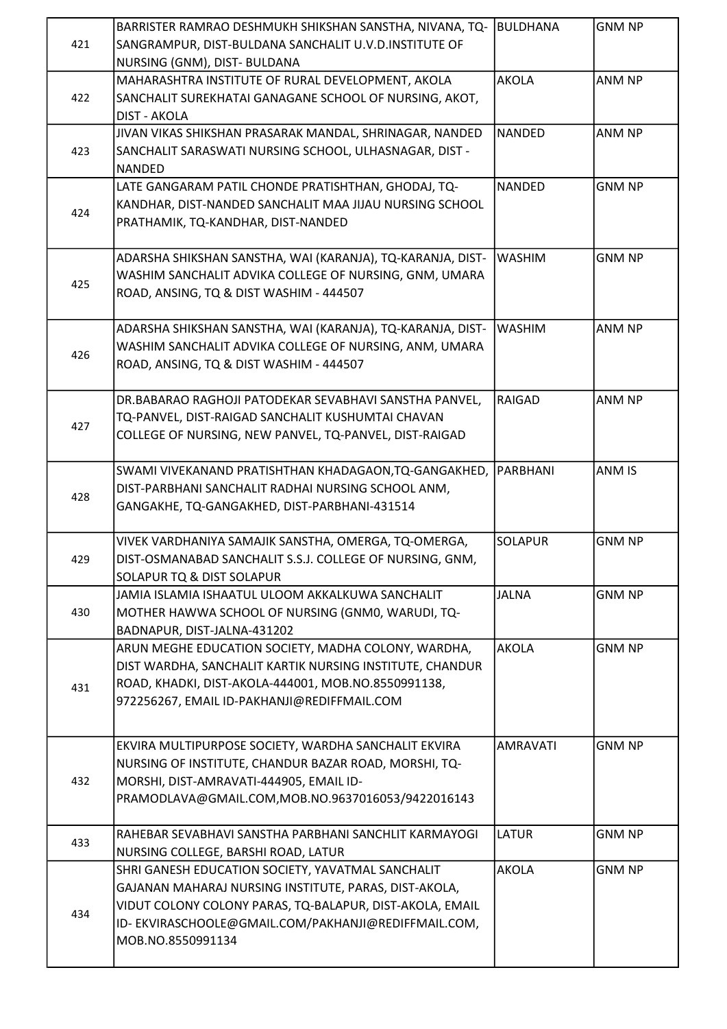| | | | |
|---|---|---|---|
| 421 | BARRISTER RAMRAO DESHMUKH SHIKSHAN SANSTHA, NIVANA, TQ-SANGRAMPUR, DIST-BULDANA SANCHALIT U.V.D.INSTITUTE OF NURSING (GNM), DIST- BULDANA | BULDHANA | GNM NP |
| 422 | MAHARASHTRA INSTITUTE OF RURAL DEVELOPMENT, AKOLA SANCHALIT SUREKHATAI GANAGANE SCHOOL OF NURSING, AKOT, DIST - AKOLA | AKOLA | ANM NP |
| 423 | JIVAN VIKAS SHIKSHAN PRASARAK MANDAL, SHRINAGAR, NANDED SANCHALIT SARASWATI NURSING SCHOOL, ULHASNAGAR, DIST - NANDED | NANDED | ANM NP |
| 424 | LATE GANGARAM PATIL CHONDE PRATISHTHAN, GHODAJ, TQ-KANDHAR, DIST-NANDED SANCHALIT MAA JIJAU NURSING SCHOOL PRATHAMIK, TQ-KANDHAR, DIST-NANDED | NANDED | GNM NP |
| 425 | ADARSHA SHIKSHAN SANSTHA, WAI (KARANJA), TQ-KARANJA, DIST-WASHIM SANCHALIT ADVIKA COLLEGE OF NURSING, GNM, UMARA ROAD, ANSING, TQ & DIST WASHIM - 444507 | WASHIM | GNM NP |
| 426 | ADARSHA SHIKSHAN SANSTHA, WAI (KARANJA), TQ-KARANJA, DIST-WASHIM SANCHALIT ADVIKA COLLEGE OF NURSING, ANM, UMARA ROAD, ANSING, TQ & DIST WASHIM - 444507 | WASHIM | ANM NP |
| 427 | DR.BABARAO RAGHOJI PATODEKAR SEVABHAVI SANSTHA PANVEL, TQ-PANVEL, DIST-RAIGAD SANCHALIT KUSHUMTAI CHAVAN COLLEGE OF NURSING, NEW PANVEL, TQ-PANVEL, DIST-RAIGAD | RAIGAD | ANM NP |
| 428 | SWAMI VIVEKANAND PRATISHTHAN KHADAGAON,TQ-GANGAKHED, DIST-PARBHANI SANCHALIT RADHAI NURSING SCHOOL ANM, GANGAKHE, TQ-GANGAKHED, DIST-PARBHANI-431514 | PARBHANI | ANM IS |
| 429 | VIVEK VARDHANIYA SAMAJIK SANSTHA, OMERGA, TQ-OMERGA, DIST-OSMANABAD SANCHALIT S.S.J. COLLEGE OF NURSING, GNM, SOLAPUR TQ & DIST SOLAPUR | SOLAPUR | GNM NP |
| 430 | JAMIA ISLAMIA ISHAATUL ULOOM AKKALKUWA SANCHALIT MOTHER HAWWA SCHOOL OF NURSING (GNM0, WARUDI, TQ-BADNAPUR, DIST-JALNA-431202 | JALNA | GNM NP |
| 431 | ARUN MEGHE EDUCATION SOCIETY, MADHA COLONY, WARDHA, DIST WARDHA, SANCHALIT KARTIK NURSING INSTITUTE, CHANDUR ROAD, KHADKI, DIST-AKOLA-444001, MOB.NO.8550991138, 972256267, EMAIL ID-PAKHANJI@REDIFFMAIL.COM | AKOLA | GNM NP |
| 432 | EKVIRA MULTIPURPOSE SOCIETY, WARDHA SANCHALIT EKVIRA NURSING OF INSTITUTE, CHANDUR BAZAR ROAD, MORSHI, TQ-MORSHI, DIST-AMRAVATI-444905, EMAIL ID-PRAMODLAVA@GMAIL.COM,MOB.NO.9637016053/9422016143 | AMRAVATI | GNM NP |
| 433 | RAHEBAR SEVABHAVI SANSTHA PARBHANI SANCHLIT KARMAYOGI NURSING COLLEGE, BARSHI ROAD, LATUR | LATUR | GNM NP |
| 434 | SHRI GANESH EDUCATION SOCIETY, YAVATMAL SANCHALIT GAJANAN MAHARAJ NURSING INSTITUTE, PARAS, DIST-AKOLA, VIDUT COLONY COLONY PARAS, TQ-BALAPUR, DIST-AKOLA, EMAIL ID- EKVIRASCHOOLE@GMAIL.COM/PAKHANJI@REDIFFMAIL.COM, MOB.NO.8550991134 | AKOLA | GNM NP |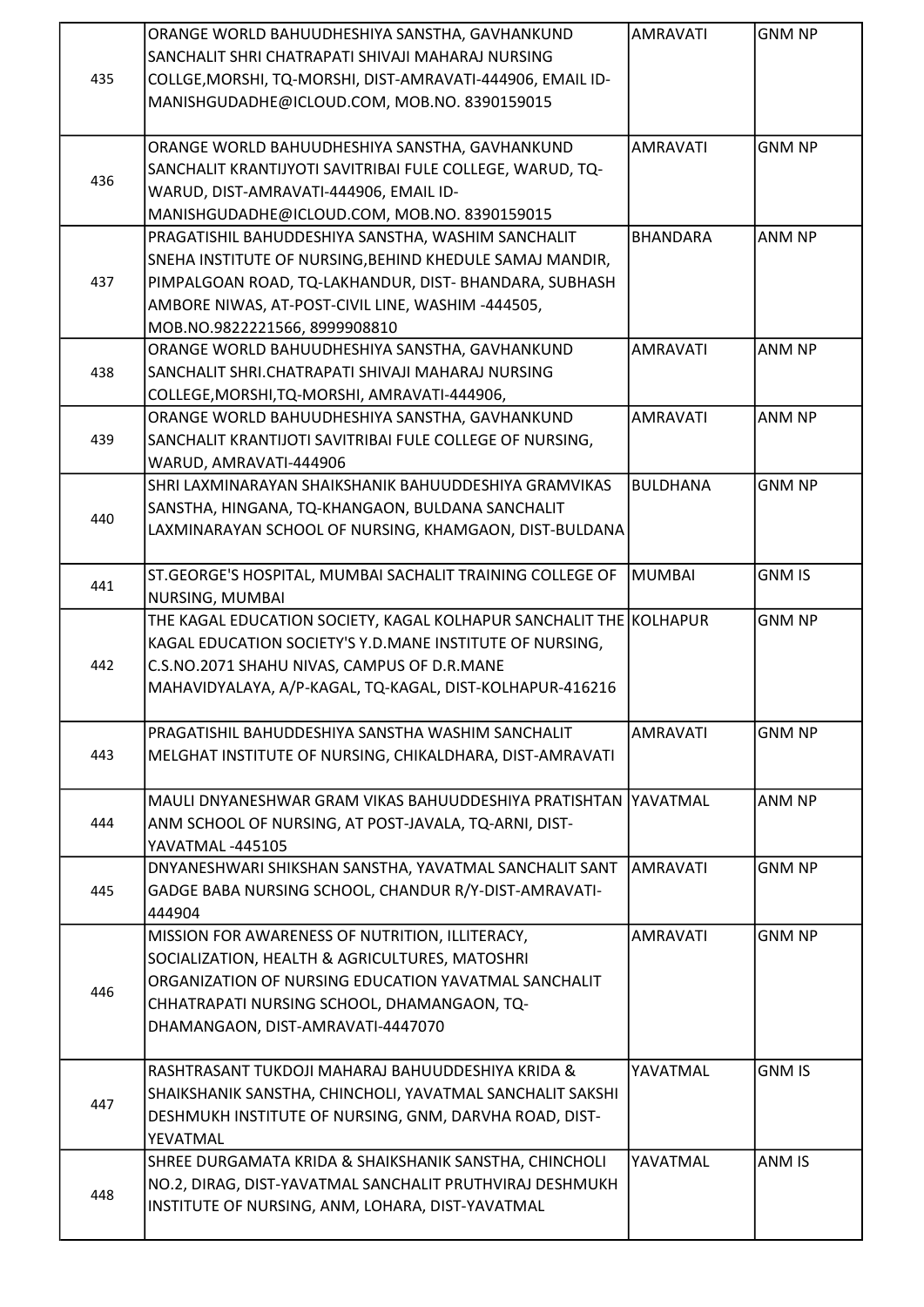| | | | |
|---|---|---|---|
| 435 | ORANGE WORLD BAHUUDHESHIYA SANSTHA, GAVHANKUND SANCHALIT SHRI CHATRAPATI SHIVAJI MAHARAJ NURSING COLLGE,MORSHI, TQ-MORSHI, DIST-AMRAVATI-444906, EMAIL ID-MANISHGUDADHE@ICLOUD.COM, MOB.NO. 8390159015 | AMRAVATI | GNM NP |
| 436 | ORANGE WORLD BAHUUDHESHIYA SANSTHA, GAVHANKUND SANCHALIT KRANTIJYOTI SAVITRIBAI FULE COLLEGE, WARUD, TQ-WARUD, DIST-AMRAVATI-444906, EMAIL ID-MANISHGUDADHE@ICLOUD.COM, MOB.NO. 8390159015 | AMRAVATI | GNM NP |
| 437 | PRAGATISHIL BAHUDDESHIYA SANSTHA, WASHIM SANCHALIT SNEHA INSTITUTE OF NURSING,BEHIND KHEDULE SAMAJ MANDIR, PIMPALGOAN ROAD, TQ-LAKHANDUR, DIST- BHANDARA, SUBHASH AMBORE NIWAS, AT-POST-CIVIL LINE, WASHIM -444505, MOB.NO.9822221566, 8999908810 | BHANDARA | ANM NP |
| 438 | ORANGE WORLD BAHUUDHESHIYA SANSTHA, GAVHANKUND SANCHALIT SHRI.CHATRAPATI SHIVAJI MAHARAJ NURSING COLLEGE,MORSHI,TQ-MORSHI, AMRAVATI-444906, | AMRAVATI | ANM NP |
| 439 | ORANGE WORLD BAHUUDHESHIYA SANSTHA, GAVHANKUND SANCHALIT KRANTIJOTI SAVITRIBAI FULE COLLEGE OF NURSING, WARUD, AMRAVATI-444906 | AMRAVATI | ANM NP |
| 440 | SHRI LAXMINARAYAN SHAIKSHANIK BAHUUDDESHIYA GRAMVIKAS SANSTHA, HINGANA, TQ-KHANGAON, BULDANA SANCHALIT LAXMINARAYAN SCHOOL OF NURSING, KHAMGAON, DIST-BULDANA | BULDHANA | GNM NP |
| 441 | ST.GEORGE'S HOSPITAL, MUMBAI SACHALIT TRAINING COLLEGE OF NURSING, MUMBAI | MUMBAI | GNM IS |
| 442 | THE KAGAL EDUCATION SOCIETY, KAGAL KOLHAPUR SANCHALIT THE KAGAL EDUCATION SOCIETY'S Y.D.MANE INSTITUTE OF NURSING, C.S.NO.2071 SHAHU NIVAS, CAMPUS OF D.R.MANE MAHAVIDYALAYA, A/P-KAGAL, TQ-KAGAL, DIST-KOLHAPUR-416216 | KOLHAPUR | GNM NP |
| 443 | PRAGATISHIL BAHUDDESHIYA SANSTHA WASHIM SANCHALIT MELGHAT INSTITUTE OF NURSING, CHIKALDHARA, DIST-AMRAVATI | AMRAVATI | GNM NP |
| 444 | MAULI DNYANESHWAR GRAM VIKAS BAHUUDDESHIYA PRATISHTAN ANM SCHOOL OF NURSING, AT POST-JAVALA, TQ-ARNI, DIST-YAVATMAL -445105 | YAVATMAL | ANM NP |
| 445 | DNYANESHWARI SHIKSHAN SANSTHA, YAVATMAL SANCHALIT SANT GADGE BABA NURSING SCHOOL, CHANDUR R/Y-DIST-AMRAVATI-444904 | AMRAVATI | GNM NP |
| 446 | MISSION FOR AWARENESS OF NUTRITION, ILLITERACY, SOCIALIZATION, HEALTH & AGRICULTURES, MATOSHRI ORGANIZATION OF NURSING EDUCATION YAVATMAL SANCHALIT CHHATRAPATI NURSING SCHOOL, DHAMANGAON, TQ-DHAMANGAON, DIST-AMRAVATI-4447070 | AMRAVATI | GNM NP |
| 447 | RASHTRASANT TUKDOJI MAHARAJ BAHUUDDESHIYA KRIDA & SHAIKSHANIK SANSTHA, CHINCHOLI, YAVATMAL SANCHALIT SAKSHI DESHMUKH INSTITUTE OF NURSING, GNM, DARVHA ROAD, DIST-YEVATMAL | YAVATMAL | GNM IS |
| 448 | SHREE DURGAMATA KRIDA & SHAIKSHANIK SANSTHA, CHINCHOLI NO.2, DIRAG, DIST-YAVATMAL SANCHALIT PRUTHVIRAJ DESHMUKH INSTITUTE OF NURSING, ANM, LOHARA, DIST-YAVATMAL | YAVATMAL | ANM IS |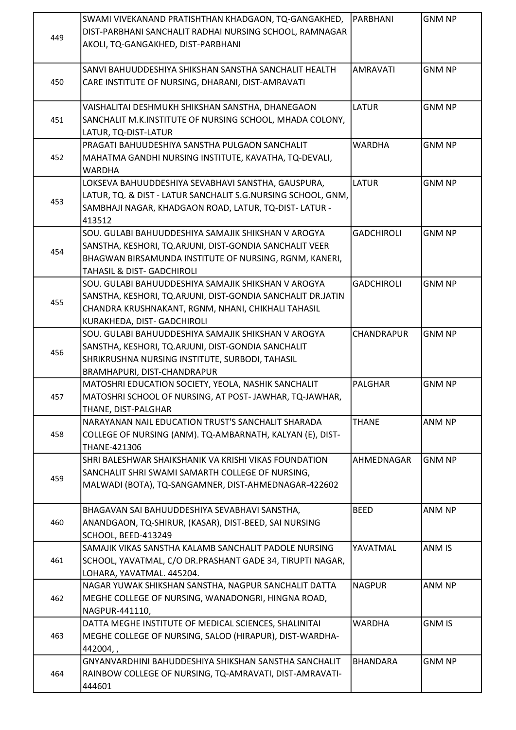| 449 | SWAMI VIVEKANAND PRATISHTHAN KHADGAON, TQ-GANGAKHED, DIST-PARBHANI SANCHALIT RADHAI NURSING SCHOOL, RAMNAGAR AKOLI, TQ-GANGAKHED, DIST-PARBHANI | PARBHANI | GNM NP |
|---|---|---|---|
| 450 | SANVI BAHUUDDESHIYA SHIKSHAN SANSTHA SANCHALIT HEALTH CARE INSTITUTE OF NURSING, DHARANI, DIST-AMRAVATI | AMRAVATI | GNM NP |
| 451 | VAISHALITAI DESHMUKH SHIKSHAN SANSTHA, DHANEGAON SANCHALIT M.K.INSTITUTE OF NURSING SCHOOL, MHADA COLONY, LATUR, TQ-DIST-LATUR | LATUR | GNM NP |
| 452 | PRAGATI BAHUUDESHIYA SANSTHA PULGAON SANCHALIT MAHATMA GANDHI NURSING INSTITUTE, KAVATHA, TQ-DEVALI, WARDHA | WARDHA | GNM NP |
| 453 | LOKSEVA BAHUUDDESHIYA SEVABHAVI SANSTHA, GAUSPURA, LATUR, TQ. & DIST - LATUR SANCHALIT S.G.NURSING SCHOOL, GNM, SAMBHAJI NAGAR, KHADGAON ROAD, LATUR, TQ-DIST- LATUR - 413512 | LATUR | GNM NP |
| 454 | SOU. GULABI BAHUUDDESHIYA SAMAJIK SHIKSHAN V AROGYA SANSTHA, KESHORI, TQ.ARJUNI, DIST-GONDIA SANCHALIT VEER BHAGWAN BIRSAMUNDA INSTITUTE OF NURSING, RGNM, KANERI, TAHASIL & DIST- GADCHIROLI | GADCHIROLI | GNM NP |
| 455 | SOU. GULABI BAHUUDDESHIYA SAMAJIK SHIKSHAN V AROGYA SANSTHA, KESHORI, TQ.ARJUNI, DIST-GONDIA SANCHALIT DR.JATIN CHANDRA KRUSHNAKANT, RGNM, NHANI, CHIKHALI TAHASIL KURAKHEDA, DIST- GADCHIROLI | GADCHIROLI | GNM NP |
| 456 | SOU. GULABI BAHUUDDESHIYA SAMAJIK SHIKSHAN V AROGYA SANSTHA, KESHORI, TQ.ARJUNI, DIST-GONDIA SANCHALIT SHRIKRUSHNA NURSING INSTITUTE, SURBODI, TAHASIL BRAMHAPURI, DIST-CHANDRAPUR | CHANDRAPUR | GNM NP |
| 457 | MATOSHRI EDUCATION SOCIETY, YEOLA, NASHIK SANCHALIT MATOSHRI SCHOOL OF NURSING, AT POST- JAWHAR, TQ-JAWHAR, THANE, DIST-PALGHAR | PALGHAR | GNM NP |
| 458 | NARAYANAN NAIL EDUCATION TRUST'S SANCHALIT SHARADA COLLEGE OF NURSING (ANM). TQ-AMBARNATH, KALYAN (E), DIST-THANE-421306 | THANE | ANM NP |
| 459 | SHRI BALESHWAR SHAIKSHANIK VA KRISHI VIKAS FOUNDATION SANCHALIT SHRI SWAMI SAMARTH COLLEGE OF NURSING, MALWADI (BOTA), TQ-SANGAMNER, DIST-AHMEDNAGAR-422602 | AHMEDNAGAR | GNM NP |
| 460 | BHAGAVAN SAI BAHUUDDESHIYA SEVABHAVI SANSTHA, ANANDGAON, TQ-SHIRUR, (KASAR), DIST-BEED, SAI NURSING SCHOOL, BEED-413249 | BEED | ANM NP |
| 461 | SAMAJIK VIKAS SANSTHA KALAMB SANCHALIT PADOLE NURSING SCHOOL, YAVATMAL, C/O DR.PRASHANT GADE 34, TIRUPTI NAGAR, LOHARA, YAVATMAL. 445204. | YAVATMAL | ANM IS |
| 462 | NAGAR YUWAK SHIKSHAN SANSTHA, NAGPUR SANCHALIT DATTA MEGHE COLLEGE OF NURSING, WANADONGRI, HINGNA ROAD, NAGPUR-441110, | NAGPUR | ANM NP |
| 463 | DATTA MEGHE INSTITUTE OF MEDICAL SCIENCES, SHALINITAI MEGHE COLLEGE OF NURSING, SALOD (HIRAPUR), DIST-WARDHA-442004, , | WARDHA | GNM IS |
| 464 | GNYANVARDHINI BAHUDDESHIYA SHIKSHAN SANSTHA SANCHALIT RAINBOW COLLEGE OF NURSING, TQ-AMRAVATI, DIST-AMRAVATI-444601 | BHANDARA | GNM NP |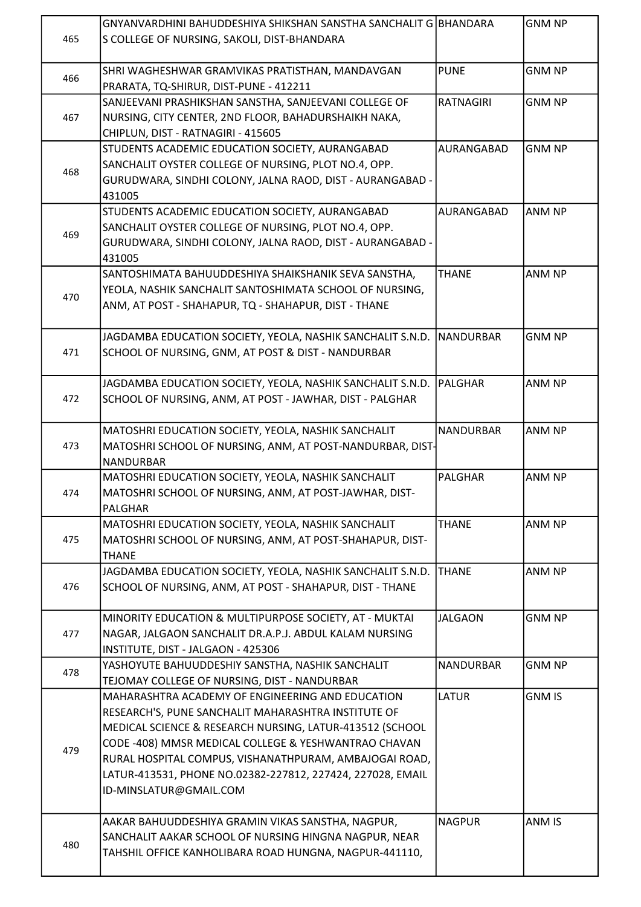| | | | |
|---|---|---|---|
| 465 | GNYANVARDHINI BAHUDDESHIYA SHIKSHAN SANSTHA SANCHALIT G S COLLEGE OF NURSING, SAKOLI, DIST-BHANDARA | BHANDARA | GNM NP |
| 466 | SHRI WAGHESHWAR GRAMVIKAS PRATISTHAN, MANDAVGAN PRARATA, TQ-SHIRUR, DIST-PUNE - 412211 | PUNE | GNM NP |
| 467 | SANJEEVANI PRASHIKSHAN SANSTHA, SANJEEVANI COLLEGE OF NURSING, CITY CENTER, 2ND FLOOR, BAHADURSHAIKH NAKA, CHIPLUN, DIST - RATNAGIRI - 415605 | RATNAGIRI | GNM NP |
| 468 | STUDENTS ACADEMIC EDUCATION SOCIETY, AURANGABAD SANCHALIT OYSTER COLLEGE OF NURSING, PLOT NO.4, OPP. GURUDWARA, SINDHI COLONY, JALNA RAOD, DIST - AURANGABAD - 431005 | AURANGABAD | GNM NP |
| 469 | STUDENTS ACADEMIC EDUCATION SOCIETY, AURANGABAD SANCHALIT OYSTER COLLEGE OF NURSING, PLOT NO.4, OPP. GURUDWARA, SINDHI COLONY, JALNA RAOD, DIST - AURANGABAD - 431005 | AURANGABAD | ANM NP |
| 470 | SANTOSHIMATA BAHUUDDESHIYA SHAIKSHANIK SEVA SANSTHA, YEOLA, NASHIK SANCHALIT SANTOSHIMATA SCHOOL OF NURSING, ANM, AT POST - SHAHAPUR, TQ - SHAHAPUR, DIST - THANE | THANE | ANM NP |
| 471 | JAGDAMBA EDUCATION SOCIETY, YEOLA, NASHIK SANCHALIT S.N.D. SCHOOL OF NURSING, GNM, AT POST & DIST - NANDURBAR | NANDURBAR | GNM NP |
| 472 | JAGDAMBA EDUCATION SOCIETY, YEOLA, NASHIK SANCHALIT S.N.D. SCHOOL OF NURSING, ANM, AT POST - JAWHAR, DIST - PALGHAR | PALGHAR | ANM NP |
| 473 | MATOSHRI EDUCATION SOCIETY, YEOLA, NASHIK SANCHALIT MATOSHRI SCHOOL OF NURSING, ANM, AT POST-NANDURBAR, DIST-NANDURBAR | NANDURBAR | ANM NP |
| 474 | MATOSHRI EDUCATION SOCIETY, YEOLA, NASHIK SANCHALIT MATOSHRI SCHOOL OF NURSING, ANM, AT POST-JAWHAR, DIST-PALGHAR | PALGHAR | ANM NP |
| 475 | MATOSHRI EDUCATION SOCIETY, YEOLA, NASHIK SANCHALIT MATOSHRI SCHOOL OF NURSING, ANM, AT POST-SHAHAPUR, DIST-THANE | THANE | ANM NP |
| 476 | JAGDAMBA EDUCATION SOCIETY, YEOLA, NASHIK SANCHALIT S.N.D. SCHOOL OF NURSING, ANM, AT POST - SHAHAPUR, DIST - THANE | THANE | ANM NP |
| 477 | MINORITY EDUCATION & MULTIPURPOSE SOCIETY, AT - MUKTAI NAGAR, JALGAON SANCHALIT DR.A.P.J. ABDUL KALAM NURSING INSTITUTE, DIST - JALGAON - 425306 | JALGAON | GNM NP |
| 478 | YASHOYUTE BAHUUDDESHIY SANSTHA, NASHIK SANCHALIT TEJOMAY COLLEGE OF NURSING, DIST - NANDURBAR | NANDURBAR | GNM NP |
| 479 | MAHARASHTRA ACADEMY OF ENGINEERING AND EDUCATION RESEARCH'S, PUNE SANCHALIT MAHARASHTRA INSTITUTE OF MEDICAL SCIENCE & RESEARCH NURSING, LATUR-413512 (SCHOOL CODE -408) MMSR MEDICAL COLLEGE & YESHWANTRAO CHAVAN RURAL HOSPITAL COMPUS, VISHANATHPURAM, AMBAJOGAI ROAD, LATUR-413531, PHONE NO.02382-227812, 227424, 227028, EMAIL ID-MINSLATUR@GMAIL.COM | LATUR | GNM IS |
| 480 | AAKAR BAHUUDDESHIYA GRAMIN VIKAS SANSTHA, NAGPUR, SANCHALIT AAKAR SCHOOL OF NURSING HINGNA NAGPUR, NEAR TAHSHIL OFFICE KANHOLIBARA ROAD HUNGNA, NAGPUR-441110, | NAGPUR | ANM IS |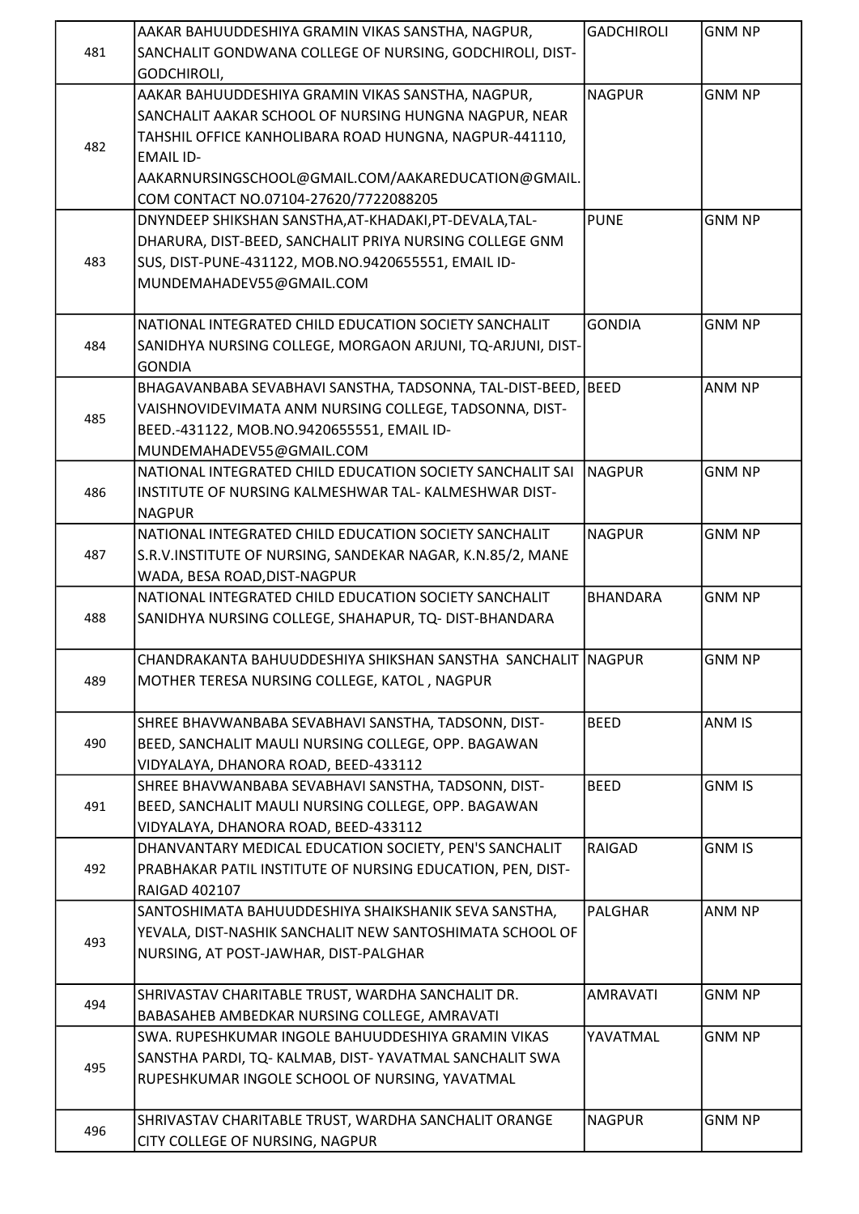| | | | |
|---|---|---|---|
| 481 | AAKAR BAHUUDDESHIYA GRAMIN VIKAS SANSTHA, NAGPUR, SANCHALIT GONDWANA COLLEGE OF NURSING, GODCHIROLI, DIST-GODCHIROLI, | GADCHIROLI | GNM NP |
| 482 | AAKAR BAHUUDDESHIYA GRAMIN VIKAS SANSTHA, NAGPUR, SANCHALIT AAKAR SCHOOL OF NURSING HUNGNA NAGPUR, NEAR TAHSHIL OFFICE KANHOLIBARA ROAD HUNGNA, NAGPUR-441110, EMAIL ID-AAKARNURSINGSCHOOL@GMAIL.COM/AAKAREDUCATION@GMAIL.COM CONTACT NO.07104-27620/7722088205 | NAGPUR | GNM NP |
| 483 | DNYNDEEP SHIKSHAN SANSTHA,AT-KHADAKI,PT-DEVALA,TAL-DHARURA, DIST-BEED, SANCHALIT PRIYA NURSING COLLEGE GNM SUS, DIST-PUNE-431122, MOB.NO.9420655551, EMAIL ID-MUNDEMAHADEV55@GMAIL.COM | PUNE | GNM NP |
| 484 | NATIONAL INTEGRATED CHILD EDUCATION SOCIETY SANCHALIT SANIDHYA NURSING COLLEGE, MORGAON ARJUNI, TQ-ARJUNI, DIST-GONDIA | GONDIA | GNM NP |
| 485 | BHAGAVANBABA SEVABHAVI SANSTHA, TADSONNA, TAL-DIST-BEED, VAISHNOVIDEVIMATA ANM NURSING COLLEGE, TADSONNA, DIST-BEED.-431122, MOB.NO.9420655551, EMAIL ID-MUNDEMAHADEV55@GMAIL.COM | BEED | ANM NP |
| 486 | NATIONAL INTEGRATED CHILD EDUCATION SOCIETY SANCHALIT SAI INSTITUTE OF NURSING KALMESHWAR TAL- KALMESHWAR DIST-NAGPUR | NAGPUR | GNM NP |
| 487 | NATIONAL INTEGRATED CHILD EDUCATION SOCIETY SANCHALIT S.R.V.INSTITUTE OF NURSING, SANDEKAR NAGAR, K.N.85/2, MANE WADA, BESA ROAD,DIST-NAGPUR | NAGPUR | GNM NP |
| 488 | NATIONAL INTEGRATED CHILD EDUCATION SOCIETY SANCHALIT SANIDHYA NURSING COLLEGE, SHAHAPUR, TQ- DIST-BHANDARA | BHANDARA | GNM NP |
| 489 | CHANDRAKANTA BAHUUDDESHIYA SHIKSHAN SANSTHA SANCHALIT MOTHER TERESA NURSING COLLEGE, KATOL , NAGPUR | NAGPUR | GNM NP |
| 490 | SHREE BHAVWANBABA SEVABHAVI SANSTHA, TADSONN, DIST-BEED, SANCHALIT MAULI NURSING COLLEGE, OPP. BAGAWAN VIDYALAYA, DHANORA ROAD, BEED-433112 | BEED | ANM IS |
| 491 | SHREE BHAVWANBABA SEVABHAVI SANSTHA, TADSONN, DIST-BEED, SANCHALIT MAULI NURSING COLLEGE, OPP. BAGAWAN VIDYALAYA, DHANORA ROAD, BEED-433112 | BEED | GNM IS |
| 492 | DHANVANTARY MEDICAL EDUCATION SOCIETY, PEN'S SANCHALIT PRABHAKAR PATIL INSTITUTE OF NURSING EDUCATION, PEN, DIST-RAIGAD 402107 | RAIGAD | GNM IS |
| 493 | SANTOSHIMATA BAHUUDDESHIYA SHAIKSHANIK SEVA SANSTHA, YEVALA, DIST-NASHIK SANCHALIT NEW SANTOSHIMATA SCHOOL OF NURSING, AT POST-JAWHAR, DIST-PALGHAR | PALGHAR | ANM NP |
| 494 | SHRIVASTAV CHARITABLE TRUST, WARDHA SANCHALIT DR. BABASAHEB AMBEDKAR NURSING COLLEGE, AMRAVATI | AMRAVATI | GNM NP |
| 495 | SWA. RUPESHKUMAR INGOLE BAHUUDDESHIYA GRAMIN VIKAS SANSTHA PARDI, TQ- KALMAB, DIST- YAVATMAL SANCHALIT SWA RUPESHKUMAR INGOLE SCHOOL OF NURSING, YAVATMAL | YAVATMAL | GNM NP |
| 496 | SHRIVASTAV CHARITABLE TRUST, WARDHA SANCHALIT ORANGE CITY COLLEGE OF NURSING, NAGPUR | NAGPUR | GNM NP |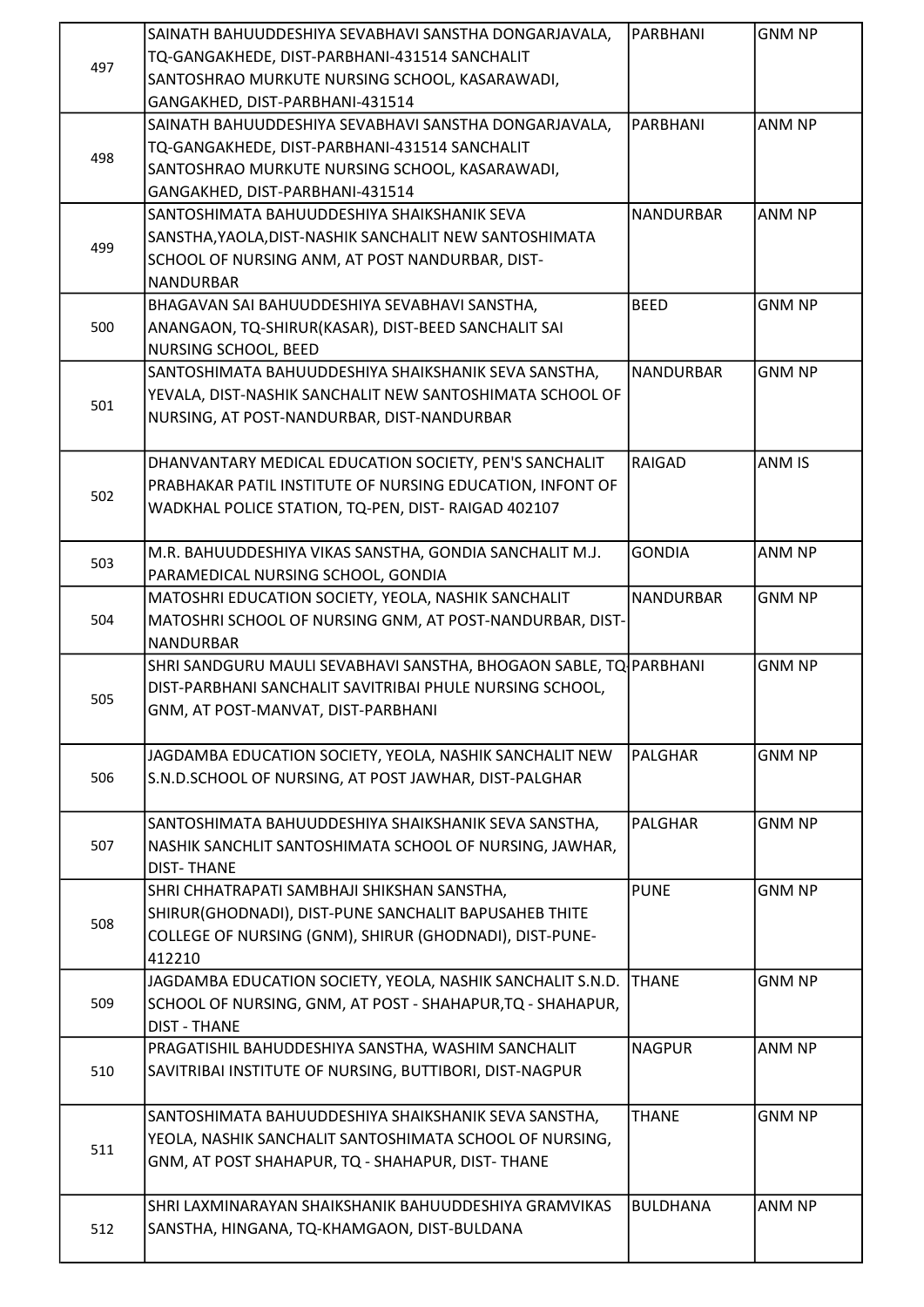| | | | |
|---|---|---|---|
| 497 | SAINATH BAHUUDDESHIYA SEVABHAVI SANSTHA DONGARJAVALA, TQ-GANGAKHEDE, DIST-PARBHANI-431514 SANCHALIT SANTOSHRAO MURKUTE NURSING SCHOOL, KASARAWADI, GANGAKHED, DIST-PARBHANI-431514 | PARBHANI | GNM NP |
| 498 | SAINATH BAHUUDDESHIYA SEVABHAVI SANSTHA DONGARJAVALA, TQ-GANGAKHEDE, DIST-PARBHANI-431514 SANCHALIT SANTOSHRAO MURKUTE NURSING SCHOOL, KASARAWADI, GANGAKHED, DIST-PARBHANI-431514 | PARBHANI | ANM NP |
| 499 | SANTOSHIMATA BAHUUDDESHIYA SHAIKSHANIK SEVA SANSTHA,YAOLA,DIST-NASHIK SANCHALIT NEW SANTOSHIMATA SCHOOL OF NURSING ANM, AT POST NANDURBAR, DIST-NANDURBAR | NANDURBAR | ANM NP |
| 500 | BHAGAVAN SAI BAHUUDDESHIYA SEVABHAVI SANSTHA, ANANGAON, TQ-SHIRUR(KASAR), DIST-BEED SANCHALIT SAI NURSING SCHOOL, BEED | BEED | GNM NP |
| 501 | SANTOSHIMATA BAHUUDDESHIYA SHAIKSHANIK SEVA SANSTHA, YEVALA, DIST-NASHIK SANCHALIT NEW SANTOSHIMATA SCHOOL OF NURSING, AT POST-NANDURBAR, DIST-NANDURBAR | NANDURBAR | GNM NP |
| 502 | DHANVANTARY MEDICAL EDUCATION SOCIETY, PEN'S SANCHALIT PRABHAKAR PATIL INSTITUTE OF NURSING EDUCATION, INFONT OF WADKHAL POLICE STATION, TQ-PEN, DIST- RAIGAD 402107 | RAIGAD | ANM IS |
| 503 | M.R. BAHUUDDESHIYA VIKAS SANSTHA, GONDIA SANCHALIT M.J. PARAMEDICAL NURSING SCHOOL, GONDIA | GONDIA | ANM NP |
| 504 | MATOSHRI EDUCATION SOCIETY, YEOLA, NASHIK SANCHALIT MATOSHRI SCHOOL OF NURSING GNM, AT POST-NANDURBAR, DIST-NANDURBAR | NANDURBAR | GNM NP |
| 505 | SHRI SANDGURU MAULI SEVABHAVI SANSTHA, BHOGAON SABLE, TQ-DIST-PARBHANI SANCHALIT SAVITRIBAI PHULE NURSING SCHOOL, GNM, AT POST-MANVAT, DIST-PARBHANI | PARBHANI | GNM NP |
| 506 | JAGDAMBA EDUCATION SOCIETY, YEOLA, NASHIK SANCHALIT NEW S.N.D.SCHOOL OF NURSING, AT POST JAWHAR, DIST-PALGHAR | PALGHAR | GNM NP |
| 507 | SANTOSHIMATA BAHUUDDESHIYA SHAIKSHANIK SEVA SANSTHA, NASHIK SANCHLIT SANTOSHIMATA SCHOOL OF NURSING, JAWHAR, DIST- THANE | PALGHAR | GNM NP |
| 508 | SHRI CHHATRAPATI SAMBHAJI SHIKSHAN SANSTHA, SHIRUR(GHODNADI), DIST-PUNE SANCHALIT BAPUSAHEB THITE COLLEGE OF NURSING (GNM), SHIRUR (GHODNADI), DIST-PUNE-412210 | PUNE | GNM NP |
| 509 | JAGDAMBA EDUCATION SOCIETY, YEOLA, NASHIK SANCHALIT S.N.D. SCHOOL OF NURSING, GNM, AT POST - SHAHAPUR,TQ - SHAHAPUR, DIST - THANE | THANE | GNM NP |
| 510 | PRAGATISHIL BAHUDDESHIYA SANSTHA, WASHIM SANCHALIT SAVITRIBAI INSTITUTE OF NURSING, BUTTIBORI, DIST-NAGPUR | NAGPUR | ANM NP |
| 511 | SANTOSHIMATA BAHUUDDESHIYA SHAIKSHANIK SEVA SANSTHA, YEOLA, NASHIK SANCHALIT SANTOSHIMATA SCHOOL OF NURSING, GNM, AT POST SHAHAPUR, TQ - SHAHAPUR, DIST- THANE | THANE | GNM NP |
| 512 | SHRI LAXMINARAYAN SHAIKSHANIK BAHUUDDESHIYA GRAMVIKAS SANSTHA, HINGANA, TQ-KHAMGAON, DIST-BULDANA | BULDHANA | ANM NP |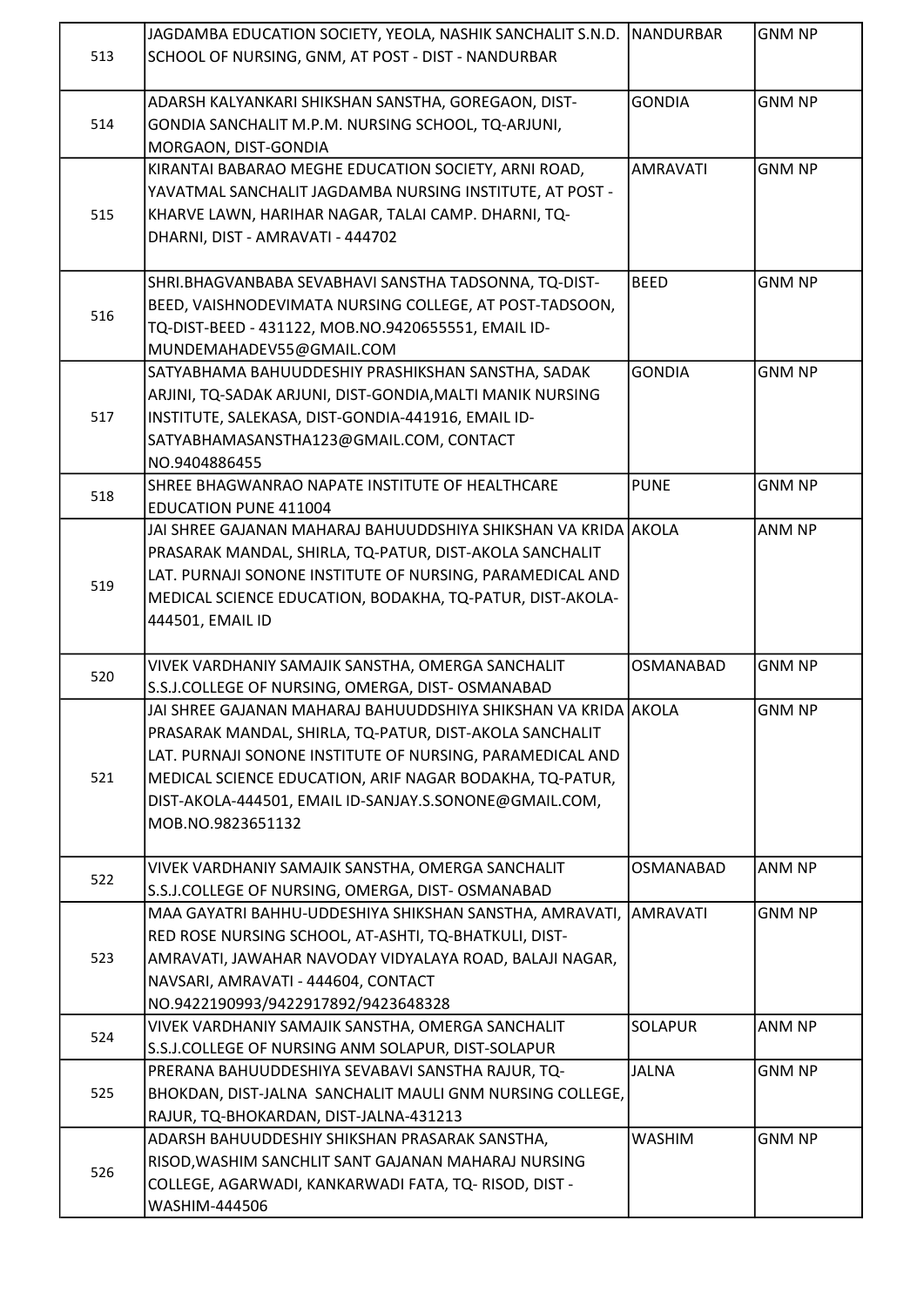| | | | |
|---|---|---|---|
| 513 | JAGDAMBA EDUCATION SOCIETY, YEOLA, NASHIK SANCHALIT S.N.D. SCHOOL OF NURSING, GNM, AT POST - DIST - NANDURBAR | NANDURBAR | GNM NP |
| 514 | ADARSH KALYANKARI SHIKSHAN SANSTHA, GOREGAON, DIST-GONDIA SANCHALIT M.P.M. NURSING SCHOOL, TQ-ARJUNI, MORGAON, DIST-GONDIA | GONDIA | GNM NP |
| 515 | KIRANTAI BABARAO MEGHE EDUCATION SOCIETY, ARNI ROAD, YAVATMAL SANCHALIT JAGDAMBA NURSING INSTITUTE, AT POST - KHARVE LAWN, HARIHAR NAGAR, TALAI CAMP. DHARNI, TQ-DHARNI, DIST - AMRAVATI - 444702 | AMRAVATI | GNM NP |
| 516 | SHRI.BHAGVANBABA SEVABHAVI SANSTHA TADSONNA, TQ-DIST-BEED, VAISHNODEVIMATA NURSING COLLEGE, AT POST-TADSOON, TQ-DIST-BEED - 431122, MOB.NO.9420655551, EMAIL ID-MUNDEMAHADEV55@GMAIL.COM | BEED | GNM NP |
| 517 | SATYABHAMA BAHUUDDESHIY PRASHIKSHAN SANSTHA, SADAK ARJINI, TQ-SADAK ARJUNI, DIST-GONDIA,MALTI MANIK NURSING INSTITUTE, SALEKASA, DIST-GONDIA-441916, EMAIL ID-SATYABHAMASANSTHA123@GMAIL.COM, CONTACT NO.9404886455 | GONDIA | GNM NP |
| 518 | SHREE BHAGWANRAO NAPATE INSTITUTE OF HEALTHCARE EDUCATION PUNE 411004 | PUNE | GNM NP |
| 519 | JAI SHREE GAJANAN MAHARAJ BAHUUDDSHIYA SHIKSHAN VA KRIDA PRASARAK MANDAL, SHIRLA, TQ-PATUR, DIST-AKOLA SANCHALIT LAT. PURNAJI SONONE INSTITUTE OF NURSING, PARAMEDICAL AND MEDICAL SCIENCE EDUCATION, BODAKHA, TQ-PATUR, DIST-AKOLA-444501, EMAIL ID | AKOLA | ANM NP |
| 520 | VIVEK VARDHANIY SAMAJIK SANSTHA, OMERGA SANCHALIT S.S.J.COLLEGE OF NURSING, OMERGA, DIST- OSMANABAD | OSMANABAD | GNM NP |
| 521 | JAI SHREE GAJANAN MAHARAJ BAHUUDDSHIYA SHIKSHAN VA KRIDA PRASARAK MANDAL, SHIRLA, TQ-PATUR, DIST-AKOLA SANCHALIT LAT. PURNAJI SONONE INSTITUTE OF NURSING, PARAMEDICAL AND MEDICAL SCIENCE EDUCATION, ARIF NAGAR BODAKHA, TQ-PATUR, DIST-AKOLA-444501, EMAIL ID-SANJAY.S.SONONE@GMAIL.COM, MOB.NO.9823651132 | AKOLA | GNM NP |
| 522 | VIVEK VARDHANIY SAMAJIK SANSTHA, OMERGA SANCHALIT S.S.J.COLLEGE OF NURSING, OMERGA, DIST- OSMANABAD | OSMANABAD | ANM NP |
| 523 | MAA GAYATRI BAHHU-UDDESHIYA SHIKSHAN SANSTHA, AMRAVATI, RED ROSE NURSING SCHOOL, AT-ASHTI, TQ-BHATKULI, DIST-AMRAVATI, JAWAHAR NAVODAY VIDYALAYA ROAD, BALAJI NAGAR, NAVSARI, AMRAVATI - 444604, CONTACT NO.9422190993/9422917892/9423648328 | AMRAVATI | GNM NP |
| 524 | VIVEK VARDHANIY SAMAJIK SANSTHA, OMERGA SANCHALIT S.S.J.COLLEGE OF NURSING ANM SOLAPUR, DIST-SOLAPUR | SOLAPUR | ANM NP |
| 525 | PRERANA BAHUUDDESHIYA SEVABAVI SANSTHA RAJUR, TQ-BHOKDAN, DIST-JALNA SANCHALIT MAULI GNM NURSING COLLEGE, RAJUR, TQ-BHOKARDAN, DIST-JALNA-431213 | JALNA | GNM NP |
| 526 | ADARSH BAHUUDDESHIY SHIKSHAN PRASARAK SANSTHA, RISOD,WASHIM SANCHLIT SANT GAJANAN MAHARAJ NURSING COLLEGE, AGARWADI, KANKARWADI FATA, TQ- RISOD, DIST - WASHIM-444506 | WASHIM | GNM NP |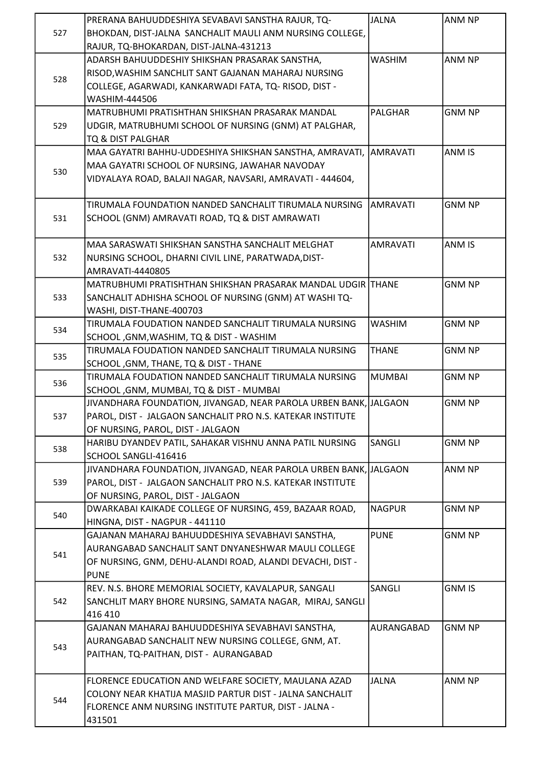| | | | |
|---|---|---|---|
| 527 | PRERANA BAHUUDDESHIYA SEVABAVI SANSTHA RAJUR, TQ-BHOKDAN, DIST-JALNA SANCHALIT MAULI ANM NURSING COLLEGE, RAJUR, TQ-BHOKARDAN, DIST-JALNA-431213 | JALNA | ANM NP |
| 528 | ADARSH BAHUUDDESHIY SHIKSHAN PRASARAK SANSTHA, RISOD,WASHIM SANCHLIT SANT GAJANAN MAHARAJ NURSING COLLEGE, AGARWADI, KANKARWADI FATA, TQ- RISOD, DIST - WASHIM-444506 | WASHIM | ANM NP |
| 529 | MATRUBHUMI PRATISHTHAN SHIKSHAN PRASARAK MANDAL UDGIR, MATRUBHUMI SCHOOL OF NURSING (GNM) AT PALGHAR, TQ & DIST PALGHAR | PALGHAR | GNM NP |
| 530 | MAA GAYATRI BAHHU-UDDESHIYA SHIKSHAN SANSTHA, AMRAVATI, MAA GAYATRI SCHOOL OF NURSING, JAWAHAR NAVODAY VIDYALAYA ROAD, BALAJI NAGAR, NAVSARI, AMRAVATI - 444604, | AMRAVATI | ANM IS |
| 531 | TIRUMALA FOUNDATION NANDED SANCHALIT TIRUMALA NURSING SCHOOL (GNM) AMRAVATI ROAD, TQ & DIST AMRAWATI | AMRAVATI | GNM NP |
| 532 | MAA SARASWATI SHIKSHAN SANSTHA SANCHALIT MELGHAT NURSING SCHOOL, DHARNI CIVIL LINE, PARATWADA,DIST-AMRAVATI-4440805 | AMRAVATI | ANM IS |
| 533 | MATRUBHUMI PRATISHTHAN SHIKSHAN PRASARAK MANDAL UDGIR SANCHALIT ADHISHA SCHOOL OF NURSING (GNM) AT WASHI TQ-WASHI, DIST-THANE-400703 | THANE | GNM NP |
| 534 | TIRUMALA FOUDATION NANDED SANCHALIT TIRUMALA NURSING SCHOOL ,GNM,WASHIM, TQ & DIST - WASHIM | WASHIM | GNM NP |
| 535 | TIRUMALA FOUDATION NANDED SANCHALIT TIRUMALA NURSING SCHOOL ,GNM, THANE, TQ & DIST - THANE | THANE | GNM NP |
| 536 | TIRUMALA FOUDATION NANDED SANCHALIT TIRUMALA NURSING SCHOOL ,GNM, MUMBAI, TQ & DIST - MUMBAI | MUMBAI | GNM NP |
| 537 | JIVANDHARA FOUNDATION, JIVANGAD, NEAR PAROLA URBEN BANK, PAROL, DIST - JALGAON SANCHALIT PRO N.S. KATEKAR INSTITUTE OF NURSING, PAROL, DIST - JALGAON | JALGAON | GNM NP |
| 538 | HARIBU DYANDEV PATIL, SAHAKAR VISHNU ANNA PATIL NURSING SCHOOL SANGLI-416416 | SANGLI | GNM NP |
| 539 | JIVANDHARA FOUNDATION, JIVANGAD, NEAR PAROLA URBEN BANK, PAROL, DIST - JALGAON SANCHALIT PRO N.S. KATEKAR INSTITUTE OF NURSING, PAROL, DIST - JALGAON | JALGAON | ANM NP |
| 540 | DWARKABAI KAIKADE COLLEGE OF NURSING, 459, BAZAAR ROAD, HINGNA, DIST - NAGPUR - 441110 | NAGPUR | GNM NP |
| 541 | GAJANAN MAHARAJ BAHUUDDESHIYA SEVABHAVI SANSTHA, AURANGABAD SANCHALIT SANT DNYANESHWAR MAULI COLLEGE OF NURSING, GNM, DEHU-ALANDI ROAD, ALANDI DEVACHI, DIST - PUNE | PUNE | GNM NP |
| 542 | REV. N.S. BHORE MEMORIAL SOCIETY, KAVALAPUR, SANGALI SANCHLIT MARY BHORE NURSING, SAMATA NAGAR, MIRAJ, SANGLI 416 410 | SANGLI | GNM IS |
| 543 | GAJANAN MAHARAJ BAHUUDDESHIYA SEVABHAVI SANSTHA, AURANGABAD SANCHALIT NEW NURSING COLLEGE, GNM, AT. PAITHAN, TQ-PAITHAN, DIST - AURANGABAD | AURANGABAD | GNM NP |
| 544 | FLORENCE EDUCATION AND WELFARE SOCIETY, MAULANA AZAD COLONY NEAR KHATIJA MASJID PARTUR DIST - JALNA SANCHALIT FLORENCE ANM NURSING INSTITUTE PARTUR, DIST - JALNA - 431501 | JALNA | ANM NP |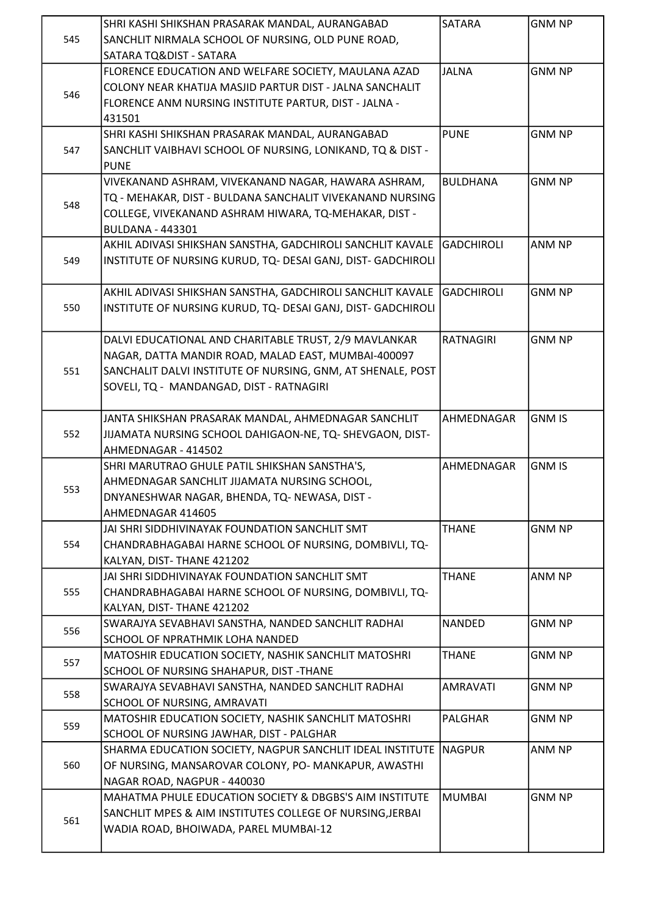| | | | |
|---|---|---|---|
| 545 | SHRI KASHI SHIKSHAN PRASARAK MANDAL, AURANGABAD SANCHLIT NIRMALA SCHOOL OF NURSING, OLD PUNE ROAD, SATARA TQ&DIST - SATARA | SATARA | GNM NP |
| 546 | FLORENCE EDUCATION AND WELFARE SOCIETY, MAULANA AZAD COLONY NEAR KHATIJA MASJID PARTUR DIST - JALNA SANCHALIT FLORENCE ANM NURSING INSTITUTE PARTUR, DIST - JALNA - 431501 | JALNA | GNM NP |
| 547 | SHRI KASHI SHIKSHAN PRASARAK MANDAL, AURANGABAD SANCHLIT VAIBHAVI SCHOOL OF NURSING, LONIKAND, TQ & DIST - PUNE | PUNE | GNM NP |
| 548 | VIVEKANAND ASHRAM, VIVEKANAND NAGAR, HAWARA ASHRAM, TQ - MEHAKAR, DIST - BULDANA SANCHALIT VIVEKANAND NURSING COLLEGE, VIVEKANAND ASHRAM HIWARA, TQ-MEHAKAR, DIST - BULDANA - 443301 | BULDHANA | GNM NP |
| 549 | AKHIL ADIVASI SHIKSHAN SANSTHA, GADCHIROLI SANCHLIT KAVALE INSTITUTE OF NURSING KURUD, TQ- DESAI GANJ, DIST- GADCHIROLI | GADCHIROLI | ANM NP |
| 550 | AKHIL ADIVASI SHIKSHAN SANSTHA, GADCHIROLI SANCHLIT KAVALE INSTITUTE OF NURSING KURUD, TQ- DESAI GANJ, DIST- GADCHIROLI | GADCHIROLI | GNM NP |
| 551 | DALVI EDUCATIONAL AND CHARITABLE TRUST, 2/9 MAVLANKAR NAGAR, DATTA MANDIR ROAD, MALAD EAST, MUMBAI-400097 SANCHALIT DALVI INSTITUTE OF NURSING, GNM, AT SHENALE, POST SOVELI, TQ - MANDANGAD, DIST - RATNAGIRI | RATNAGIRI | GNM NP |
| 552 | JANTA SHIKSHAN PRASARAK MANDAL, AHMEDNAGAR SANCHLIT JIJAMATA NURSING SCHOOL DAHIGAON-NE, TQ- SHEVGAON, DIST- AHMEDNAGAR - 414502 | AHMEDNAGAR | GNM IS |
| 553 | SHRI MARUTRAO GHULE PATIL SHIKSHAN SANSTHA'S, AHMEDNAGAR SANCHLIT JIJAMATA NURSING SCHOOL, DNYANESHWAR NAGAR, BHENDA, TQ- NEWASA, DIST - AHMEDNAGAR 414605 | AHMEDNAGAR | GNM IS |
| 554 | JAI SHRI SIDDHIVINAYAK FOUNDATION SANCHLIT SMT CHANDRABHAGABAI HARNE SCHOOL OF NURSING, DOMBIVLI, TQ- KALYAN, DIST- THANE 421202 | THANE | GNM NP |
| 555 | JAI SHRI SIDDHIVINAYAK FOUNDATION SANCHLIT SMT CHANDRABHAGABAI HARNE SCHOOL OF NURSING, DOMBIVLI, TQ- KALYAN, DIST- THANE 421202 | THANE | ANM NP |
| 556 | SWARAJYA SEVABHAVI SANSTHA, NANDED SANCHLIT RADHAI SCHOOL OF NPRATHMIK LOHA NANDED | NANDED | GNM NP |
| 557 | MATOSHIR EDUCATION SOCIETY, NASHIK SANCHLIT MATOSHRI SCHOOL OF NURSING SHAHAPUR, DIST -THANE | THANE | GNM NP |
| 558 | SWARAJYA SEVABHAVI SANSTHA, NANDED SANCHLIT RADHAI SCHOOL OF NURSING, AMRAVATI | AMRAVATI | GNM NP |
| 559 | MATOSHIR EDUCATION SOCIETY, NASHIK SANCHLIT MATOSHRI SCHOOL OF NURSING JAWHAR, DIST - PALGHAR | PALGHAR | GNM NP |
| 560 | SHARMA EDUCATION SOCIETY, NAGPUR SANCHLIT IDEAL INSTITUTE OF NURSING, MANSAROVAR COLONY, PO- MANKAPUR, AWASTHI NAGAR ROAD, NAGPUR - 440030 | NAGPUR | ANM NP |
| 561 | MAHATMA PHULE EDUCATION SOCIETY & DBGBS'S AIM INSTITUTE SANCHLIT MPES & AIM INSTITUTES COLLEGE OF NURSING,JERBAI WADIA ROAD, BHOIWADA, PAREL MUMBAI-12 | MUMBAI | GNM NP |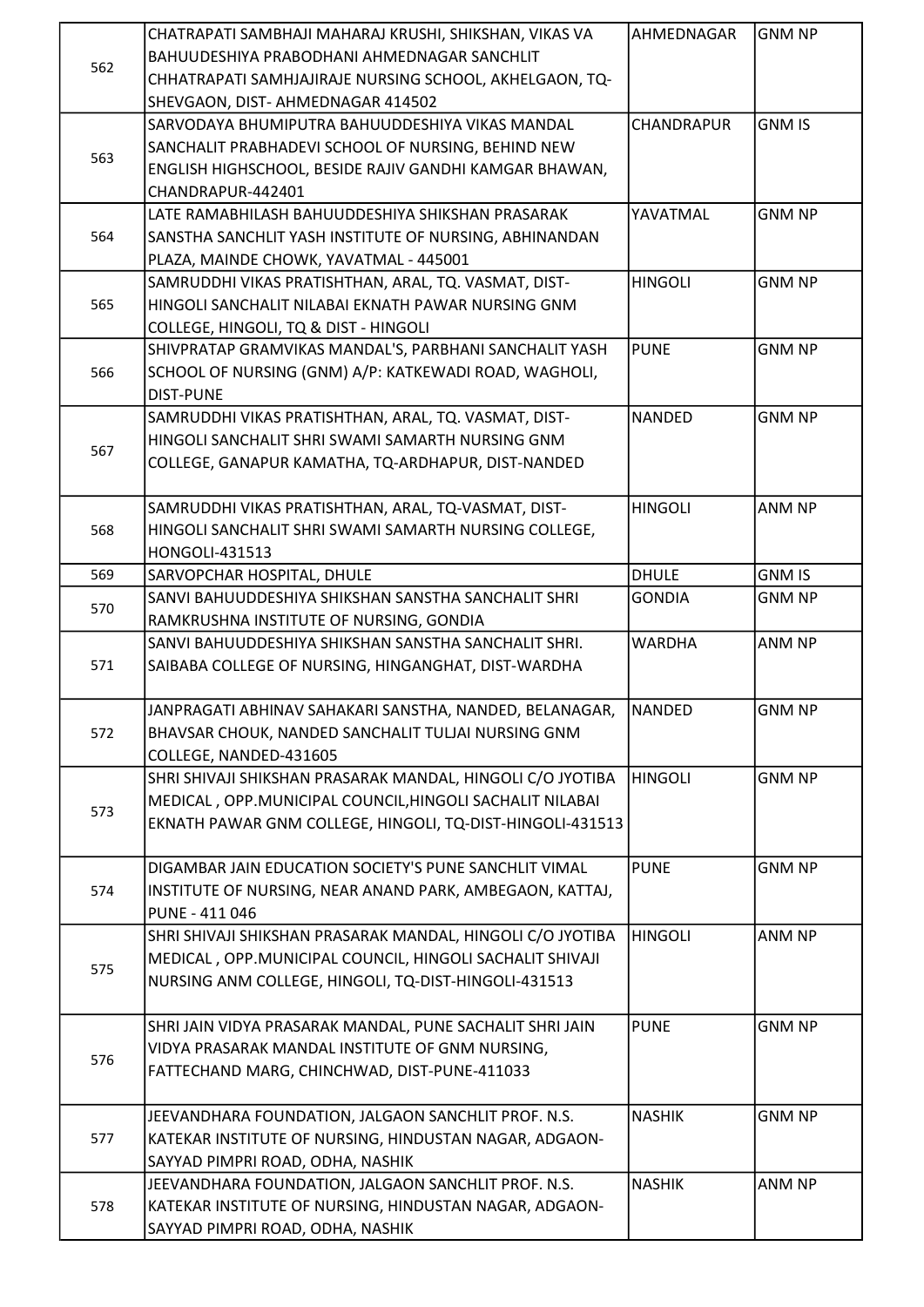| 562 | CHATRAPATI SAMBHAJI MAHARAJ KRUSHI, SHIKSHAN, VIKAS VA BAHUUDESHIYA PRABODHANI AHMEDNAGAR SANCHLIT CHHATRAPATI SAMHJAJIRAJE NURSING SCHOOL, AKHELGAON, TQ-SHEVGAON, DIST- AHMEDNAGAR 414502 | AHMEDNAGAR | GNM NP |
|---|---|---|---|
| 563 | SARVODAYA BHUMIPUTRA BAHUUDDESHIYA VIKAS MANDAL SANCHALIT PRABHADEVI SCHOOL OF NURSING, BEHIND NEW ENGLISH HIGHSCHOOL, BESIDE RAJIV GANDHI KAMGAR BHAWAN, CHANDRAPUR-442401 | CHANDRAPUR | GNM IS |
| 564 | LATE RAMABHILASH BAHUUDDESHIYA SHIKSHAN PRASARAK SANSTHA SANCHLIT YASH INSTITUTE OF NURSING, ABHINANDAN PLAZA, MAINDE CHOWK, YAVATMAL - 445001 | YAVATMAL | GNM NP |
| 565 | SAMRUDDHI VIKAS PRATISHTHAN, ARAL, TQ. VASMAT, DIST-HINGOLI SANCHALIT NILABAI EKNATH PAWAR NURSING GNM COLLEGE, HINGOLI, TQ & DIST - HINGOLI | HINGOLI | GNM NP |
| 566 | SHIVPRATAP GRAMVIKAS MANDAL'S, PARBHANI SANCHALIT YASH SCHOOL OF NURSING (GNM) A/P: KATKEWADI ROAD, WAGHOLI, DIST-PUNE | PUNE | GNM NP |
| 567 | SAMRUDDHI VIKAS PRATISHTHAN, ARAL, TQ. VASMAT, DIST-HINGOLI SANCHALIT SHRI SWAMI SAMARTH NURSING GNM COLLEGE, GANAPUR KAMATHA, TQ-ARDHAPUR, DIST-NANDED | NANDED | GNM NP |
| 568 | SAMRUDDHI VIKAS PRATISHTHAN, ARAL, TQ-VASMAT, DIST-HINGOLI SANCHALIT SHRI SWAMI SAMARTH NURSING COLLEGE, HONGOLI-431513 | HINGOLI | ANM NP |
| 569 | SARVOPCHAR HOSPITAL, DHULE | DHULE | GNM IS |
| 570 | SANVI BAHUUDDESHIYA SHIKSHAN SANSTHA SANCHALIT SHRI RAMKRUSHNA INSTITUTE OF NURSING, GONDIA | GONDIA | GNM NP |
| 571 | SANVI BAHUUDDESHIYA SHIKSHAN SANSTHA SANCHALIT SHRI. SAIBABA COLLEGE OF NURSING, HINGANGHAT, DIST-WARDHA | WARDHA | ANM NP |
| 572 | JANPRAGATI ABHINAV SAHAKARI SANSTHA, NANDED, BELANAGAR, BHAVSAR CHOUK, NANDED SANCHALIT TULJAI NURSING GNM COLLEGE, NANDED-431605 | NANDED | GNM NP |
| 573 | SHRI SHIVAJI SHIKSHAN PRASARAK MANDAL, HINGOLI C/O JYOTIBA MEDICAL , OPP.MUNICIPAL COUNCIL,HINGOLI SACHALIT NILABAI EKNATH PAWAR GNM COLLEGE, HINGOLI, TQ-DIST-HINGOLI-431513 | HINGOLI | GNM NP |
| 574 | DIGAMBAR JAIN EDUCATION SOCIETY'S PUNE SANCHLIT VIMAL INSTITUTE OF NURSING, NEAR ANAND PARK, AMBEGAON, KATTAJ, PUNE - 411 046 | PUNE | GNM NP |
| 575 | SHRI SHIVAJI SHIKSHAN PRASARAK MANDAL, HINGOLI C/O JYOTIBA MEDICAL , OPP.MUNICIPAL COUNCIL, HINGOLI SACHALIT SHIVAJI NURSING ANM COLLEGE, HINGOLI, TQ-DIST-HINGOLI-431513 | HINGOLI | ANM NP |
| 576 | SHRI JAIN VIDYA PRASARAK MANDAL, PUNE SACHALIT SHRI JAIN VIDYA PRASARAK MANDAL INSTITUTE OF GNM NURSING, FATTECHAND MARG, CHINCHWAD, DIST-PUNE-411033 | PUNE | GNM NP |
| 577 | JEEVANDHARA FOUNDATION, JALGAON SANCHLIT PROF. N.S. KATEKAR INSTITUTE OF NURSING, HINDUSTAN NAGAR, ADGAON-SAYYAD PIMPRI ROAD, ODHA, NASHIK | NASHIK | GNM NP |
| 578 | JEEVANDHARA FOUNDATION, JALGAON SANCHLIT PROF. N.S. KATEKAR INSTITUTE OF NURSING, HINDUSTAN NAGAR, ADGAON-SAYYAD PIMPRI ROAD, ODHA, NASHIK | NASHIK | ANM NP |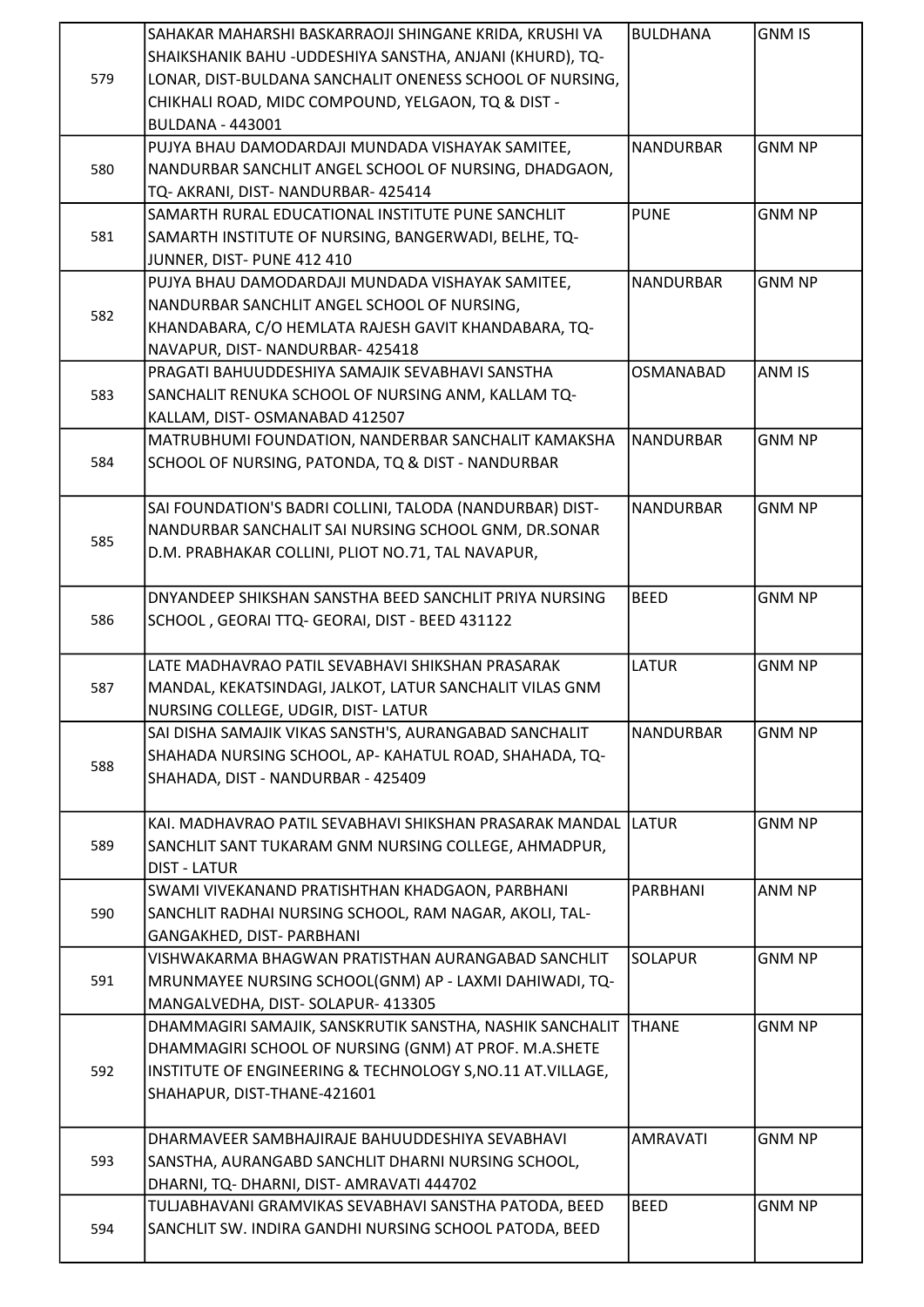| | | | |
|---|---|---|---|
| 579 | SAHAKAR MAHARSHI BASKARRAOJI SHINGANE KRIDA, KRUSHI VA SHAIKSHANIK BAHU -UDDESHIYA SANSTHA, ANJANI (KHURD), TQ-LONAR, DIST-BULDANA SANCHALIT ONENESS SCHOOL OF NURSING, CHIKHALI ROAD, MIDC COMPOUND, YELGAON, TQ & DIST - BULDANA - 443001 | BULDHANA | GNM IS |
| 580 | PUJYA BHAU DAMODARDAJI MUNDADA VISHAYAK SAMITEE, NANDURBAR SANCHLIT ANGEL SCHOOL OF NURSING, DHADGAON, TQ- AKRANI, DIST- NANDURBAR- 425414 | NANDURBAR | GNM NP |
| 581 | SAMARTH RURAL EDUCATIONAL INSTITUTE PUNE SANCHLIT SAMARTH INSTITUTE OF NURSING, BANGERWADI, BELHE, TQ-JUNNER, DIST- PUNE 412 410 | PUNE | GNM NP |
| 582 | PUJYA BHAU DAMODARDAJI MUNDADA VISHAYAK SAMITEE, NANDURBAR SANCHLIT ANGEL SCHOOL OF NURSING, KHANDABARA, C/O HEMLATA RAJESH GAVIT KHANDABARA, TQ-NAVAPUR, DIST- NANDURBAR- 425418 | NANDURBAR | GNM NP |
| 583 | PRAGATI BAHUUDDESHIYA SAMAJIK SEVABHAVI SANSTHA SANCHALIT RENUKA SCHOOL OF NURSING ANM, KALLAM TQ-KALLAM, DIST- OSMANABAD 412507 | OSMANABAD | ANM IS |
| 584 | MATRUBHUMI FOUNDATION, NANDERBAR SANCHLIT KAMAKSHA SCHOOL OF NURSING, PATONDA, TQ & DIST - NANDURBAR | NANDURBAR | GNM NP |
| 585 | SAI FOUNDATION'S BADRI COLLINI, TALODA (NANDURBAR) DIST-NANDURBAR SANCHALIT SAI NURSING SCHOOL GNM, DR.SONAR D.M. PRABHAKAR COLLINI, PLIOT NO.71, TAL NAVAPUR, | NANDURBAR | GNM NP |
| 586 | DNYANDEEP SHIKSHAN SANSTHA BEED SANCHLIT PRIYA NURSING SCHOOL , GEORAI TTQ- GEORAI, DIST - BEED 431122 | BEED | GNM NP |
| 587 | LATE MADHAVRAO PATIL SEVABHAVI SHIKSHAN PRASARAK MANDAL, KEKATSINDAGI, JALKOT, LATUR SANCHALIT VILAS GNM NURSING COLLEGE, UDGIR, DIST- LATUR | LATUR | GNM NP |
| 588 | SAI DISHA SAMAJIK VIKAS SANSTH'S, AURANGABAD SANCHALIT SHAHADA NURSING SCHOOL, AP- KAHATUL ROAD, SHAHADA, TQ-SHAHADA, DIST - NANDURBAR - 425409 | NANDURBAR | GNM NP |
| 589 | KAI. MADHAVRAO PATIL SEVABHAVI SHIKSHAN PRASARAK MANDAL SANCHLIT SANT TUKARAM GNM NURSING COLLEGE, AHMADPUR, DIST - LATUR | LATUR | GNM NP |
| 590 | SWAMI VIVEKANAND PRATISHTHAN KHADGAON, PARBHANI SANCHLIT RADHAI NURSING SCHOOL, RAM NAGAR, AKOLI, TAL-GANGAKHED, DIST- PARBHANI | PARBHANI | ANM NP |
| 591 | VISHWAKARMA BHAGWAN PRATISTHAN AURANGABAD SANCHLIT MRUNMAYEE NURSING SCHOOL(GNM) AP - LAXMI DAHIWADI, TQ-MANGALVEDHA, DIST- SOLAPUR- 413305 | SOLAPUR | GNM NP |
| 592 | DHAMMAGIRI SAMAJIK, SANSKRUTIK SANSTHA, NASHIK SANCHALIT DHAMMAGIRI SCHOOL OF NURSING (GNM) AT PROF. M.A.SHETE INSTITUTE OF ENGINEERING & TECHNOLOGY S,NO.11 AT.VILLAGE, SHAHAPUR, DIST-THANE-421601 | THANE | GNM NP |
| 593 | DHARMAVEER SAMBHAJIRAJE BAHUUDDESHIYA SEVABHAVI SANSTHA, AURANGABD SANCHLIT DHARNI NURSING SCHOOL, DHARNI, TQ- DHARNI, DIST- AMRAVATI 444702 | AMRAVATI | GNM NP |
| 594 | TULJABHAVANI GRAMVIKAS SEVABHAVI SANSTHA PATODA, BEED SANCHLIT SW. INDIRA GANDHI NURSING SCHOOL PATODA, BEED | BEED | GNM NP |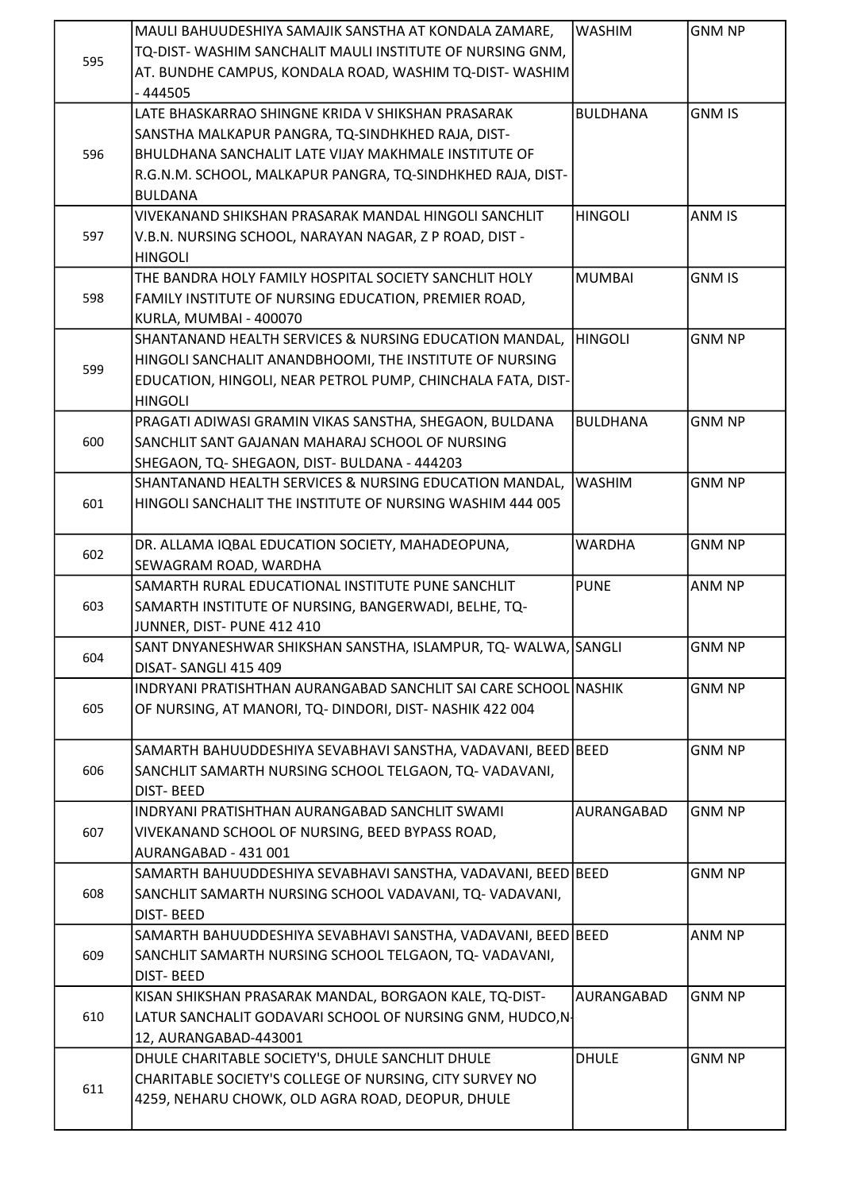| | | | |
|---|---|---|---|
| 595 | MAULI BAHUUDESHIYA SAMAJIK SANSTHA AT KONDALA ZAMARE, TQ-DIST- WASHIM SANCHALIT MAULI INSTITUTE OF NURSING GNM, AT. BUNDHE CAMPUS, KONDALA ROAD, WASHIM TQ-DIST- WASHIM - 444505 | WASHIM | GNM NP |
| 596 | LATE BHASKARRAO SHINGNE KRIDA V SHIKSHAN PRASARAK SANSTHA MALKAPUR PANGRA, TQ-SINDHKHED RAJA, DIST- BHULDHANA SANCHALIT LATE VIJAY MAKHMALE INSTITUTE OF R.G.N.M. SCHOOL, MALKAPUR PANGRA, TQ-SINDHKHED RAJA, DIST- BULDANA | BULDHANA | GNM IS |
| 597 | VIVEKANAND SHIKSHAN PRASARAK MANDAL HINGOLI SANCHLIT V.B.N. NURSING SCHOOL, NARAYAN NAGAR, Z P ROAD, DIST - HINGOLI | HINGOLI | ANM IS |
| 598 | THE BANDRA HOLY FAMILY HOSPITAL SOCIETY SANCHLIT HOLY FAMILY INSTITUTE OF NURSING EDUCATION, PREMIER ROAD, KURLA, MUMBAI - 400070 | MUMBAI | GNM IS |
| 599 | SHANTANAND HEALTH SERVICES & NURSING EDUCATION MANDAL, HINGOLI SANCHALIT ANANDBHOOMI, THE INSTITUTE OF NURSING EDUCATION, HINGOLI, NEAR PETROL PUMP, CHINCHALA FATA, DIST-HINGOLI | HINGOLI | GNM NP |
| 600 | PRAGATI ADIWASI GRAMIN VIKAS SANSTHA, SHEGAON, BULDANA SANCHLIT SANT GAJANAN MAHARAJ SCHOOL OF NURSING SHEGAON, TQ- SHEGAON, DIST- BULDANA - 444203 | BULDHANA | GNM NP |
| 601 | SHANTANAND HEALTH SERVICES & NURSING EDUCATION MANDAL, HINGOLI SANCHALIT THE INSTITUTE OF NURSING WASHIM 444 005 | WASHIM | GNM NP |
| 602 | DR. ALLAMA IQBAL EDUCATION SOCIETY, MAHADEOPUNA, SEWAGRAM ROAD, WARDHA | WARDHA | GNM NP |
| 603 | SAMARTH RURAL EDUCATIONAL INSTITUTE PUNE SANCHLIT SAMARTH INSTITUTE OF NURSING, BANGERWADI, BELHE, TQ- JUNNER, DIST- PUNE 412 410 | PUNE | ANM NP |
| 604 | SANT DNYANESHWAR SHIKSHAN SANSTHA, ISLAMPUR, TQ- WALWA, DISAT- SANGLI 415 409 | SANGLI | GNM NP |
| 605 | INDRYANI PRATISHTHAN AURANGABAD SANCHLIT SAI CARE SCHOOL OF NURSING, AT MANORI, TQ- DINDORI, DIST- NASHIK 422 004 | NASHIK | GNM NP |
| 606 | SAMARTH BAHUUDDESHIYA SEVABHAVI SANSTHA, VADAVANI, BEED SANCHLIT SAMARTH NURSING SCHOOL TELGAON, TQ- VADAVANI, DIST- BEED | BEED | GNM NP |
| 607 | INDRYANI PRATISHTHAN AURANGABAD SANCHLIT SWAMI VIVEKANAND SCHOOL OF NURSING, BEED BYPASS ROAD, AURANGABAD - 431 001 | AURANGABAD | GNM NP |
| 608 | SAMARTH BAHUUDDESHIYA SEVABHAVI SANSTHA, VADAVANI, BEED SANCHLIT SAMARTH NURSING SCHOOL VADAVANI, TQ- VADAVANI, DIST- BEED | BEED | GNM NP |
| 609 | SAMARTH BAHUUDDESHIYA SEVABHAVI SANSTHA, VADAVANI, BEED SANCHLIT SAMARTH NURSING SCHOOL TELGAON, TQ- VADAVANI, DIST- BEED | BEED | ANM NP |
| 610 | KISAN SHIKSHAN PRASARAK MANDAL, BORGAON KALE, TQ-DIST- LATUR SANCHALIT GODAVARI SCHOOL OF NURSING GNM, HUDCO,N-12, AURANGABAD-443001 | AURANGABAD | GNM NP |
| 611 | DHULE CHARITABLE SOCIETY'S, DHULE SANCHLIT DHULE CHARITABLE SOCIETY'S COLLEGE OF NURSING, CITY SURVEY NO 4259, NEHARU CHOWK, OLD AGRA ROAD, DEOPUR, DHULE | DHULE | GNM NP |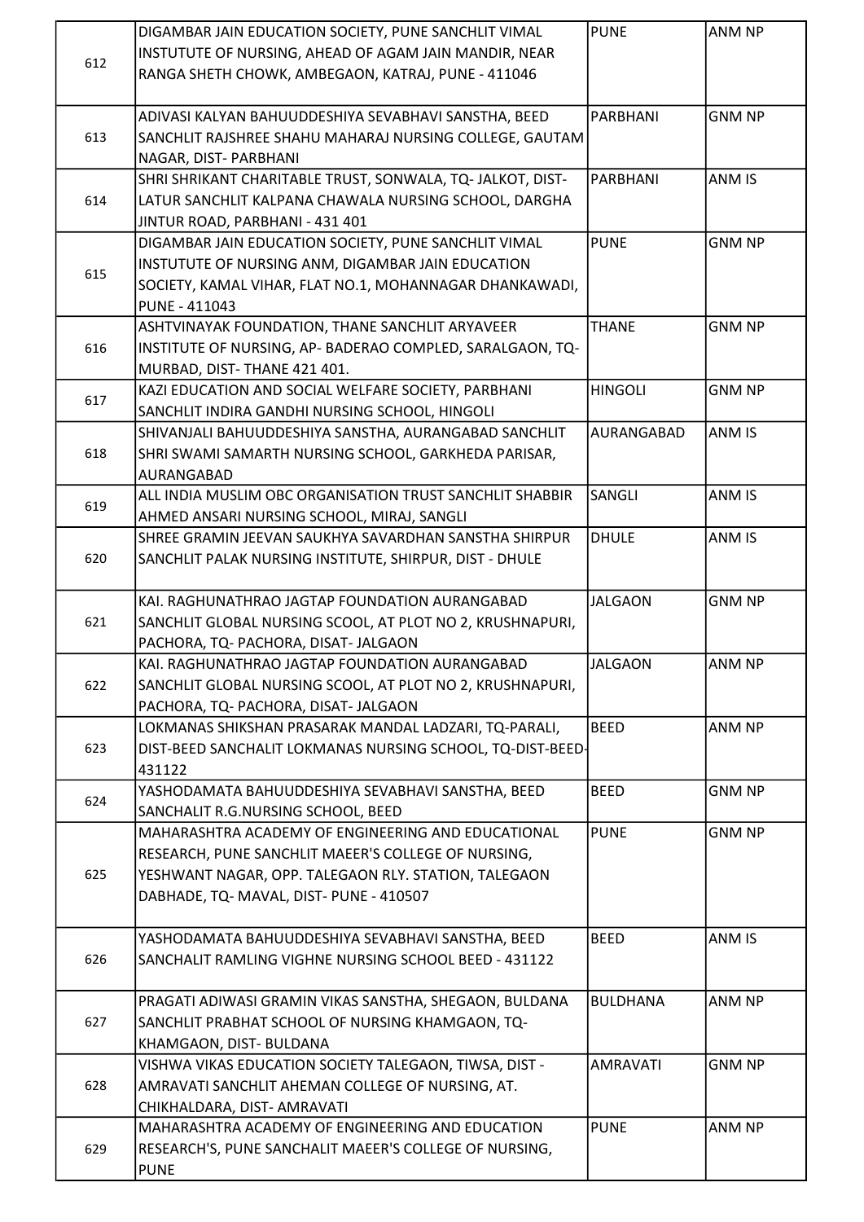| 612 | DIGAMBAR JAIN EDUCATION SOCIETY, PUNE SANCHLIT VIMAL INSTUTUTE OF NURSING, AHEAD OF AGAM JAIN MANDIR, NEAR RANGA SHETH CHOWK, AMBEGAON, KATRAJ, PUNE - 411046 | PUNE | ANM NP |
|---|---|---|---|
| 613 | ADIVASI KALYAN BAHUUDDESHIYA SEVABHAVI SANSTHA, BEED SANCHLIT RAJSHREE SHAHU MAHARAJ NURSING COLLEGE, GAUTAM NAGAR, DIST- PARBHANI | PARBHANI | GNM NP |
| 614 | SHRI SHRIKANT CHARITABLE TRUST, SONWALA, TQ- JALKOT, DIST- LATUR SANCHLIT KALPANA CHAWALA NURSING SCHOOL, DARGHA JINTUR ROAD, PARBHANI - 431 401 | PARBHANI | ANM IS |
| 615 | DIGAMBAR JAIN EDUCATION SOCIETY, PUNE SANCHLIT VIMAL INSTUTUTE OF NURSING ANM, DIGAMBAR JAIN EDUCATION SOCIETY, KAMAL VIHAR, FLAT NO.1, MOHANNAGAR DHANKAWADI, PUNE - 411043 | PUNE | GNM NP |
| 616 | ASHTVINAYAK FOUNDATION, THANE SANCHLIT ARYAVEER INSTITUTE OF NURSING, AP- BADERAO COMPLED, SARALGAON, TQ- MURBAD, DIST- THANE 421 401. | THANE | GNM NP |
| 617 | KAZI EDUCATION AND SOCIAL WELFARE SOCIETY, PARBHANI SANCHLIT INDIRA GANDHI NURSING SCHOOL, HINGOLI | HINGOLI | GNM NP |
| 618 | SHIVANJALI BAHUUDDESHIYA SANSTHA, AURANGABAD SANCHLIT SHRI SWAMI SAMARTH NURSING SCHOOL, GARKHEDA PARISAR, AURANGABAD | AURANGABAD | ANM IS |
| 619 | ALL INDIA MUSLIM OBC ORGANISATION TRUST SANCHLIT SHABBIR AHMED ANSARI NURSING SCHOOL, MIRAJ, SANGLI | SANGLI | ANM IS |
| 620 | SHREE GRAMIN JEEVAN SAUKHYA SAVARDHAN SANSTHA SHIRPUR SANCHLIT PALAK NURSING INSTITUTE, SHIRPUR, DIST - DHULE | DHULE | ANM IS |
| 621 | KAI. RAGHUNATHRAO JAGTAP FOUNDATION AURANGABAD SANCHLIT GLOBAL NURSING SCOOL, AT PLOT NO 2, KRUSHNAPURI, PACHORA, TQ- PACHORA, DISAT- JALGAON | JALGAON | GNM NP |
| 622 | KAI. RAGHUNATHRAO JAGTAP FOUNDATION AURANGABAD SANCHLIT GLOBAL NURSING SCOOL, AT PLOT NO 2, KRUSHNAPURI, PACHORA, TQ- PACHORA, DISAT- JALGAON | JALGAON | ANM NP |
| 623 | LOKMANAS SHIKSHAN PRASARAK MANDAL LADZARI, TQ-PARALI, DIST-BEED SANCHALIT LOKMANAS NURSING SCHOOL, TQ-DIST-BEED-431122 | BEED | ANM NP |
| 624 | YASHODAMATA BAHUUDDESHIYA SEVABHAVI SANSTHA, BEED SANCHALIT R.G.NURSING SCHOOL, BEED | BEED | GNM NP |
| 625 | MAHARASHTRA ACADEMY OF ENGINEERING AND EDUCATIONAL RESEARCH, PUNE SANCHLIT MAEER'S COLLEGE OF NURSING, YESHWANT NAGAR, OPP. TALEGAON RLY. STATION, TALEGAON DABHADE, TQ- MAVAL, DIST- PUNE - 410507 | PUNE | GNM NP |
| 626 | YASHODAMATA BAHUUDDESHIYA SEVABHAVI SANSTHA, BEED SANCHALIT RAMLING VIGHNE NURSING SCHOOL BEED - 431122 | BEED | ANM IS |
| 627 | PRAGATI ADIWASI GRAMIN VIKAS SANSTHA, SHEGAON, BULDANA SANCHLIT PRABHAT SCHOOL OF NURSING KHAMGAON, TQ- KHAMGAON, DIST- BULDANA | BULDHANA | ANM NP |
| 628 | VISHWA VIKAS EDUCATION SOCIETY TALEGAON, TIWSA, DIST - AMRAVATI SANCHLIT AHEMAN COLLEGE OF NURSING, AT. CHIKHALDARA, DIST- AMRAVATI | AMRAVATI | GNM NP |
| 629 | MAHARASHTRA ACADEMY OF ENGINEERING AND EDUCATION RESEARCH'S, PUNE SANCHALIT MAEER'S COLLEGE OF NURSING, PUNE | PUNE | ANM NP |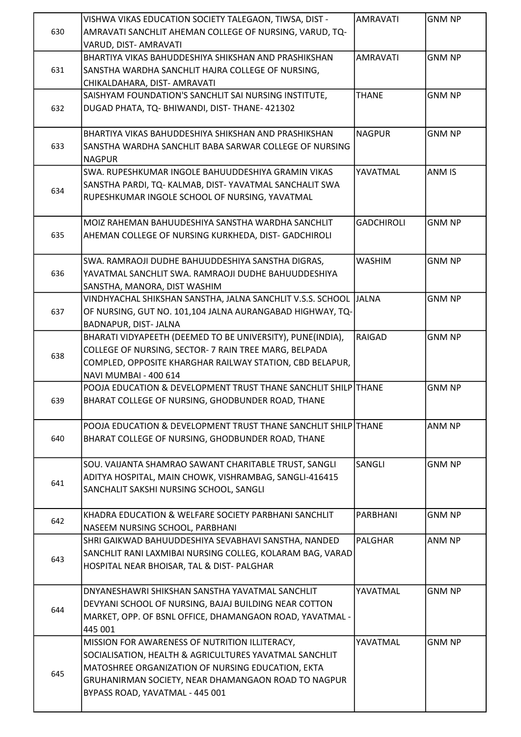| | | | |
|---|---|---|---|
| 630 | VISHWA VIKAS EDUCATION SOCIETY TALEGAON, TIWSA, DIST - AMRAVATI SANCHLIT AHEMAN COLLEGE OF NURSING, VARUD, TQ- VARUD, DIST- AMRAVATI | AMRAVATI | GNM NP |
| 631 | BHARTIYA VIKAS BAHUDDESHIYA SHIKSHAN AND PRASHIKSHAN SANSTHA WARDHA SANCHLIT HAJRA COLLEGE OF NURSING, CHIKALDAHARA, DIST- AMRAVATI | AMRAVATI | GNM NP |
| 632 | SAISHYAM FOUNDATION'S SANCHLIT SAI NURSING INSTITUTE, DUGAD PHATA, TQ- BHIWANDI, DIST- THANE- 421302 | THANE | GNM NP |
| 633 | BHARTIYA VIKAS BAHUDDESHIYA SHIKSHAN AND PRASHIKSHAN SANSTHA WARDHA SANCHLIT BABA SARWAR COLLEGE OF NURSING NAGPUR | NAGPUR | GNM NP |
| 634 | SWA. RUPESHKUMAR INGOLE BAHUUDDESHIYA GRAMIN VIKAS SANSTHA PARDI, TQ- KALMAB, DIST- YAVATMAL SANCHALIT SWA RUPESHKUMAR INGOLE SCHOOL OF NURSING, YAVATMAL | YAVATMAL | ANM IS |
| 635 | MOIZ RAHEMAN BAHUUDESHIYA SANSTHA WARDHA SANCHLIT AHEMAN COLLEGE OF NURSING KURKHEDA, DIST- GADCHIROLI | GADCHIROLI | GNM NP |
| 636 | SWA. RAMRAOJI DUDHE BAHUUDDESHIYA SANSTHA DIGRAS, YAVATMAL SANCHLIT SWA. RAMRAOJI DUDHE BAHUUDDESHIYA SANSTHA, MANORA, DIST WASHIM | WASHIM | GNM NP |
| 637 | VINDHYACHAL SHIKSHAN SANSTHA, JALNA SANCHLIT V.S.S. SCHOOL OF NURSING, GUT NO. 101,104 JALNA AURANGABAD HIGHWAY, TQ- BADNAPUR, DIST- JALNA | JALNA | GNM NP |
| 638 | BHARATI VIDYAPEETH (DEEMED TO BE UNIVERSITY), PUNE(INDIA), COLLEGE OF NURSING, SECTOR- 7 RAIN TREE MARG, BELPADA COMPLED, OPPOSITE KHARGHAR RAILWAY STATION, CBD BELAPUR, NAVI MUMBAI - 400 614 | RAIGAD | GNM NP |
| 639 | POOJA EDUCATION & DEVELOPMENT TRUST THANE SANCHLIT SHILP BHARAT COLLEGE OF NURSING, GHODBUNDER ROAD, THANE | THANE | GNM NP |
| 640 | POOJA EDUCATION & DEVELOPMENT TRUST THANE SANCHLIT SHILP BHARAT COLLEGE OF NURSING, GHODBUNDER ROAD, THANE | THANE | ANM NP |
| 641 | SOU. VAIJANTA SHAMRAO SAWANT CHARITABLE TRUST, SANGLI ADITYA HOSPITAL, MAIN CHOWK, VISHRAMBAG, SANGLI-416415 SANCHALIT SAKSHI NURSING SCHOOL, SANGLI | SANGLI | GNM NP |
| 642 | KHADRA EDUCATION & WELFARE SOCIETY PARBHANI SANCHLIT NASEEM NURSING SCHOOL, PARBHANI | PARBHANI | GNM NP |
| 643 | SHRI GAIKWAD BAHUUDDESHIYA SEVABHAVI SANSTHA, NANDED SANCHLIT RANI LAXMIBAI NURSING COLLEG, KOLARAM BAG, VARAD HOSPITAL NEAR BHOISAR, TAL & DIST- PALGHAR | PALGHAR | ANM NP |
| 644 | DNYANESHAWRI SHIKSHAN SANSTHA YAVATMAL SANCHLIT DEVYANI SCHOOL OF NURSING, BAJAJ BUILDING NEAR COTTON MARKET, OPP. OF BSNL OFFICE, DHAMANGAON ROAD, YAVATMAL - 445 001 | YAVATMAL | GNM NP |
| 645 | MISSION FOR AWARENESS OF NUTRITION ILLITERACY, SOCIALISATION, HEALTH & AGRICULTURES YAVATMAL SANCHLIT MATOSHREE ORGANIZATION OF NURSING EDUCATION, EKTA GRUHANIRMAN SOCIETY, NEAR DHAMANGAON ROAD TO NAGPUR BYPASS ROAD, YAVATMAL - 445 001 | YAVATMAL | GNM NP |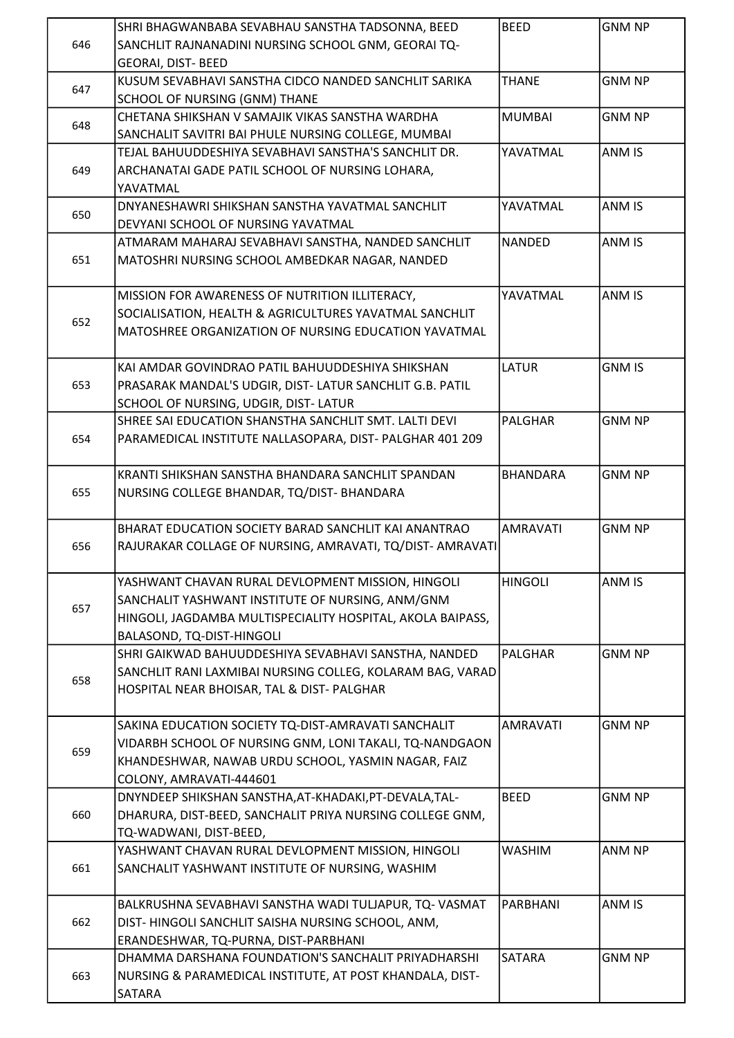| 646 | SHRI BHAGWANBABA SEVABHAU SANSTHA TADSONNA, BEED SANCHLIT RAJNANADINI NURSING SCHOOL GNM, GEORAI TQ-GEORAI, DIST- BEED | BEED | GNM NP |
|---|---|---|---|
| 647 | KUSUM SEVABHAVI SANSTHA CIDCO NANDED SANCHLIT SARIKA SCHOOL OF NURSING (GNM) THANE | THANE | GNM NP |
| 648 | CHETANA SHIKSHAN V SAMAJIK VIKAS SANSTHA WARDHA SANCHALIT SAVITRI BAI PHULE NURSING COLLEGE, MUMBAI | MUMBAI | GNM NP |
| 649 | TEJAL BAHUUDDESHIYA SEVABHAVI SANSTHA'S SANCHLIT DR. ARCHANATAI GADE PATIL SCHOOL OF NURSING LOHARA, YAVATMAL | YAVATMAL | ANM IS |
| 650 | DNYANESHAWRI SHIKSHAN SANSTHA YAVATMAL SANCHLIT DEVYANI SCHOOL OF NURSING YAVATMAL | YAVATMAL | ANM IS |
| 651 | ATMARAM MAHARAJ SEVABHAVI SANSTHA, NANDED SANCHLIT MATOSHRI NURSING SCHOOL AMBEDKAR NAGAR, NANDED | NANDED | ANM IS |
| 652 | MISSION FOR AWARENESS OF NUTRITION ILLITERACY, SOCIALISATION, HEALTH & AGRICULTURES YAVATMAL SANCHLIT MATOSHREE ORGANIZATION OF NURSING EDUCATION YAVATMAL | YAVATMAL | ANM IS |
| 653 | KAI AMDAR GOVINDRAO PATIL BAHUUDDESHIYA SHIKSHAN PRASARAK MANDAL'S UDGIR, DIST- LATUR SANCHLIT G.B. PATIL SCHOOL OF NURSING, UDGIR, DIST- LATUR | LATUR | GNM IS |
| 654 | SHREE SAI EDUCATION SHANSTHA SANCHLIT SMT. LALTI DEVI PARAMEDICAL INSTITUTE NALLASOPARA, DIST- PALGHAR 401 209 | PALGHAR | GNM NP |
| 655 | KRANTI SHIKSHAN SANSTHA BHANDARA SANCHLIT SPANDAN NURSING COLLEGE BHANDAR, TQ/DIST- BHANDARA | BHANDARA | GNM NP |
| 656 | BHARAT EDUCATION SOCIETY BARAD SANCHLIT KAI ANANTRAO RAJURAKAR COLLAGE OF NURSING, AMRAVATI, TQ/DIST- AMRAVATI | AMRAVATI | GNM NP |
| 657 | YASHWANT CHAVAN RURAL DEVLOPMENT MISSION, HINGOLI SANCHALIT YASHWANT INSTITUTE OF NURSING, ANM/GNM HINGOLI, JAGDAMBA MULTISPECIALITY HOSPITAL, AKOLA BAIPASS, BALASOND, TQ-DIST-HINGOLI | HINGOLI | ANM IS |
| 658 | SHRI GAIKWAD BAHUUDDESHIYA SEVABHAVI SANSTHA, NANDED SANCHLIT RANI LAXMIBAI NURSING COLLEG, KOLARAM BAG, VARAD HOSPITAL NEAR BHOISAR, TAL & DIST- PALGHAR | PALGHAR | GNM NP |
| 659 | SAKINA EDUCATION SOCIETY TQ-DIST-AMRAVATI SANCHALIT VIDARBH SCHOOL OF NURSING GNM, LONI TAKALI, TQ-NANDGAON KHANDESHWAR, NAWAB URDU SCHOOL, YASMIN NAGAR, FAIZ COLONY, AMRAVATI-444601 | AMRAVATI | GNM NP |
| 660 | DNYNDEEP SHIKSHAN SANSTHA,AT-KHADAKI,PT-DEVALA,TAL-DHARURA, DIST-BEED, SANCHALIT PRIYA NURSING COLLEGE GNM, TQ-WADWANI, DIST-BEED, | BEED | GNM NP |
| 661 | YASHWANT CHAVAN RURAL DEVLOPMENT MISSION, HINGOLI SANCHALIT YASHWANT INSTITUTE OF NURSING, WASHIM | WASHIM | ANM NP |
| 662 | BALKRUSHNA SEVABHAVI SANSTHA WADI TULJAPUR, TQ- VASMAT DIST- HINGOLI SANCHLIT SAISHA NURSING SCHOOL, ANM, ERANDESHWAR, TQ-PURNA, DIST-PARBHANI | PARBHANI | ANM IS |
| 663 | DHAMMA DARSHANA FOUNDATION'S SANCHALIT PRIYADHARSHI NURSING & PARAMEDICAL INSTITUTE, AT POST KHANDALA, DIST-SATARA | SATARA | GNM NP |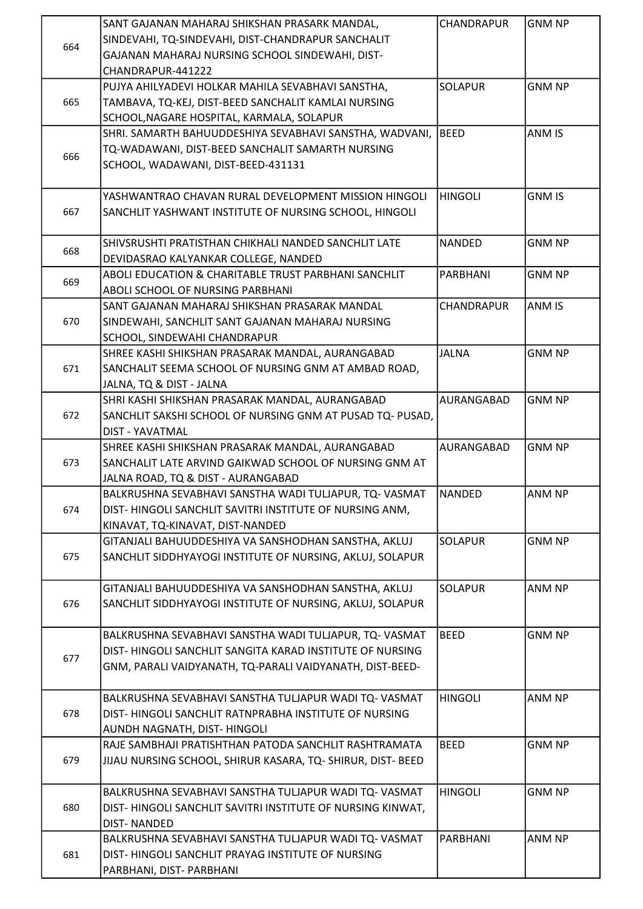| | | | |
|---|---|---|---|
| 664 | SANT GAJANAN MAHARAJ SHIKSHAN PRASARK MANDAL, SINDEVAHI, TQ-SINDEVAHI, DIST-CHANDRAPUR SANCHALIT GAJANAN MAHARAJ NURSING SCHOOL SINDEWAHI, DIST-CHANDRAPUR-441222 | CHANDRAPUR | GNM NP |
| 665 | PUJYA AHILYADEVI HOLKAR MAHILA SEVABHAVI SANSTHA, TAMBAVA, TQ-KEJ, DIST-BEED SANCHALIT KAMLAI NURSING SCHOOL,NAGARE HOSPITAL, KARMALA, SOLAPUR | SOLAPUR | GNM NP |
| 666 | SHRI. SAMARTH BAHUUDDESHIYA SEVABHAVI SANSTHA, WADVANI, TQ-WADAWANI, DIST-BEED SANCHALIT SAMARTH NURSING SCHOOL, WADAWANI, DIST-BEED-431131 | BEED | ANM IS |
| 667 | YASHWANTRAO CHAVAN RURAL DEVELOPMENT MISSION HINGOLI SANCHLIT YASHWANT INSTITUTE OF NURSING SCHOOL, HINGOLI | HINGOLI | GNM IS |
| 668 | SHIVSRUSHTI PRATISTHAN CHIKHALI NANDED SANCHLIT LATE DEVIDASRAO KALYANKAR COLLEGE, NANDED | NANDED | GNM NP |
| 669 | ABOLI EDUCATION & CHARITABLE TRUST PARBHANI SANCHLIT ABOLI SCHOOL OF NURSING PARBHANI | PARBHANI | GNM NP |
| 670 | SANT GAJANAN MAHARAJ SHIKSHAN PRASARAK MANDAL SINDEWAHI, SANCHLIT SANT GAJANAN MAHARAJ NURSING SCHOOL, SINDEWAHI CHANDRAPUR | CHANDRAPUR | ANM IS |
| 671 | SHREE KASHI SHIKSHAN PRASARAK MANDAL, AURANGABAD SANCHALIT SEEMA SCHOOL OF NURSING GNM AT AMBAD ROAD, JALNA, TQ & DIST - JALNA | JALNA | GNM NP |
| 672 | SHRI KASHI SHIKSHAN PRASARAK MANDAL, AURANGABAD SANCHLIT SAKSHI SCHOOL OF NURSING GNM AT PUSAD TQ- PUSAD, DIST - YAVATMAL | AURANGABAD | GNM NP |
| 673 | SHREE KASHI SHIKSHAN PRASARAK MANDAL, AURANGABAD SANCHALIT LATE ARVIND GAIKWAD SCHOOL OF NURSING GNM AT JALNA ROAD, TQ & DIST - AURANGABAD | AURANGABAD | GNM NP |
| 674 | BALKRUSHNA SEVABHAVI SANSTHA WADI TULJAPUR, TQ- VASMAT DIST- HINGOLI SANCHLIT SAVITRI INSTITUTE OF NURSING ANM, KINAVAT, TQ-KINAVAT, DIST-NANDED | NANDED | ANM NP |
| 675 | GITANJALI BAHUUDDESHIYA VA SANSHODHAN SANSTHA, AKLUJ SANCHLIT SIDDHYAYOGI INSTITUTE OF NURSING, AKLUJ, SOLAPUR | SOLAPUR | GNM NP |
| 676 | GITANJALI BAHUUDDESHIYA VA SANSHODHAN SANSTHA, AKLUJ SANCHLIT SIDDHYAYOGI INSTITUTE OF NURSING, AKLUJ, SOLAPUR | SOLAPUR | ANM NP |
| 677 | BALKRUSHNA SEVABHAVI SANSTHA WADI TULJAPUR, TQ- VASMAT DIST- HINGOLI SANCHLIT SANGITA KARAD INSTITUTE OF NURSING GNM, PARALI VAIDYANATH, TQ-PARALI VAIDYANATH, DIST-BEED- | BEED | GNM NP |
| 678 | BALKRUSHNA SEVABHAVI SANSTHA TULJAPUR WADI TQ- VASMAT DIST- HINGOLI SANCHLIT RATNPRABHA INSTITUTE OF NURSING AUNDH NAGNATH, DIST- HINGOLI | HINGOLI | ANM NP |
| 679 | RAJE SAMBHAJI PRATISHTHAN PATODA SANCHLIT RASHTRAMATA JIJAU NURSING SCHOOL, SHIRUR KASARA, TQ- SHIRUR, DIST- BEED | BEED | GNM NP |
| 680 | BALKRUSHNA SEVABHAVI SANSTHA TULJAPUR WADI TQ- VASMAT DIST- HINGOLI SANCHLIT SAVITRI INSTITUTE OF NURSING KINWAT, DIST- NANDED | HINGOLI | GNM NP |
| 681 | BALKRUSHNA SEVABHAVI SANSTHA TULJAPUR WADI TQ- VASMAT DIST- HINGOLI SANCHLIT PRAYAG INSTITUTE OF NURSING PARBHANI, DIST- PARBHANI | PARBHANI | ANM NP |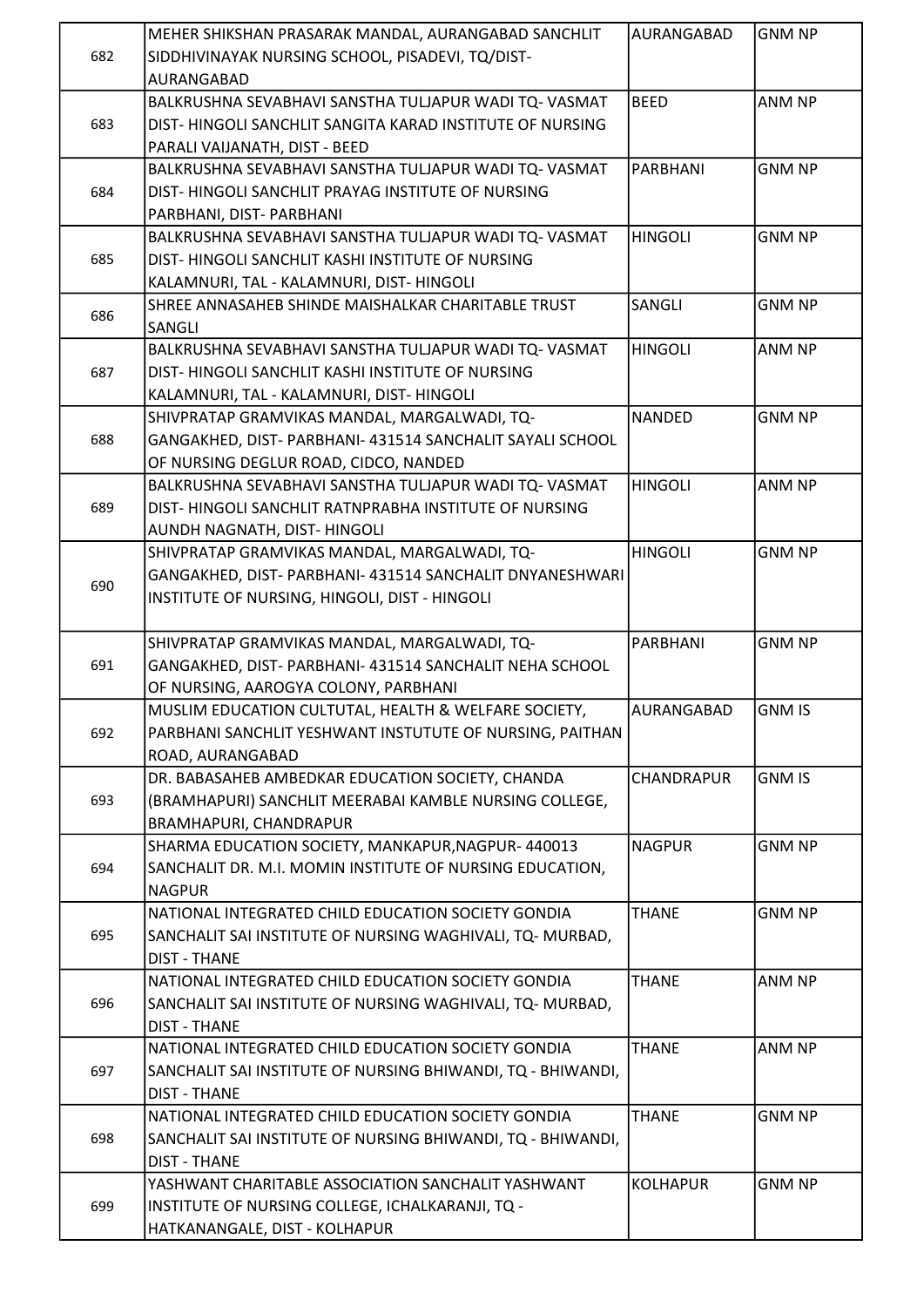| | | | |
|---|---|---|---|
| 682 | MEHER SHIKSHAN PRASARAK MANDAL, AURANGABAD SANCHLIT SIDDHIVINAYAK NURSING SCHOOL, PISADEVI, TQ/DIST-AURANGABAD | AURANGABAD | GNM NP |
| 683 | BALKRUSHNA SEVABHAVI SANSTHA TULJAPUR WADI TQ- VASMAT DIST- HINGOLI SANCHLIT SANGITA KARAD INSTITUTE OF NURSING PARALI VAIJANATH, DIST - BEED | BEED | ANM NP |
| 684 | BALKRUSHNA SEVABHAVI SANSTHA TULJAPUR WADI TQ- VASMAT DIST- HINGOLI SANCHLIT PRAYAG INSTITUTE OF NURSING PARBHANI, DIST- PARBHANI | PARBHANI | GNM NP |
| 685 | BALKRUSHNA SEVABHAVI SANSTHA TULJAPUR WADI TQ- VASMAT DIST- HINGOLI SANCHLIT KASHI INSTITUTE OF NURSING KALAMNURI, TAL - KALAMNURI, DIST- HINGOLI | HINGOLI | GNM NP |
| 686 | SHREE ANNASAHEB SHINDE MAISHALKAR CHARITABLE TRUST SANGLI | SANGLI | GNM NP |
| 687 | BALKRUSHNA SEVABHAVI SANSTHA TULJAPUR WADI TQ- VASMAT DIST- HINGOLI SANCHLIT KASHI INSTITUTE OF NURSING KALAMNURI, TAL - KALAMNURI, DIST- HINGOLI | HINGOLI | ANM NP |
| 688 | SHIVPRATAP GRAMVIKAS MANDAL, MARGALWADI, TQ-GANGAKHED, DIST- PARBHANI- 431514 SANCHALIT SAYALI SCHOOL OF NURSING DEGLUR ROAD, CIDCO, NANDED | NANDED | GNM NP |
| 689 | BALKRUSHNA SEVABHAVI SANSTHA TULJAPUR WADI TQ- VASMAT DIST- HINGOLI SANCHLIT RATNPRABHA INSTITUTE OF NURSING AUNDH NAGNATH, DIST- HINGOLI | HINGOLI | ANM NP |
| 690 | SHIVPRATAP GRAMVIKAS MANDAL, MARGALWADI, TQ-GANGAKHED, DIST- PARBHANI- 431514 SANCHALIT DNYANESHWARI INSTITUTE OF NURSING, HINGOLI, DIST - HINGOLI | HINGOLI | GNM NP |
| 691 | SHIVPRATAP GRAMVIKAS MANDAL, MARGALWADI, TQ-GANGAKHED, DIST- PARBHANI- 431514 SANCHALIT NEHA SCHOOL OF NURSING, AAROGYA COLONY, PARBHANI | PARBHANI | GNM NP |
| 692 | MUSLIM EDUCATION CULTUTAL, HEALTH & WELFARE SOCIETY, PARBHANI SANCHLIT YESHWANT INSTUTUTE OF NURSING, PAITHAN ROAD, AURANGABAD | AURANGABAD | GNM IS |
| 693 | DR. BABASAHEB AMBEDKAR EDUCATION SOCIETY, CHANDA (BRAMHAPURI) SANCHLIT MEERABAI KAMBLE NURSING COLLEGE, BRAMHAPURI, CHANDRAPUR | CHANDRAPUR | GNM IS |
| 694 | SHARMA EDUCATION SOCIETY, MANKAPUR,NAGPUR- 440013 SANCHALIT DR. M.I. MOMIN INSTITUTE OF NURSING EDUCATION, NAGPUR | NAGPUR | GNM NP |
| 695 | NATIONAL INTEGRATED CHILD EDUCATION SOCIETY GONDIA SANCHALIT SAI INSTITUTE OF NURSING WAGHIVALI, TQ- MURBAD, DIST - THANE | THANE | GNM NP |
| 696 | NATIONAL INTEGRATED CHILD EDUCATION SOCIETY GONDIA SANCHALIT SAI INSTITUTE OF NURSING WAGHIVALI, TQ- MURBAD, DIST - THANE | THANE | ANM NP |
| 697 | NATIONAL INTEGRATED CHILD EDUCATION SOCIETY GONDIA SANCHALIT SAI INSTITUTE OF NURSING BHIWANDI, TQ - BHIWANDI, DIST - THANE | THANE | ANM NP |
| 698 | NATIONAL INTEGRATED CHILD EDUCATION SOCIETY GONDIA SANCHALIT SAI INSTITUTE OF NURSING BHIWANDI, TQ - BHIWANDI, DIST - THANE | THANE | GNM NP |
| 699 | YASHWANT CHARITABLE ASSOCIATION SANCHALIT YASHWANT INSTITUTE OF NURSING COLLEGE, ICHALKARANJI, TQ - HATKANANGALE, DIST - KOLHAPUR | KOLHAPUR | GNM NP |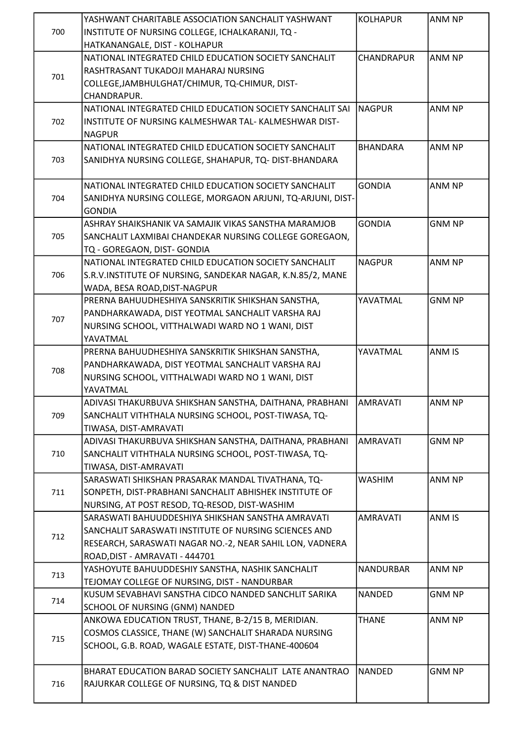| | | | |
|---|---|---|---|
| 700 | YASHWANT CHARITABLE ASSOCIATION SANCHALIT YASHWANT INSTITUTE OF NURSING COLLEGE, ICHALKARANJI, TQ - HATKANANGALE, DIST - KOLHAPUR | KOLHAPUR | ANM NP |
| 701 | NATIONAL INTEGRATED CHILD EDUCATION SOCIETY SANCHALIT RASHTRASANT TUKADOJI MAHARAJ NURSING COLLEGE,JAMBHULGHAT/CHIMUR, TQ-CHIMUR, DIST-CHANDRAPUR. | CHANDRAPUR | ANM NP |
| 702 | NATIONAL INTEGRATED CHILD EDUCATION SOCIETY SANCHALIT SAI INSTITUTE OF NURSING KALMESHWAR TAL- KALMESHWAR DIST-NAGPUR | NAGPUR | ANM NP |
| 703 | NATIONAL INTEGRATED CHILD EDUCATION SOCIETY SANCHALIT SANIDHYA NURSING COLLEGE, SHAHAPUR, TQ- DIST-BHANDARA | BHANDARA | ANM NP |
| 704 | NATIONAL INTEGRATED CHILD EDUCATION SOCIETY SANCHALIT SANIDHYA NURSING COLLEGE, MORGAON ARJUNI, TQ-ARJUNI, DIST-GONDIA | GONDIA | ANM NP |
| 705 | ASHRAY SHAIKSHANIK VA SAMAJIK VIKAS SANSTHA MARAMJOB SANCHALIT LAXMIBAI CHANDEKAR NURSING COLLEGE GOREGAON, TQ - GOREGAON, DIST- GONDIA | GONDIA | GNM NP |
| 706 | NATIONAL INTEGRATED CHILD EDUCATION SOCIETY SANCHALIT S.R.V.INSTITUTE OF NURSING, SANDEKAR NAGAR, K.N.85/2, MANE WADA, BESA ROAD,DIST-NAGPUR | NAGPUR | ANM NP |
| 707 | PRERNA BAHUUDHESHIYA SANSKRITIK SHIKSHAN SANSTHA, PANDHARKAWADA, DIST YEOTMAL SANCHALIT VARSHA RAJ NURSING SCHOOL, VITTHALWADI WARD NO 1 WANI, DIST YAVATMAL | YAVATMAL | GNM NP |
| 708 | PRERNA BAHUUDHESHIYA SANSKRITIK SHIKSHAN SANSTHA, PANDHARKAWADA, DIST YEOTMAL SANCHALIT VARSHA RAJ NURSING SCHOOL, VITTHALWADI WARD NO 1 WANI, DIST YAVATMAL | YAVATMAL | ANM IS |
| 709 | ADIVASI THAKURBUVA SHIKSHAN SANSTHA, DAITHANA, PRABHANI SANCHALIT VITHTHALA NURSING SCHOOL, POST-TIWASA, TQ-TIWASA, DIST-AMRAVATI | AMRAVATI | ANM NP |
| 710 | ADIVASI THAKURBUVA SHIKSHAN SANSTHA, DAITHANA, PRABHANI SANCHALIT VITHTHALA NURSING SCHOOL, POST-TIWASA, TQ-TIWASA, DIST-AMRAVATI | AMRAVATI | GNM NP |
| 711 | SARASWATI SHIKSHAN PRASARAK MANDAL TIVATHANA, TQ-SONPETH, DIST-PRABHANI SANCHALIT ABHISHEK INSTITUTE OF NURSING, AT POST RESOD, TQ-RESOD, DIST-WASHIM | WASHIM | ANM NP |
| 712 | SARASWATI BAHUUDDESHIYA SHIKSHAN SANSTHA AMRAVATI SANCHALIT SARASWATI INSTITUTE OF NURSING SCIENCES AND RESEARCH, SARASWATI NAGAR NO.-2, NEAR SAHIL LON, VADNERA ROAD,DIST - AMRAVATI - 444701 | AMRAVATI | ANM IS |
| 713 | YASHOYUTE BAHUUDDESHIY SANSTHA, NASHIK SANCHALIT TEJOMAY COLLEGE OF NURSING, DIST - NANDURBAR | NANDURBAR | ANM NP |
| 714 | KUSUM SEVABHAVI SANSTHA CIDCO NANDED SANCHLIT SARIKA SCHOOL OF NURSING (GNM) NANDED | NANDED | GNM NP |
| 715 | ANKOWA EDUCATION TRUST, THANE, B-2/15 B, MERIDIAN. COSMOS CLASSICE, THANE (W) SANCHALIT SHARADA NURSING SCHOOL, G.B. ROAD, WAGALE ESTATE, DIST-THANE-400604 | THANE | ANM NP |
| 716 | BHARAT EDUCATION BARAD SOCIETY SANCHALIT LATE ANANTRAO RAJURKAR COLLEGE OF NURSING, TQ & DIST NANDED | NANDED | GNM NP |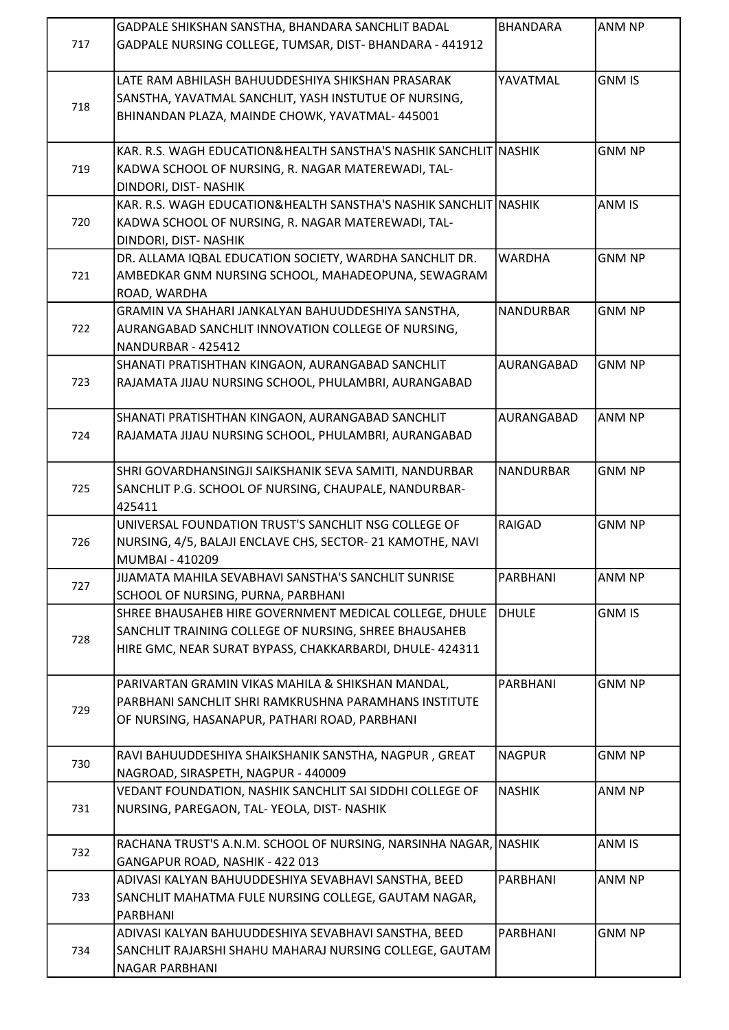| | | | |
|---|---|---|---|
| 717 | GADPALE SHIKSHAN SANSTHA, BHANDARA SANCHLIT BADAL GADPALE NURSING COLLEGE, TUMSAR, DIST- BHANDARA - 441912 | BHANDARA | ANM NP |
| 718 | LATE RAM ABHILASH BAHUUDDESHIYA SHIKSHAN PRASARAK SANSTHA, YAVATMAL SANCHLIT, YASH INSTUTUE OF NURSING, BHINANDAN PLAZA, MAINDE CHOWK, YAVATMAL- 445001 | YAVATMAL | GNM IS |
| 719 | KAR. R.S. WAGH EDUCATION&HEALTH SANSTHA'S NASHIK SANCHLIT KADWA SCHOOL OF NURSING, R. NAGAR MATEREWADI, TAL- DINDORI, DIST- NASHIK | NASHIK | GNM NP |
| 720 | KAR. R.S. WAGH EDUCATION&HEALTH SANSTHA'S NASHIK SANCHLIT KADWA SCHOOL OF NURSING, R. NAGAR MATEREWADI, TAL- DINDORI, DIST- NASHIK | NASHIK | ANM IS |
| 721 | DR. ALLAMA IQBAL EDUCATION SOCIETY, WARDHA SANCHLIT DR. AMBEDKAR GNM NURSING SCHOOL, MAHADEOPUNA, SEWAGRAM ROAD, WARDHA | WARDHA | GNM NP |
| 722 | GRAMIN VA SHAHARI JANKALYAN BAHUUDDESHIYA SANSTHA, AURANGABAD SANCHLIT INNOVATION COLLEGE OF NURSING, NANDURBAR - 425412 | NANDURBAR | GNM NP |
| 723 | SHANATI PRATISHTHAN KINGAON, AURANGABAD SANCHLIT RAJAMATA JIJAU NURSING SCHOOL, PHULAMBRI, AURANGABAD | AURANGABAD | GNM NP |
| 724 | SHANATI PRATISHTHAN KINGAON, AURANGABAD SANCHLIT RAJAMATA JIJAU NURSING SCHOOL, PHULAMBRI, AURANGABAD | AURANGABAD | ANM NP |
| 725 | SHRI GOVARDHANSINGJI SAIKSHANIK SEVA SAMITI, NANDURBAR SANCHLIT P.G. SCHOOL OF NURSING, CHAUPALE, NANDURBAR- 425411 | NANDURBAR | GNM NP |
| 726 | UNIVERSAL FOUNDATION TRUST'S SANCHLIT NSG COLLEGE OF NURSING, 4/5, BALAJI ENCLAVE CHS, SECTOR- 21 KAMOTHE, NAVI MUMBAI - 410209 | RAIGAD | GNM NP |
| 727 | JIJAMATA MAHILA SEVABHAVI SANSTHA'S SANCHLIT SUNRISE SCHOOL OF NURSING, PURNA, PARBHANI | PARBHANI | ANM NP |
| 728 | SHREE BHAUSAHEB HIRE GOVERNMENT MEDICAL COLLEGE, DHULE SANCHLIT TRAINING COLLEGE OF NURSING, SHREE BHAUSAHEB HIRE GMC, NEAR SURAT BYPASS, CHAKKARBARDI, DHULE- 424311 | DHULE | GNM IS |
| 729 | PARIVARTAN GRAMIN VIKAS MAHILA & SHIKSHAN MANDAL, PARBHANI SANCHLIT SHRI RAMKRUSHNA PARAMHANS INSTITUTE OF NURSING, HASANAPUR, PATHARI ROAD, PARBHANI | PARBHANI | GNM NP |
| 730 | RAVI BAHUUDDESHIYA SHAIKSHANIK SANSTHA, NAGPUR , GREAT NAGROAD, SIRASPETH, NAGPUR - 440009 | NAGPUR | GNM NP |
| 731 | VEDANT FOUNDATION, NASHIK SANCHLIT SAI SIDDHI COLLEGE OF NURSING, PAREGAON, TAL- YEOLA, DIST- NASHIK | NASHIK | ANM NP |
| 732 | RACHANA TRUST'S A.N.M. SCHOOL OF NURSING, NARSINHA NAGAR, GANGAPUR ROAD, NASHIK - 422 013 | NASHIK | ANM IS |
| 733 | ADIVASI KALYAN BAHUUDDESHIYA SEVABHAVI SANSTHA, BEED SANCHLIT MAHATMA FULE NURSING COLLEGE, GAUTAM NAGAR, PARBHANI | PARBHANI | ANM NP |
| 734 | ADIVASI KALYAN BAHUUDDESHIYA SEVABHAVI SANSTHA, BEED SANCHLIT RAJARSHI SHAHU MAHARAJ NURSING COLLEGE, GAUTAM NAGAR PARBHANI | PARBHANI | GNM NP |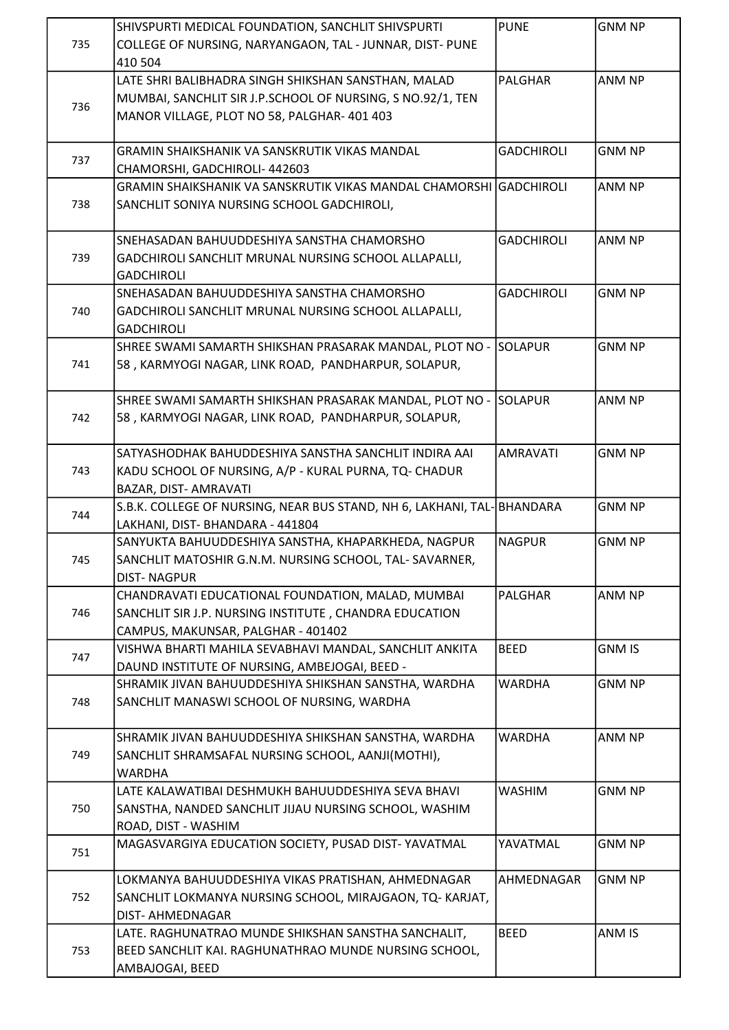| | | | |
|---|---|---|---|
| 735 | SHIVSPURTI MEDICAL FOUNDATION, SANCHLIT SHIVSPURTI COLLEGE OF NURSING, NARYANGAON, TAL - JUNNAR, DIST- PUNE 410 504 | PUNE | GNM NP |
| 736 | LATE SHRI BALIBHADRA SINGH SHIKSHAN SANSTHAN, MALAD MUMBAI, SANCHLIT SIR J.P.SCHOOL OF NURSING, S NO.92/1, TEN MANOR VILLAGE, PLOT NO 58, PALGHAR- 401 403 | PALGHAR | ANM NP |
| 737 | GRAMIN SHAIKSHANIK VA SANSKRUTIK VIKAS MANDAL CHAMORSHI, GADCHIROLI- 442603 | GADCHIROLI | GNM NP |
| 738 | GRAMIN SHAIKSHANIK VA SANSKRUTIK VIKAS MANDAL CHAMORSHI SANCHLIT SONIYA NURSING SCHOOL GADCHIROLI, | GADCHIROLI | ANM NP |
| 739 | SNEHASADAN BAHUUDDESHIYA SANSTHA CHAMORSHO GADCHIROLI SANCHLIT MRUNAL NURSING SCHOOL ALLAPALLI, GADCHIROLI | GADCHIROLI | ANM NP |
| 740 | SNEHASADAN BAHUUDDESHIYA SANSTHA CHAMORSHO GADCHIROLI SANCHLIT MRUNAL NURSING SCHOOL ALLAPALLI, GADCHIROLI | GADCHIROLI | GNM NP |
| 741 | SHREE SWAMI SAMARTH SHIKSHAN PRASARAK MANDAL, PLOT NO - 58 , KARMYOGI NAGAR, LINK ROAD, PANDHARPUR, SOLAPUR, | SOLAPUR | GNM NP |
| 742 | SHREE SWAMI SAMARTH SHIKSHAN PRASARAK MANDAL, PLOT NO - 58 , KARMYOGI NAGAR, LINK ROAD, PANDHARPUR, SOLAPUR, | SOLAPUR | ANM NP |
| 743 | SATYASHODHAK BAHUDDESHIYA SANSTHA SANCHLIT INDIRA AAI KADU SCHOOL OF NURSING, A/P - KURAL PURNA, TQ- CHADUR BAZAR, DIST- AMRAVATI | AMRAVATI | GNM NP |
| 744 | S.B.K. COLLEGE OF NURSING, NEAR BUS STAND, NH 6, LAKHANI, TAL- LAKHANI, DIST- BHANDARA - 441804 | BHANDARA | GNM NP |
| 745 | SANYUKTA BAHUUDDESHIYA SANSTHA, KHAPARKHEDA, NAGPUR SANCHLIT MATOSHIR G.N.M. NURSING SCHOOL, TAL- SAVARNER, DIST- NAGPUR | NAGPUR | GNM NP |
| 746 | CHANDRAVATI EDUCATIONAL FOUNDATION, MALAD, MUMBAI SANCHLIT SIR J.P. NURSING INSTITUTE , CHANDRA EDUCATION CAMPUS, MAKUNSAR, PALGHAR - 401402 | PALGHAR | ANM NP |
| 747 | VISHWA BHARTI MAHILA SEVABHAVI MANDAL, SANCHLIT ANKITA DAUND INSTITUTE OF NURSING, AMBEJOGAI, BEED - | BEED | GNM IS |
| 748 | SHRAMIK JIVAN BAHUUDDESHIYA SHIKSHAN SANSTHA, WARDHA SANCHLIT MANASWI SCHOOL OF NURSING, WARDHA | WARDHA | GNM NP |
| 749 | SHRAMIK JIVAN BAHUUDDESHIYA SHIKSHAN SANSTHA, WARDHA SANCHLIT SHRAMSAFAL NURSING SCHOOL, AANJI(MOTHI), WARDHA | WARDHA | ANM NP |
| 750 | LATE KALAWATIBAI DESHMUKH BAHUUDDESHIYA SEVA BHAVI SANSTHA, NANDED SANCHLIT JIJAU NURSING SCHOOL, WASHIM ROAD, DIST - WASHIM | WASHIM | GNM NP |
| 751 | MAGASVARGIYA EDUCATION SOCIETY, PUSAD DIST- YAVATMAL | YAVATMAL | GNM NP |
| 752 | LOKMANYA BAHUUDDESHIYA VIKAS PRATISHAN, AHMEDNAGAR SANCHLIT LOKMANYA NURSING SCHOOL, MIRAJGAON, TQ- KARJAT, DIST- AHMEDNAGAR | AHMEDNAGAR | GNM NP |
| 753 | LATE. RAGHUNATRAO MUNDE SHIKSHAN SANSTHA SANCHALIT, BEED SANCHLIT KAI. RAGHUNATHRAO MUNDE NURSING SCHOOL, AMBAJOGAI, BEED | BEED | ANM IS |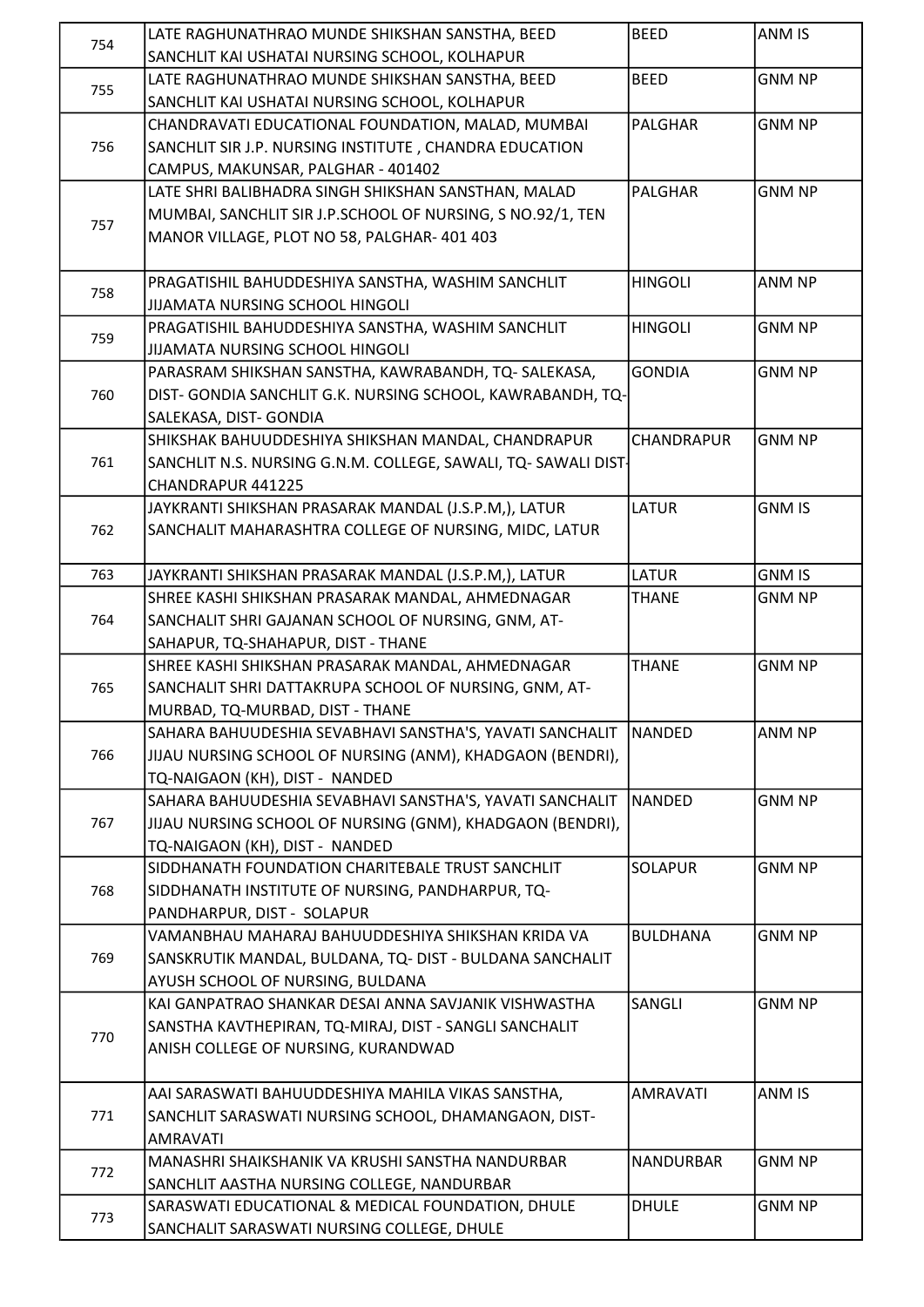| 754 | LATE RAGHUNATHRAO MUNDE SHIKSHAN SANSTHA, BEED SANCHLIT KAI USHATAI NURSING SCHOOL, KOLHAPUR | BEED | ANM IS |
|---|---|---|---|
| 755 | LATE RAGHUNATHRAO MUNDE SHIKSHAN SANSTHA, BEED SANCHLIT KAI USHATAI NURSING SCHOOL, KOLHAPUR | BEED | GNM NP |
| 756 | CHANDRAVATI EDUCATIONAL FOUNDATION, MALAD, MUMBAI SANCHLIT SIR J.P. NURSING INSTITUTE , CHANDRA EDUCATION CAMPUS, MAKUNSAR, PALGHAR - 401402 | PALGHAR | GNM NP |
| 757 | LATE SHRI BALIBHADRA SINGH SHIKSHAN SANSTHAN, MALAD MUMBAI, SANCHLIT SIR J.P.SCHOOL OF NURSING, S NO.92/1, TEN MANOR VILLAGE, PLOT NO 58, PALGHAR- 401 403 | PALGHAR | GNM NP |
| 758 | PRAGATISHIL BAHUDDESHIYA SANSTHA, WASHIM SANCHLIT JIJAMATA NURSING SCHOOL HINGOLI | HINGOLI | ANM NP |
| 759 | PRAGATISHIL BAHUDDESHIYA SANSTHA, WASHIM SANCHLIT JIJAMATA NURSING SCHOOL HINGOLI | HINGOLI | GNM NP |
| 760 | PARASRAM SHIKSHAN SANSTHA, KAWRABANDH, TQ- SALEKASA, DIST- GONDIA SANCHLIT G.K. NURSING SCHOOL, KAWRABANDH, TQ-SALEKASA, DIST- GONDIA | GONDIA | GNM NP |
| 761 | SHIKSHAK BAHUUDDESHIYA SHIKSHAN MANDAL, CHANDRAPUR SANCHLIT N.S. NURSING G.N.M. COLLEGE, SAWALI, TQ- SAWALI DIST-CHANDRAPUR 441225 | CHANDRAPUR | GNM NP |
| 762 | JAYKRANTI SHIKSHAN PRASARAK MANDAL (J.S.P.M,), LATUR SANCHALIT MAHARASHTRA COLLEGE OF NURSING, MIDC, LATUR | LATUR | GNM IS |
| 763 | JAYKRANTI SHIKSHAN PRASARAK MANDAL (J.S.P.M,), LATUR | LATUR | GNM IS |
| 764 | SHREE KASHI SHIKSHAN PRASARAK MANDAL, AHMEDNAGAR SANCHALIT SHRI GAJANAN SCHOOL OF NURSING, GNM, AT-SAHAPUR, TQ-SHAHAPUR, DIST - THANE | THANE | GNM NP |
| 765 | SHREE KASHI SHIKSHAN PRASARAK MANDAL, AHMEDNAGAR SANCHALIT SHRI DATTAKRUPA SCHOOL OF NURSING, GNM, AT-MURBAD, TQ-MURBAD, DIST - THANE | THANE | GNM NP |
| 766 | SAHARA BAHUUDESHIA SEVABHAVI SANSTHA'S, YAVATI SANCHALIT JIJAU NURSING SCHOOL OF NURSING (ANM), KHADGAON (BENDRI), TQ-NAIGAON (KH), DIST - NANDED | NANDED | ANM NP |
| 767 | SAHARA BAHUUDESHIA SEVABHAVI SANSTHA'S, YAVATI SANCHALIT JIJAU NURSING SCHOOL OF NURSING (GNM), KHADGAON (BENDRI), TQ-NAIGAON (KH), DIST - NANDED | NANDED | GNM NP |
| 768 | SIDDHANATH FOUNDATION CHARITEBALE TRUST SANCHLIT SIDDHANATH INSTITUTE OF NURSING, PANDHARPUR, TQ-PANDHARPUR, DIST - SOLAPUR | SOLAPUR | GNM NP |
| 769 | VAMANBHAU MAHARAJ BAHUUDDESHIYA SHIKSHAN KRIDA VA SANSKRUTIK MANDAL, BULDANA, TQ- DIST - BULDANA SANCHALIT AYUSH SCHOOL OF NURSING, BULDANA | BULDHANA | GNM NP |
| 770 | KAI GANPATRAO SHANKAR DESAI ANNA SAVJANIK VISHWASTHA SANSTHA KAVTHEPIRAN, TQ-MIRAJ, DIST - SANGLI SANCHALIT ANISH COLLEGE OF NURSING, KURANDWAD | SANGLI | GNM NP |
| 771 | AAI SARASWATI BAHUUDDESHIYA MAHILA VIKAS SANSTHA, SANCHLIT SARASWATI NURSING SCHOOL, DHAMANGAON, DIST-AMRAVATI | AMRAVATI | ANM IS |
| 772 | MANASHRI SHAIKSHANIK VA KRUSHI SANSTHA NANDURBAR SANCHLIT AASTHA NURSING COLLEGE, NANDURBAR | NANDURBAR | GNM NP |
| 773 | SARASWATI EDUCATIONAL & MEDICAL FOUNDATION, DHULE SANCHALIT SARASWATI NURSING COLLEGE, DHULE | DHULE | GNM NP |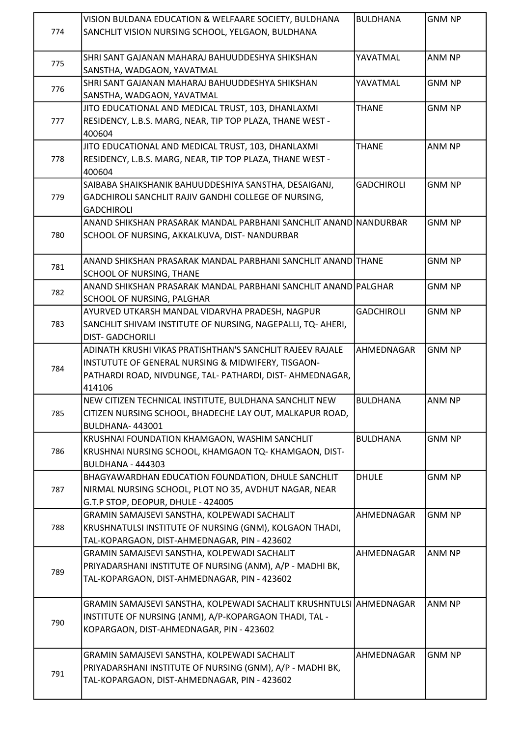| | | | |
|---|---|---|---|
| 774 | VISION BULDANA EDUCATION & WELFAARE SOCIETY, BULDHANA SANCHLIT VISION NURSING SCHOOL, YELGAON, BULDHANA | BULDHANA | GNM NP |
| 775 | SHRI SANT GAJANAN MAHARAJ BAHUUDDESHYA SHIKSHAN SANSTHA, WADGAON, YAVATMAL | YAVATMAL | ANM NP |
| 776 | SHRI SANT GAJANAN MAHARAJ BAHUUDDESHYA SHIKSHAN SANSTHA, WADGAON, YAVATMAL | YAVATMAL | GNM NP |
| 777 | JITO EDUCATIONAL AND MEDICAL TRUST, 103, DHANLAXMI RESIDENCY, L.B.S. MARG, NEAR, TIP TOP PLAZA, THANE WEST - 400604 | THANE | GNM NP |
| 778 | JITO EDUCATIONAL AND MEDICAL TRUST, 103, DHANLAXMI RESIDENCY, L.B.S. MARG, NEAR, TIP TOP PLAZA, THANE WEST - 400604 | THANE | ANM NP |
| 779 | SAIBABA SHAIKSHANIK BAHUUDDESHIYA SANSTHA, DESAIGANJ, GADCHIROLI SANCHLIT RAJIV GANDHI COLLEGE OF NURSING, GADCHIROLI | GADCHIROLI | GNM NP |
| 780 | ANAND SHIKSHAN PRASARAK MANDAL PARBHANI SANCHLIT ANAND SCHOOL OF NURSING, AKKALKUVA, DIST- NANDURBAR | NANDURBAR | GNM NP |
| 781 | ANAND SHIKSHAN PRASARAK MANDAL PARBHANI SANCHLIT ANAND SCHOOL OF NURSING, THANE | THANE | GNM NP |
| 782 | ANAND SHIKSHAN PRASARAK MANDAL PARBHANI SANCHLIT ANAND SCHOOL OF NURSING, PALGHAR | PALGHAR | GNM NP |
| 783 | AYURVED UTKARSH MANDAL VIDARVHA PRADESH, NAGPUR SANCHLIT SHIVAM INSTITUTE OF NURSING, NAGEPALLI, TQ- AHERI, DIST- GADCHORILI | GADCHIROLI | GNM NP |
| 784 | ADINATH KRUSHI VIKAS PRATISHTHAN'S SANCHLIT RAJEEV RAJALE INSTUTUTE OF GENERAL NURSING & MIDWIFERY, TISGAON-PATHARDI ROAD, NIVDUNGE, TAL- PATHARDI, DIST- AHMEDNAGAR, 414106 | AHMEDNAGAR | GNM NP |
| 785 | NEW CITIZEN TECHNICAL INSTITUTE, BULDHANA SANCHLIT NEW CITIZEN NURSING SCHOOL, BHADECHE LAY OUT, MALKAPUR ROAD, BULDHANA- 443001 | BULDHANA | ANM NP |
| 786 | KRUSHNAI FOUNDATION KHAMGAON, WASHIM SANCHLIT KRUSHNAI NURSING SCHOOL, KHAMGAON TQ- KHAMGAON, DIST-BULDHANA - 444303 | BULDHANA | GNM NP |
| 787 | BHAGYAWARDHAN EDUCATION FOUNDATION, DHULE SANCHLIT NIRMAL NURSING SCHOOL, PLOT NO 35, AVDHUT NAGAR, NEAR G.T.P STOP, DEOPUR, DHULE - 424005 | DHULE | GNM NP |
| 788 | GRAMIN SAMAJSEVI SANSTHA, KOLPEWADI SACHALIT KRUSHNATULSI INSTITUTE OF NURSING (GNM), KOLGAON THADI, TAL-KOPARGAON, DIST-AHMEDNAGAR, PIN - 423602 | AHMEDNAGAR | GNM NP |
| 789 | GRAMIN SAMAJSEVI SANSTHA, KOLPEWADI SACHALIT PRIYADARSHANI INSTITUTE OF NURSING (ANM), A/P - MADHI BK, TAL-KOPARGAON, DIST-AHMEDNAGAR, PIN - 423602 | AHMEDNAGAR | ANM NP |
| 790 | GRAMIN SAMAJSEVI SANSTHA, KOLPEWADI SACHALIT KRUSHNTULSI INSTITUTE OF NURSING (ANM), A/P-KOPARGAON THADI, TAL - KOPARGAON, DIST-AHMEDNAGAR, PIN - 423602 | AHMEDNAGAR | ANM NP |
| 791 | GRAMIN SAMAJSEVI SANSTHA, KOLPEWADI SACHALIT PRIYADARSHANI INSTITUTE OF NURSING (GNM), A/P - MADHI BK, TAL-KOPARGAON, DIST-AHMEDNAGAR, PIN - 423602 | AHMEDNAGAR | GNM NP |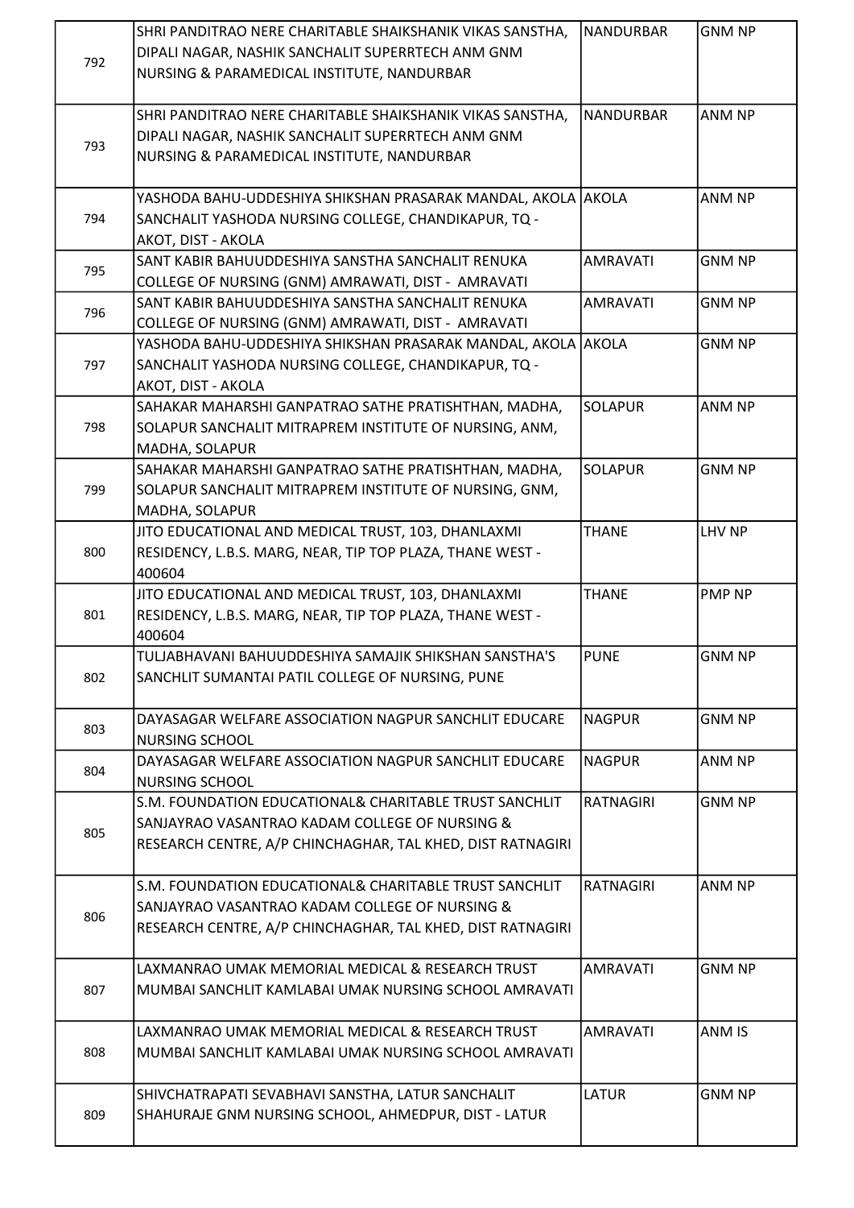| | | | |
|---|---|---|---|
| 792 | SHRI PANDITRAO NERE CHARITABLE SHAIKSHANIK VIKAS SANSTHA, DIPALI NAGAR, NASHIK SANCHALIT SUPERRTECH ANM GNM NURSING & PARAMEDICAL INSTITUTE, NANDURBAR | NANDURBAR | GNM NP |
| 793 | SHRI PANDITRAO NERE CHARITABLE SHAIKSHANIK VIKAS SANSTHA, DIPALI NAGAR, NASHIK SANCHALIT SUPERRTECH ANM GNM NURSING & PARAMEDICAL INSTITUTE, NANDURBAR | NANDURBAR | ANM NP |
| 794 | YASHODA BAHU-UDDESHIYA SHIKSHAN PRASARAK MANDAL, AKOLA SANCHALIT YASHODA NURSING COLLEGE, CHANDIKAPUR, TQ - AKOT, DIST - AKOLA | AKOLA | ANM NP |
| 795 | SANT KABIR BAHUUDDESHIYA SANSTHA SANCHALIT RENUKA COLLEGE OF NURSING (GNM) AMRAWATI, DIST - AMRAVATI | AMRAVATI | GNM NP |
| 796 | SANT KABIR BAHUUDDESHIYA SANSTHA SANCHALIT RENUKA COLLEGE OF NURSING (GNM) AMRAWATI, DIST - AMRAVATI | AMRAVATI | GNM NP |
| 797 | YASHODA BAHU-UDDESHIYA SHIKSHAN PRASARAK MANDAL, AKOLA SANCHALIT YASHODA NURSING COLLEGE, CHANDIKAPUR, TQ - AKOT, DIST - AKOLA | AKOLA | GNM NP |
| 798 | SAHAKAR MAHARSHI GANPATRAO SATHE PRATISHTHAN, MADHA, SOLAPUR SANCHALIT MITRAPREM INSTITUTE OF NURSING, ANM, MADHA, SOLAPUR | SOLAPUR | ANM NP |
| 799 | SAHAKAR MAHARSHI GANPATRAO SATHE PRATISHTHAN, MADHA, SOLAPUR SANCHALIT MITRAPREM INSTITUTE OF NURSING, GNM, MADHA, SOLAPUR | SOLAPUR | GNM NP |
| 800 | JITO EDUCATIONAL AND MEDICAL TRUST, 103, DHANLAXMI RESIDENCY, L.B.S. MARG, NEAR, TIP TOP PLAZA, THANE WEST - 400604 | THANE | LHV NP |
| 801 | JITO EDUCATIONAL AND MEDICAL TRUST, 103, DHANLAXMI RESIDENCY, L.B.S. MARG, NEAR, TIP TOP PLAZA, THANE WEST - 400604 | THANE | PMP NP |
| 802 | TULJABHAVANI BAHUUDDESHIYA SAMAJIK SHIKSHAN SANSTHA'S SANCHLIT SUMANTAI PATIL COLLEGE OF NURSING, PUNE | PUNE | GNM NP |
| 803 | DAYASAGAR WELFARE ASSOCIATION NAGPUR SANCHLIT EDUCARE NURSING SCHOOL | NAGPUR | GNM NP |
| 804 | DAYASAGAR WELFARE ASSOCIATION NAGPUR SANCHLIT EDUCARE NURSING SCHOOL | NAGPUR | ANM NP |
| 805 | S.M. FOUNDATION EDUCATIONAL& CHARITABLE TRUST SANCHLIT SANJAYRAO VASANTRAO KADAM COLLEGE OF NURSING & RESEARCH CENTRE, A/P CHINCHAGHAR, TAL KHED, DIST RATNAGIRI | RATNAGIRI | GNM NP |
| 806 | S.M. FOUNDATION EDUCATIONAL& CHARITABLE TRUST SANCHLIT SANJAYRAO VASANTRAO KADAM COLLEGE OF NURSING & RESEARCH CENTRE, A/P CHINCHAGHAR, TAL KHED, DIST RATNAGIRI | RATNAGIRI | ANM NP |
| 807 | LAXMANRAO UMAK MEMORIAL MEDICAL & RESEARCH TRUST MUMBAI SANCHLIT KAMLABAI UMAK NURSING SCHOOL AMRAVATI | AMRAVATI | GNM NP |
| 808 | LAXMANRAO UMAK MEMORIAL MEDICAL & RESEARCH TRUST MUMBAI SANCHLIT KAMLABAI UMAK NURSING SCHOOL AMRAVATI | AMRAVATI | ANM IS |
| 809 | SHIVCHATRAPATI SEVABHAVI SANSTHA, LATUR SANCHALIT SHAHURAJE GNM NURSING SCHOOL, AHMEDPUR, DIST - LATUR | LATUR | GNM NP |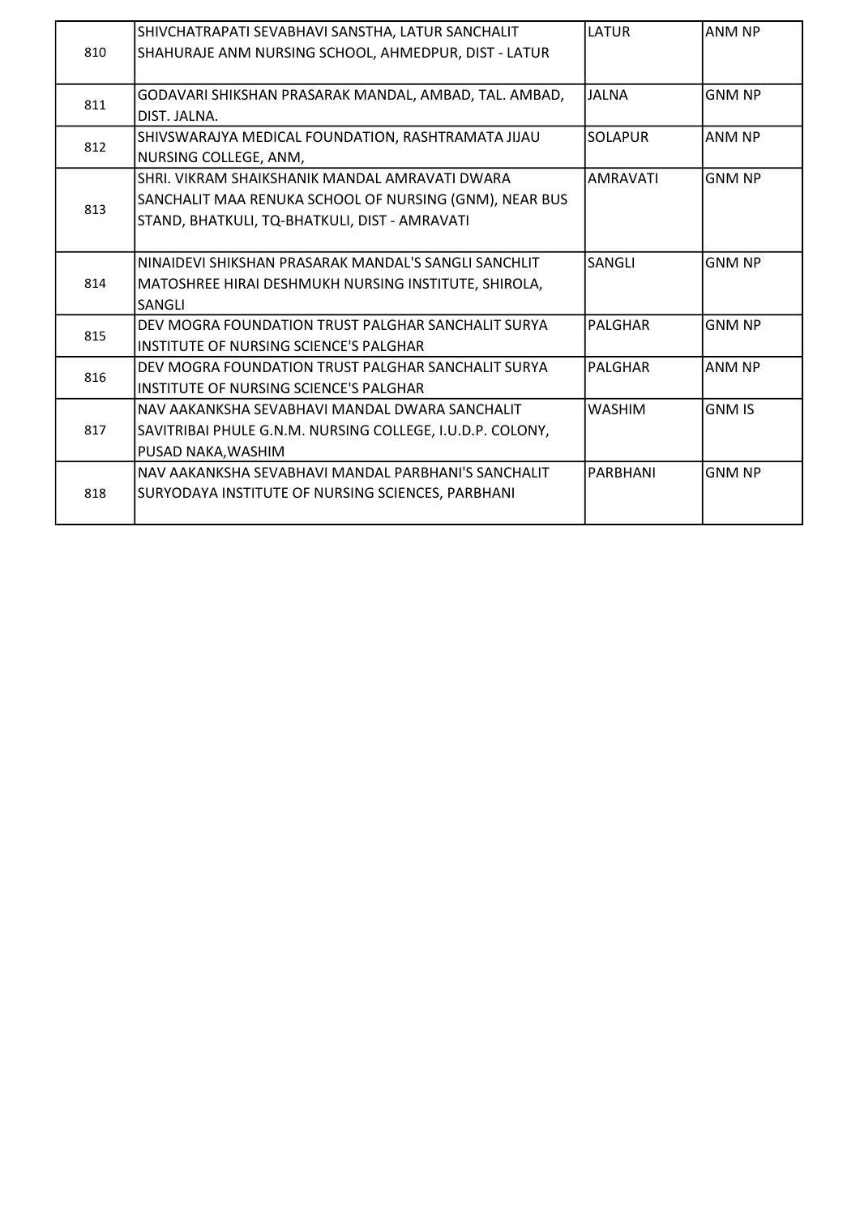| | | | |
|---|---|---|---|
| 810 | SHIVCHATRAPATI SEVABHAVI SANSTHA, LATUR SANCHALIT SHAHURAJE ANM NURSING SCHOOL, AHMEDPUR, DIST - LATUR | LATUR | ANM NP |
| 811 | GODAVARI SHIKSHAN PRASARAK MANDAL, AMBAD, TAL. AMBAD, DIST. JALNA. | JALNA | GNM NP |
| 812 | SHIVSWARAJYA MEDICAL FOUNDATION, RASHTRAMATA JIJAU NURSING COLLEGE, ANM, | SOLAPUR | ANM NP |
| 813 | SHRI. VIKRAM SHAIKSHANIK MANDAL AMRAVATI DWARA SANCHALIT MAA RENUKA SCHOOL OF NURSING (GNM), NEAR BUS STAND, BHATKULI, TQ-BHATKULI, DIST - AMRAVATI | AMRAVATI | GNM NP |
| 814 | NINAIDEVI SHIKSHAN PRASARAK MANDAL'S SANGLI SANCHLIT MATOSHREE HIRAI DESHMUKH NURSING INSTITUTE, SHIROLA, SANGLI | SANGLI | GNM NP |
| 815 | DEV MOGRA FOUNDATION TRUST PALGHAR SANCHALIT SURYA INSTITUTE OF NURSING SCIENCE'S PALGHAR | PALGHAR | GNM NP |
| 816 | DEV MOGRA FOUNDATION TRUST PALGHAR SANCHALIT SURYA INSTITUTE OF NURSING SCIENCE'S PALGHAR | PALGHAR | ANM NP |
| 817 | NAV AAKANKSHA SEVABHAVI MANDAL DWARA SANCHALIT SAVITRIBAI PHULE G.N.M. NURSING COLLEGE, I.U.D.P. COLONY, PUSAD NAKA,WASHIM | WASHIM | GNM IS |
| 818 | NAV AAKANKSHA SEVABHAVI MANDAL PARBHANI'S SANCHALIT SURYODAYA INSTITUTE OF NURSING SCIENCES, PARBHANI | PARBHANI | GNM NP |